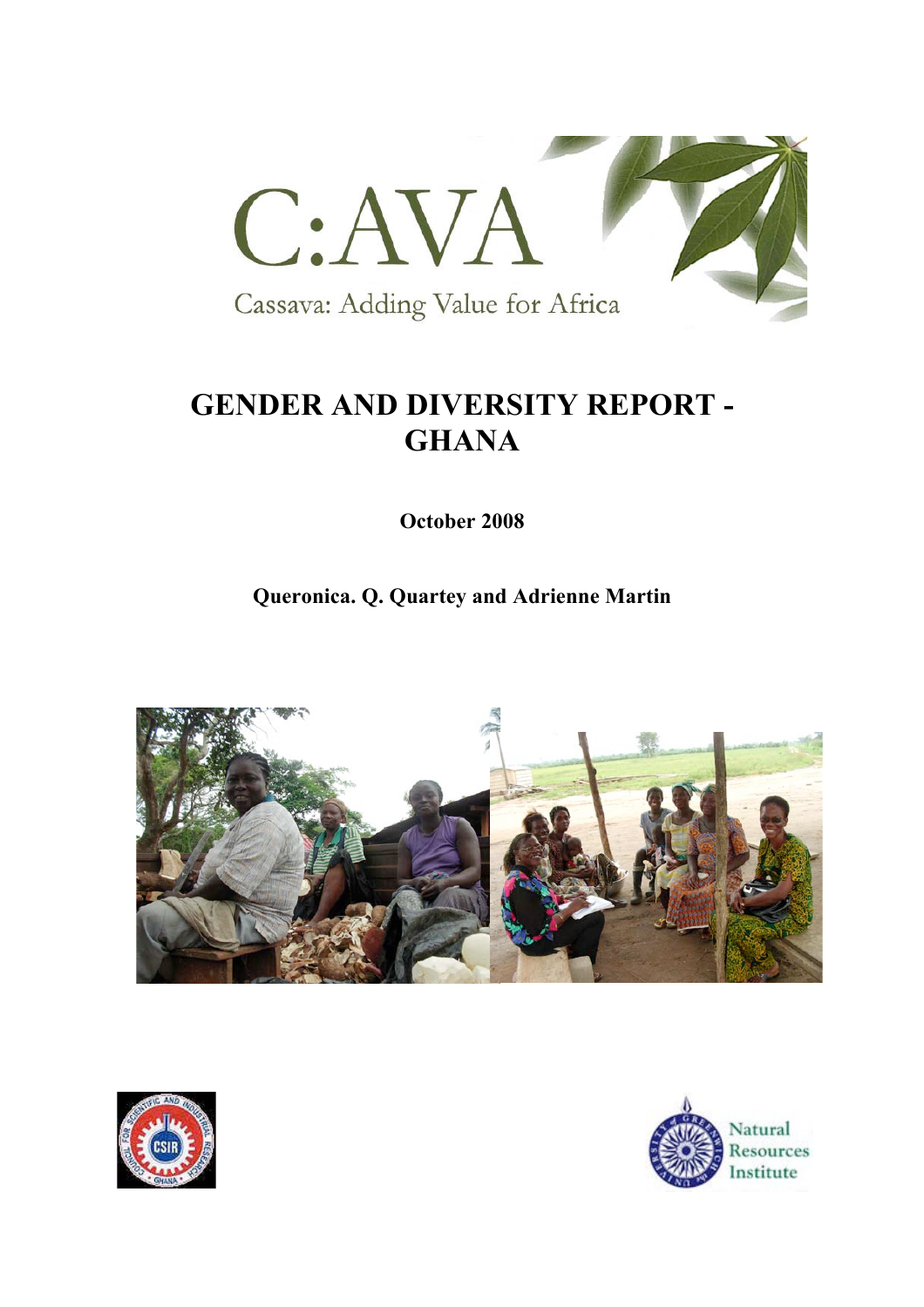# C:AVA

Cassava: Adding Value for Africa

# GENDER AND DIVERSITY REPORT - GHANA

**October 2008**

**Queronica. Q. Quartey and Adrienne Martin**

Natural Resources Institute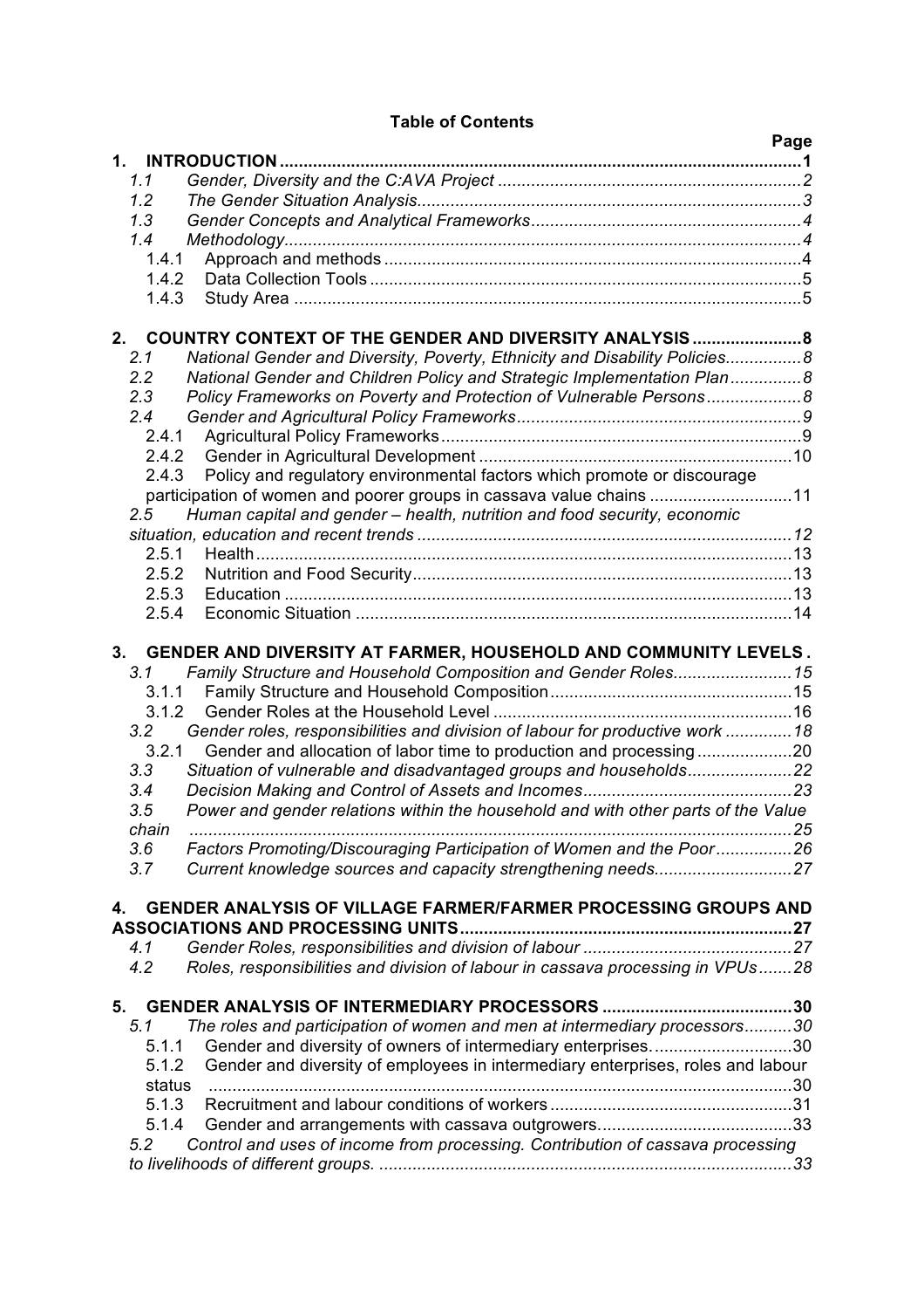**Table of Contents**

| | Page |
|---|---|
| **1. INTRODUCTION** | **1** |
| *1.1 Gender, Diversity and the C:AVA Project* | *2* |
| *1.2 The Gender Situation Analysis* | *3* |
| *1.3 Gender Concepts and Analytical Frameworks* | *4* |
| *1.4 Methodology* | *4* |
| 1.4.1 Approach and methods | 4 |
| 1.4.2 Data Collection Tools | 5 |
| 1.4.3 Study Area | 5 |
| **2. COUNTRY CONTEXT OF THE GENDER AND DIVERSITY ANALYSIS** | **8** |
| *2.1 National Gender and Diversity, Poverty, Ethnicity and Disability Policies* | *8* |
| *2.2 National Gender and Children Policy and Strategic Implementation Plan* | *8* |
| *2.3 Policy Frameworks on Poverty and Protection of Vulnerable Persons* | *8* |
| *2.4 Gender and Agricultural Policy Frameworks* | *9* |
| 2.4.1 Agricultural Policy Frameworks | 9 |
| 2.4.2 Gender in Agricultural Development | 10 |
| 2.4.3 Policy and regulatory environmental factors which promote or discourage participation of women and poorer groups in cassava value chains | 11 |
| *2.5 Human capital and gender – health, nutrition and food security, economic situation, education and recent trends* | *12* |
| 2.5.1 Health | 13 |
| 2.5.2 Nutrition and Food Security | 13 |
| 2.5.3 Education | 13 |
| 2.5.4 Economic Situation | 14 |
| **3. GENDER AND DIVERSITY AT FARMER, HOUSEHOLD AND COMMUNITY LEVELS** | **.** |
| *3.1 Family Structure and Household Composition and Gender Roles* | *15* |
| 3.1.1 Family Structure and Household Composition | 15 |
| 3.1.2 Gender Roles at the Household Level | 16 |
| *3.2 Gender roles, responsibilities and division of labour for productive work* | *18* |
| 3.2.1 Gender and allocation of labor time to production and processing | 20 |
| *3.3 Situation of vulnerable and disadvantaged groups and households* | *22* |
| *3.4 Decision Making and Control of Assets and Incomes* | *23* |
| *3.5 Power and gender relations within the household and with other parts of the Value chain* | *25* |
| *3.6 Factors Promoting/Discouraging Participation of Women and the Poor* | *26* |
| *3.7 Current knowledge sources and capacity strengthening needs* | *27* |
| **4. GENDER ANALYSIS OF VILLAGE FARMER/FARMER PROCESSING GROUPS AND ASSOCIATIONS AND PROCESSING UNITS** | **27** |
| *4.1 Gender Roles, responsibilities and division of labour* | *27* |
| *4.2 Roles, responsibilities and division of labour in cassava processing in VPUs* | *28* |
| **5. GENDER ANALYSIS OF INTERMEDIARY PROCESSORS** | **30** |
| *5.1 The roles and participation of women and men at intermediary processors* | *30* |
| 5.1.1 Gender and diversity of owners of intermediary enterprises. | 30 |
| 5.1.2 Gender and diversity of employees in intermediary enterprises, roles and labour status | 30 |
| 5.1.3 Recruitment and labour conditions of workers | 31 |
| 5.1.4 Gender and arrangements with cassava outgrowers. | 33 |
| *5.2 Control and uses of income from processing. Contribution of cassava processing to livelihoods of different groups.* | *33* |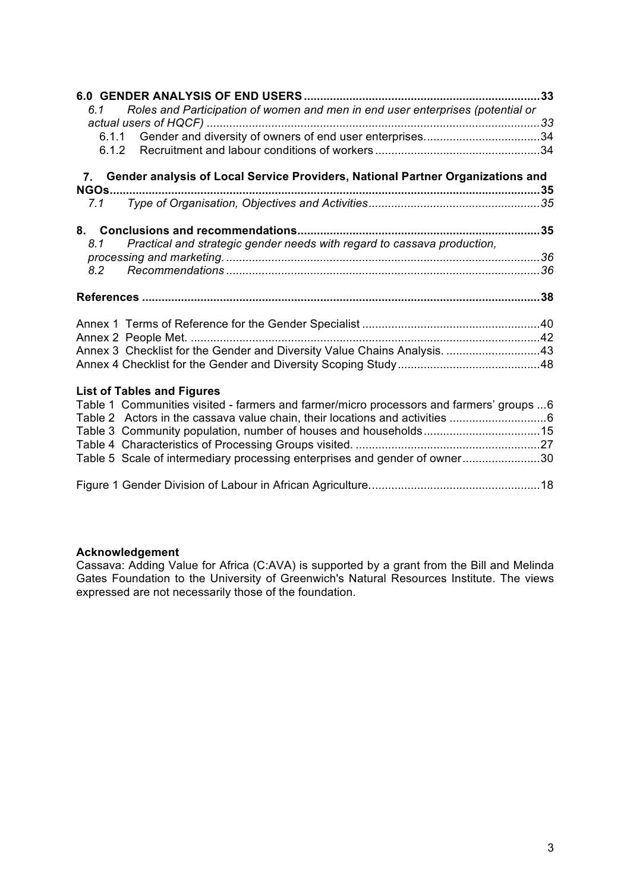**6.0 GENDER ANALYSIS OF END USERS** .......................................................................... **33**

*6.1 Roles and Participation of women and men in end user enterprises (potential or actual users of HQCF)* ........................................................................................................ *33*

6.1.1 Gender and diversity of owners of end user enterprises..................................... 34

6.1.2 Recruitment and labour conditions of workers .................................................. 34

**7. Gender analysis of Local Service Providers, National Partner Organizations and NGOs**.................................................................................................................................. **35**

*7.1 Type of Organisation, Objectives and Activities*..................................................... *35*

**8. Conclusions and recommendations**......................................................................... **35**

*8.1 Practical and strategic gender needs with regard to cassava production, processing and marketing.* ................................................................................................ *36*

*8.2 Recommendations* ................................................................................................ *36*

**References** ......................................................................................................................... **38**

Annex 1 Terms of Reference for the Gender Specialist ....................................................... 40

Annex 2 People Met. ........................................................................................................... 42

Annex 3 Checklist for the Gender and Diversity Value Chains Analysis. ............................. 43

Annex 4 Checklist for the Gender and Diversity Scoping Study ........................................... 48

**List of Tables and Figures**

Table 1 Communities visited - farmers and farmer/micro processors and farmers' groups ...6

Table 2 Actors in the cassava value chain, their locations and activities .............................6

Table 3 Community population, number of houses and households...................................15

Table 4 Characteristics of Processing Groups visited. .........................................................27

Table 5 Scale of intermediary processing enterprises and gender of owner........................30

Figure 1 Gender Division of Labour in African Agriculture....................................................18

**Acknowledgement**

Cassava: Adding Value for Africa (C:AVA) is supported by a grant from the Bill and Melinda Gates Foundation to the University of Greenwich's Natural Resources Institute. The views expressed are not necessarily those of the foundation.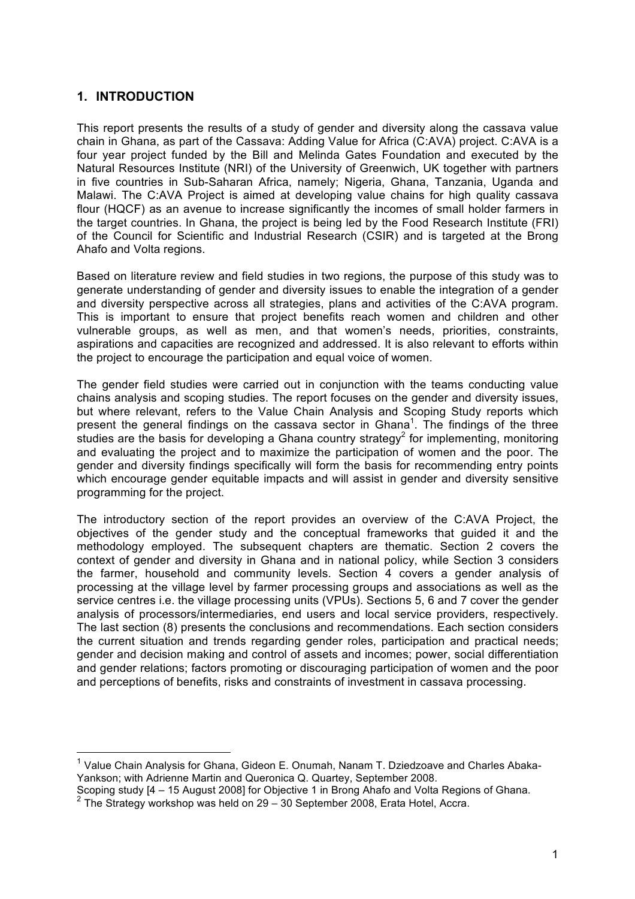## 1. INTRODUCTION

This report presents the results of a study of gender and diversity along the cassava value chain in Ghana, as part of the Cassava: Adding Value for Africa (C:AVA) project. C:AVA is a four year project funded by the Bill and Melinda Gates Foundation and executed by the Natural Resources Institute (NRI) of the University of Greenwich, UK together with partners in five countries in Sub-Saharan Africa, namely; Nigeria, Ghana, Tanzania, Uganda and Malawi. The C:AVA Project is aimed at developing value chains for high quality cassava flour (HQCF) as an avenue to increase significantly the incomes of small holder farmers in the target countries. In Ghana, the project is being led by the Food Research Institute (FRI) of the Council for Scientific and Industrial Research (CSIR) and is targeted at the Brong Ahafo and Volta regions.

Based on literature review and field studies in two regions, the purpose of this study was to generate understanding of gender and diversity issues to enable the integration of a gender and diversity perspective across all strategies, plans and activities of the C:AVA program. This is important to ensure that project benefits reach women and children and other vulnerable groups, as well as men, and that women's needs, priorities, constraints, aspirations and capacities are recognized and addressed. It is also relevant to efforts within the project to encourage the participation and equal voice of women.

The gender field studies were carried out in conjunction with the teams conducting value chains analysis and scoping studies. The report focuses on the gender and diversity issues, but where relevant, refers to the Value Chain Analysis and Scoping Study reports which present the general findings on the cassava sector in Ghana[1]. The findings of the three studies are the basis for developing a Ghana country strategy[2] for implementing, monitoring and evaluating the project and to maximize the participation of women and the poor. The gender and diversity findings specifically will form the basis for recommending entry points which encourage gender equitable impacts and will assist in gender and diversity sensitive programming for the project.

The introductory section of the report provides an overview of the C:AVA Project, the objectives of the gender study and the conceptual frameworks that guided it and the methodology employed. The subsequent chapters are thematic. Section 2 covers the context of gender and diversity in Ghana and in national policy, while Section 3 considers the farmer, household and community levels. Section 4 covers a gender analysis of processing at the village level by farmer processing groups and associations as well as the service centres i.e. the village processing units (VPUs). Sections 5, 6 and 7 cover the gender analysis of processors/intermediaries, end users and local service providers, respectively. The last section (8) presents the conclusions and recommendations. Each section considers the current situation and trends regarding gender roles, participation and practical needs; gender and decision making and control of assets and incomes; power, social differentiation and gender relations; factors promoting or discouraging participation of women and the poor and perceptions of benefits, risks and constraints of investment in cassava processing.

---

[1] Value Chain Analysis for Ghana, Gideon E. Onumah, Nanam T. Dziedzoave and Charles Abaka-Yankson; with Adrienne Martin and Queronica Q. Quartey, September 2008.
Scoping study [4 – 15 August 2008] for Objective 1 in Brong Ahafo and Volta Regions of Ghana.

[2] The Strategy workshop was held on 29 – 30 September 2008, Erata Hotel, Accra.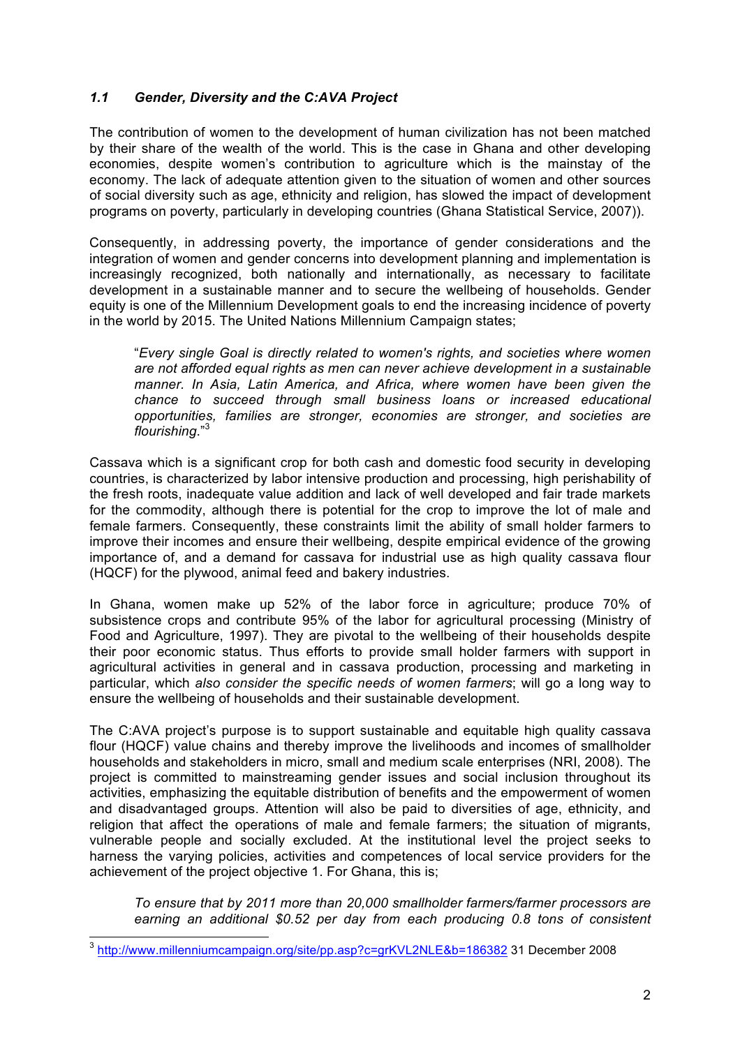### *1.1 Gender, Diversity and the C:AVA Project*

The contribution of women to the development of human civilization has not been matched by their share of the wealth of the world. This is the case in Ghana and other developing economies, despite women's contribution to agriculture which is the mainstay of the economy. The lack of adequate attention given to the situation of women and other sources of social diversity such as age, ethnicity and religion, has slowed the impact of development programs on poverty, particularly in developing countries (Ghana Statistical Service, 2007)).

Consequently, in addressing poverty, the importance of gender considerations and the integration of women and gender concerns into development planning and implementation is increasingly recognized, both nationally and internationally, as necessary to facilitate development in a sustainable manner and to secure the wellbeing of households. Gender equity is one of the Millennium Development goals to end the increasing incidence of poverty in the world by 2015. The United Nations Millennium Campaign states;

> "*Every single Goal is directly related to women's rights, and societies where women are not afforded equal rights as men can never achieve development in a sustainable manner. In Asia, Latin America, and Africa, where women have been given the chance to succeed through small business loans or increased educational opportunities, families are stronger, economies are stronger, and societies are flourishing*."[3]

Cassava which is a significant crop for both cash and domestic food security in developing countries, is characterized by labor intensive production and processing, high perishability of the fresh roots, inadequate value addition and lack of well developed and fair trade markets for the commodity, although there is potential for the crop to improve the lot of male and female farmers. Consequently, these constraints limit the ability of small holder farmers to improve their incomes and ensure their wellbeing, despite empirical evidence of the growing importance of, and a demand for cassava for industrial use as high quality cassava flour (HQCF) for the plywood, animal feed and bakery industries.

In Ghana, women make up 52% of the labor force in agriculture; produce 70% of subsistence crops and contribute 95% of the labor for agricultural processing (Ministry of Food and Agriculture, 1997). They are pivotal to the wellbeing of their households despite their poor economic status. Thus efforts to provide small holder farmers with support in agricultural activities in general and in cassava production, processing and marketing in particular, which *also consider the specific needs of women farmers*; will go a long way to ensure the wellbeing of households and their sustainable development.

The C:AVA project's purpose is to support sustainable and equitable high quality cassava flour (HQCF) value chains and thereby improve the livelihoods and incomes of smallholder households and stakeholders in micro, small and medium scale enterprises (NRI, 2008). The project is committed to mainstreaming gender issues and social inclusion throughout its activities, emphasizing the equitable distribution of benefits and the empowerment of women and disadvantaged groups. Attention will also be paid to diversities of age, ethnicity, and religion that affect the operations of male and female farmers; the situation of migrants, vulnerable people and socially excluded. At the institutional level the project seeks to harness the varying policies, activities and competences of local service providers for the achievement of the project objective 1. For Ghana, this is;

> *To ensure that by 2011 more than 20,000 smallholder farmers/farmer processors are earning an additional $0.52 per day from each producing 0.8 tons of consistent*

[3] http://www.millenniumcampaign.org/site/pp.asp?c=grKVL2NLE&b=186382 31 December 2008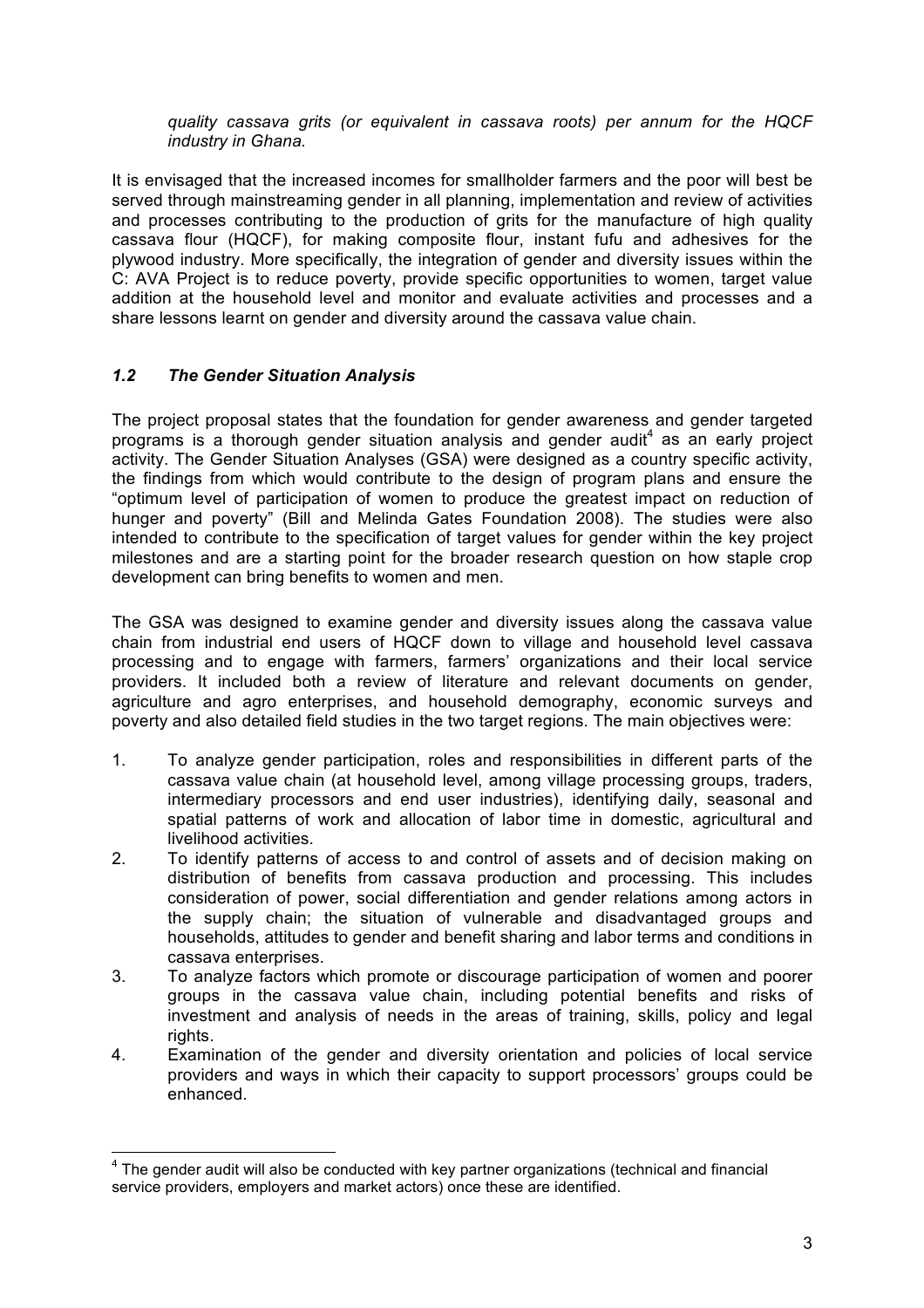*quality cassava grits (or equivalent in cassava roots) per annum for the HQCF industry in Ghana.*

It is envisaged that the increased incomes for smallholder farmers and the poor will best be served through mainstreaming gender in all planning, implementation and review of activities and processes contributing to the production of grits for the manufacture of high quality cassava flour (HQCF), for making composite flour, instant fufu and adhesives for the plywood industry. More specifically, the integration of gender and diversity issues within the C: AVA Project is to reduce poverty, provide specific opportunities to women, target value addition at the household level and monitor and evaluate activities and processes and a share lessons learnt on gender and diversity around the cassava value chain.

### *1.2 The Gender Situation Analysis*

The project proposal states that the foundation for gender awareness and gender targeted programs is a thorough gender situation analysis and gender audit[4] as an early project activity. The Gender Situation Analyses (GSA) were designed as a country specific activity, the findings from which would contribute to the design of program plans and ensure the "optimum level of participation of women to produce the greatest impact on reduction of hunger and poverty" (Bill and Melinda Gates Foundation 2008). The studies were also intended to contribute to the specification of target values for gender within the key project milestones and are a starting point for the broader research question on how staple crop development can bring benefits to women and men.

The GSA was designed to examine gender and diversity issues along the cassava value chain from industrial end users of HQCF down to village and household level cassava processing and to engage with farmers, farmers' organizations and their local service providers. It included both a review of literature and relevant documents on gender, agriculture and agro enterprises, and household demography, economic surveys and poverty and also detailed field studies in the two target regions. The main objectives were:

1. To analyze gender participation, roles and responsibilities in different parts of the cassava value chain (at household level, among village processing groups, traders, intermediary processors and end user industries), identifying daily, seasonal and spatial patterns of work and allocation of labor time in domestic, agricultural and livelihood activities.
2. To identify patterns of access to and control of assets and of decision making on distribution of benefits from cassava production and processing. This includes consideration of power, social differentiation and gender relations among actors in the supply chain; the situation of vulnerable and disadvantaged groups and households, attitudes to gender and benefit sharing and labor terms and conditions in cassava enterprises.
3. To analyze factors which promote or discourage participation of women and poorer groups in the cassava value chain, including potential benefits and risks of investment and analysis of needs in the areas of training, skills, policy and legal rights.
4. Examination of the gender and diversity orientation and policies of local service providers and ways in which their capacity to support processors' groups could be enhanced.

---

[4] The gender audit will also be conducted with key partner organizations (technical and financial service providers, employers and market actors) once these are identified.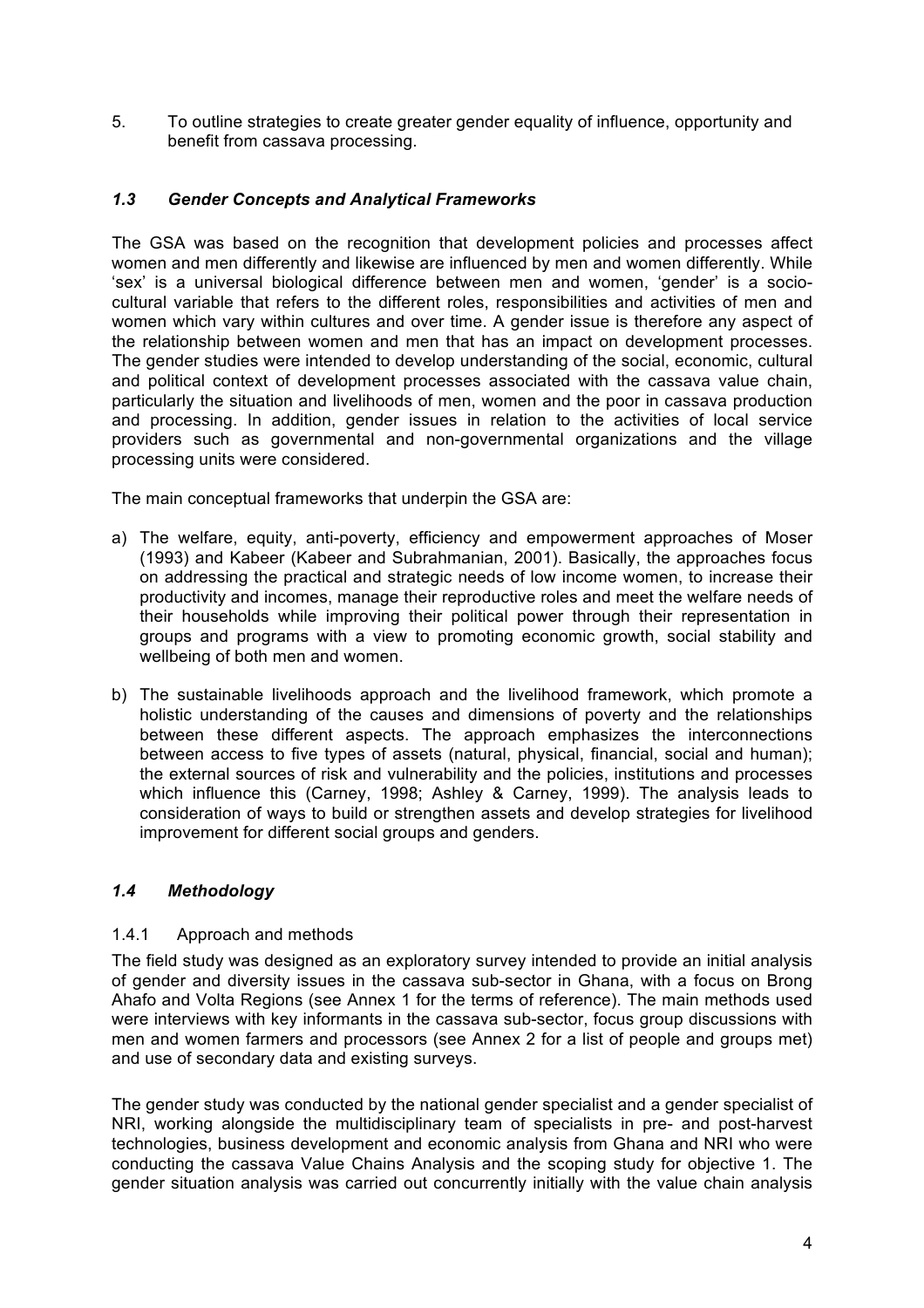5. To outline strategies to create greater gender equality of influence, opportunity and benefit from cassava processing.

### *1.3 Gender Concepts and Analytical Frameworks*

The GSA was based on the recognition that development policies and processes affect women and men differently and likewise are influenced by men and women differently. While 'sex' is a universal biological difference between men and women, 'gender' is a socio-cultural variable that refers to the different roles, responsibilities and activities of men and women which vary within cultures and over time. A gender issue is therefore any aspect of the relationship between women and men that has an impact on development processes. The gender studies were intended to develop understanding of the social, economic, cultural and political context of development processes associated with the cassava value chain, particularly the situation and livelihoods of men, women and the poor in cassava production and processing. In addition, gender issues in relation to the activities of local service providers such as governmental and non-governmental organizations and the village processing units were considered.

The main conceptual frameworks that underpin the GSA are:

a) The welfare, equity, anti-poverty, efficiency and empowerment approaches of Moser (1993) and Kabeer (Kabeer and Subrahmanian, 2001). Basically, the approaches focus on addressing the practical and strategic needs of low income women, to increase their productivity and incomes, manage their reproductive roles and meet the welfare needs of their households while improving their political power through their representation in groups and programs with a view to promoting economic growth, social stability and wellbeing of both men and women.

b) The sustainable livelihoods approach and the livelihood framework, which promote a holistic understanding of the causes and dimensions of poverty and the relationships between these different aspects. The approach emphasizes the interconnections between access to five types of assets (natural, physical, financial, social and human); the external sources of risk and vulnerability and the policies, institutions and processes which influence this (Carney, 1998; Ashley & Carney, 1999). The analysis leads to consideration of ways to build or strengthen assets and develop strategies for livelihood improvement for different social groups and genders.

### *1.4 Methodology*

#### 1.4.1 Approach and methods

The field study was designed as an exploratory survey intended to provide an initial analysis of gender and diversity issues in the cassava sub-sector in Ghana, with a focus on Brong Ahafo and Volta Regions (see Annex 1 for the terms of reference). The main methods used were interviews with key informants in the cassava sub-sector, focus group discussions with men and women farmers and processors (see Annex 2 for a list of people and groups met) and use of secondary data and existing surveys.

The gender study was conducted by the national gender specialist and a gender specialist of NRI, working alongside the multidisciplinary team of specialists in pre- and post-harvest technologies, business development and economic analysis from Ghana and NRI who were conducting the cassava Value Chains Analysis and the scoping study for objective 1. The gender situation analysis was carried out concurrently initially with the value chain analysis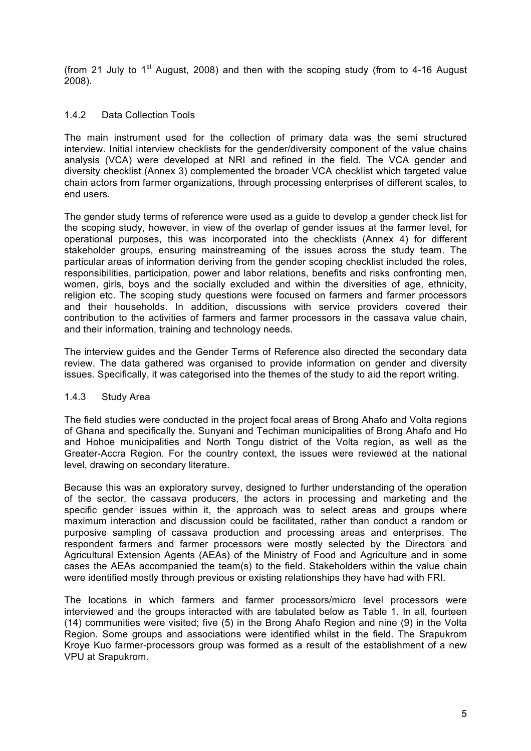(from 21 July to 1st August, 2008) and then with the scoping study (from to 4-16 August 2008).

### 1.4.2 Data Collection Tools

The main instrument used for the collection of primary data was the semi structured interview. Initial interview checklists for the gender/diversity component of the value chains analysis (VCA) were developed at NRI and refined in the field. The VCA gender and diversity checklist (Annex 3) complemented the broader VCA checklist which targeted value chain actors from farmer organizations, through processing enterprises of different scales, to end users.

The gender study terms of reference were used as a guide to develop a gender check list for the scoping study, however, in view of the overlap of gender issues at the farmer level, for operational purposes, this was incorporated into the checklists (Annex 4) for different stakeholder groups, ensuring mainstreaming of the issues across the study team. The particular areas of information deriving from the gender scoping checklist included the roles, responsibilities, participation, power and labor relations, benefits and risks confronting men, women, girls, boys and the socially excluded and within the diversities of age, ethnicity, religion etc. The scoping study questions were focused on farmers and farmer processors and their households. In addition, discussions with service providers covered their contribution to the activities of farmers and farmer processors in the cassava value chain, and their information, training and technology needs.

The interview guides and the Gender Terms of Reference also directed the secondary data review. The data gathered was organised to provide information on gender and diversity issues. Specifically, it was categorised into the themes of the study to aid the report writing.

### 1.4.3 Study Area

The field studies were conducted in the project focal areas of Brong Ahafo and Volta regions of Ghana and specifically the. Sunyani and Techiman municipalities of Brong Ahafo and Ho and Hohoe municipalities and North Tongu district of the Volta region, as well as the Greater-Accra Region. For the country context, the issues were reviewed at the national level, drawing on secondary literature.

Because this was an exploratory survey, designed to further understanding of the operation of the sector, the cassava producers, the actors in processing and marketing and the specific gender issues within it, the approach was to select areas and groups where maximum interaction and discussion could be facilitated, rather than conduct a random or purposive sampling of cassava production and processing areas and enterprises. The respondent farmers and farmer processors were mostly selected by the Directors and Agricultural Extension Agents (AEAs) of the Ministry of Food and Agriculture and in some cases the AEAs accompanied the team(s) to the field. Stakeholders within the value chain were identified mostly through previous or existing relationships they have had with FRI.

The locations in which farmers and farmer processors/micro level processors were interviewed and the groups interacted with are tabulated below as Table 1. In all, fourteen (14) communities were visited; five (5) in the Brong Ahafo Region and nine (9) in the Volta Region. Some groups and associations were identified whilst in the field. The Srapukrom Kroye Kuo farmer-processors group was formed as a result of the establishment of a new VPU at Srapukrom.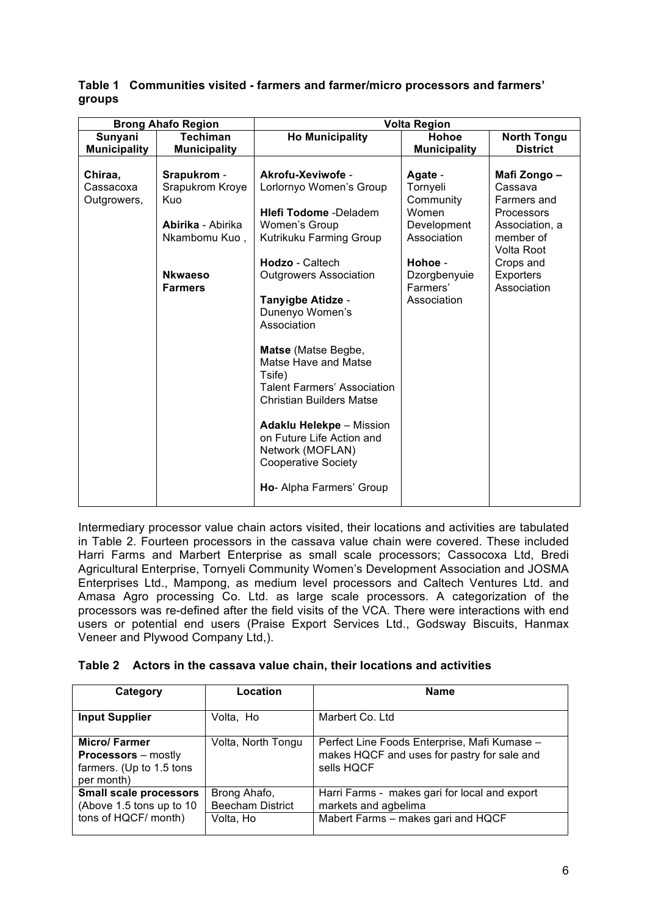**Table 1 Communities visited - farmers and farmer/micro processors and farmers' groups**

| Brong Ahafo Region | | Volta Region | | |
|---|---|---|---|---|
| **Sunyani Municipality** | **Techiman Municipality** | **Ho Municipality** | **Hohoe Municipality** | **North Tongu District** |
| **Chiraa,** Cassacoxa Outgrowers, | **Srapukrom** - Srapukrom Kroye Kuo<br><br>**Abirika** - Abirika Nkambomu Kuo ,<br><br>**Nkwaeso Farmers** | **Akrofu-Xeviwofe** - Lorlornyo Women's Group<br><br>**Hlefi Todome** -Deladem Women's Group Kutrikuku Farming Group<br><br>**Hodzo** - Caltech Outgrowers Association<br><br>**Tanyigbe Atidze** - Dunenyo Women's Association<br><br>**Matse** (Matse Begbe, Matse Have and Matse Tsife) Talent Farmers' Association Christian Builders Matse<br><br>**Adaklu Helekpe** – Mission on Future Life Action and Network (MOFLAN) Cooperative Society<br><br>**Ho**- Alpha Farmers' Group | **Agate** - Tornyeli Community Women Development Association<br><br>**Hohoe** - Dzorgbenyuie Farmers' Association | **Mafi Zongo –** Cassava Farmers and Processors Association, a member of Volta Root Crops and Exporters Association |

Intermediary processor value chain actors visited, their locations and activities are tabulated in Table 2. Fourteen processors in the cassava value chain were covered. These included Harri Farms and Marbert Enterprise as small scale processors; Cassocoxa Ltd, Bredi Agricultural Enterprise, Tornyeli Community Women's Development Association and JOSMA Enterprises Ltd., Mampong, as medium level processors and Caltech Ventures Ltd. and Amasa Agro processing Co. Ltd. as large scale processors. A categorization of the processors was re-defined after the field visits of the VCA. There were interactions with end users or potential end users (Praise Export Services Ltd., Godsway Biscuits, Hanmax Veneer and Plywood Company Ltd,).

**Table 2 Actors in the cassava value chain, their locations and activities**

| Category | Location | Name |
|---|---|---|
| **Input Supplier** | Volta, Ho | Marbert Co. Ltd |
| **Micro/ Farmer Processors** – mostly farmers. (Up to 1.5 tons per month) | Volta, North Tongu | Perfect Line Foods Enterprise, Mafi Kumase – makes HQCF and uses for pastry for sale and sells HQCF |
| **Small scale processors** (Above 1.5 tons up to 10 tons of HQCF/ month) | Brong Ahafo, Beecham District | Harri Farms - makes gari for local and export markets and agbelima |
| | Volta, Ho | Mabert Farms – makes gari and HQCF |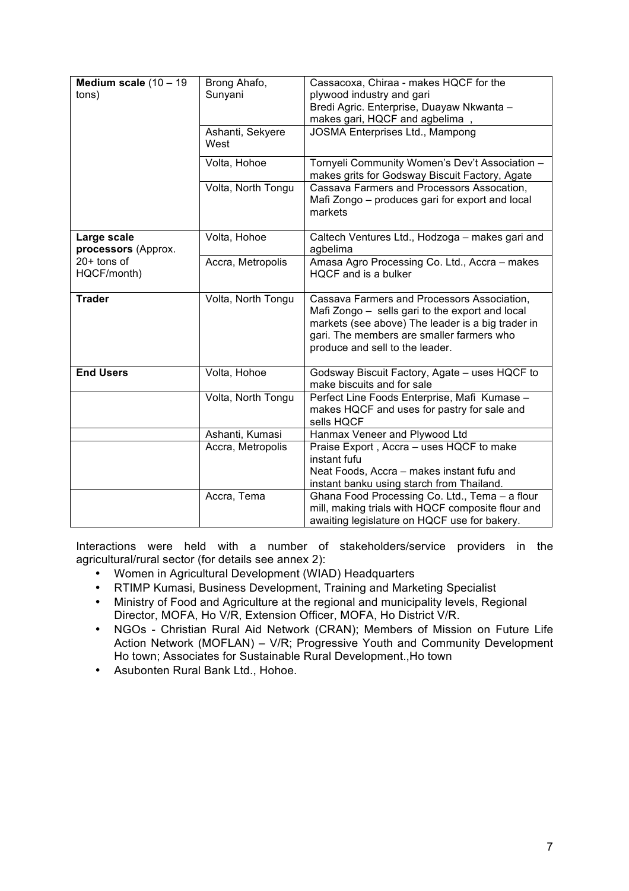| | | |
|---|---|---|
| **Medium scale** (10 – 19 tons) | Brong Ahafo, Sunyani | Cassacoxa, Chiraa - makes HQCF for the plywood industry and gari<br>Bredi Agric. Enterprise, Duayaw Nkwanta – makes gari, HQCF and agbelima , |
| | Ashanti, Sekyere West | JOSMA Enterprises Ltd., Mampong |
| | Volta, Hohoe | Tornyeli Community Women's Dev't Association – makes grits for Godsway Biscuit Factory, Agate |
| | Volta, North Tongu | Cassava Farmers and Processors Assocation, Mafi Zongo – produces gari for export and local markets |
| **Large scale processors** (Approx. 20+ tons of HQCF/month) | Volta, Hohoe | Caltech Ventures Ltd., Hodzoga – makes gari and agbelima |
| | Accra, Metropolis | Amasa Agro Processing Co. Ltd., Accra – makes HQCF and is a bulker |
| **Trader** | Volta, North Tongu | Cassava Farmers and Processors Association, Mafi Zongo – sells gari to the export and local markets (see above) The leader is a big trader in gari. The members are smaller farmers who produce and sell to the leader. |
| **End Users** | Volta, Hohoe | Godsway Biscuit Factory, Agate – uses HQCF to make biscuits and for sale |
| | Volta, North Tongu | Perfect Line Foods Enterprise, Mafi Kumase – makes HQCF and uses for pastry for sale and sells HQCF |
| | Ashanti, Kumasi | Hanmax Veneer and Plywood Ltd |
| | Accra, Metropolis | Praise Export , Accra – uses HQCF to make instant fufu<br>Neat Foods, Accra – makes instant fufu and instant banku using starch from Thailand. |
| | Accra, Tema | Ghana Food Processing Co. Ltd., Tema – a flour mill, making trials with HQCF composite flour and awaiting legislature on HQCF use for bakery. |

Interactions were held with a number of stakeholders/service providers in the agricultural/rural sector (for details see annex 2):

- Women in Agricultural Development (WIAD) Headquarters
- RTIMP Kumasi, Business Development, Training and Marketing Specialist
- Ministry of Food and Agriculture at the regional and municipality levels, Regional Director, MOFA, Ho V/R, Extension Officer, MOFA, Ho District V/R.
- NGOs - Christian Rural Aid Network (CRAN); Members of Mission on Future Life Action Network (MOFLAN) – V/R; Progressive Youth and Community Development Ho town; Associates for Sustainable Rural Development.,Ho town
- Asubonten Rural Bank Ltd., Hohoe.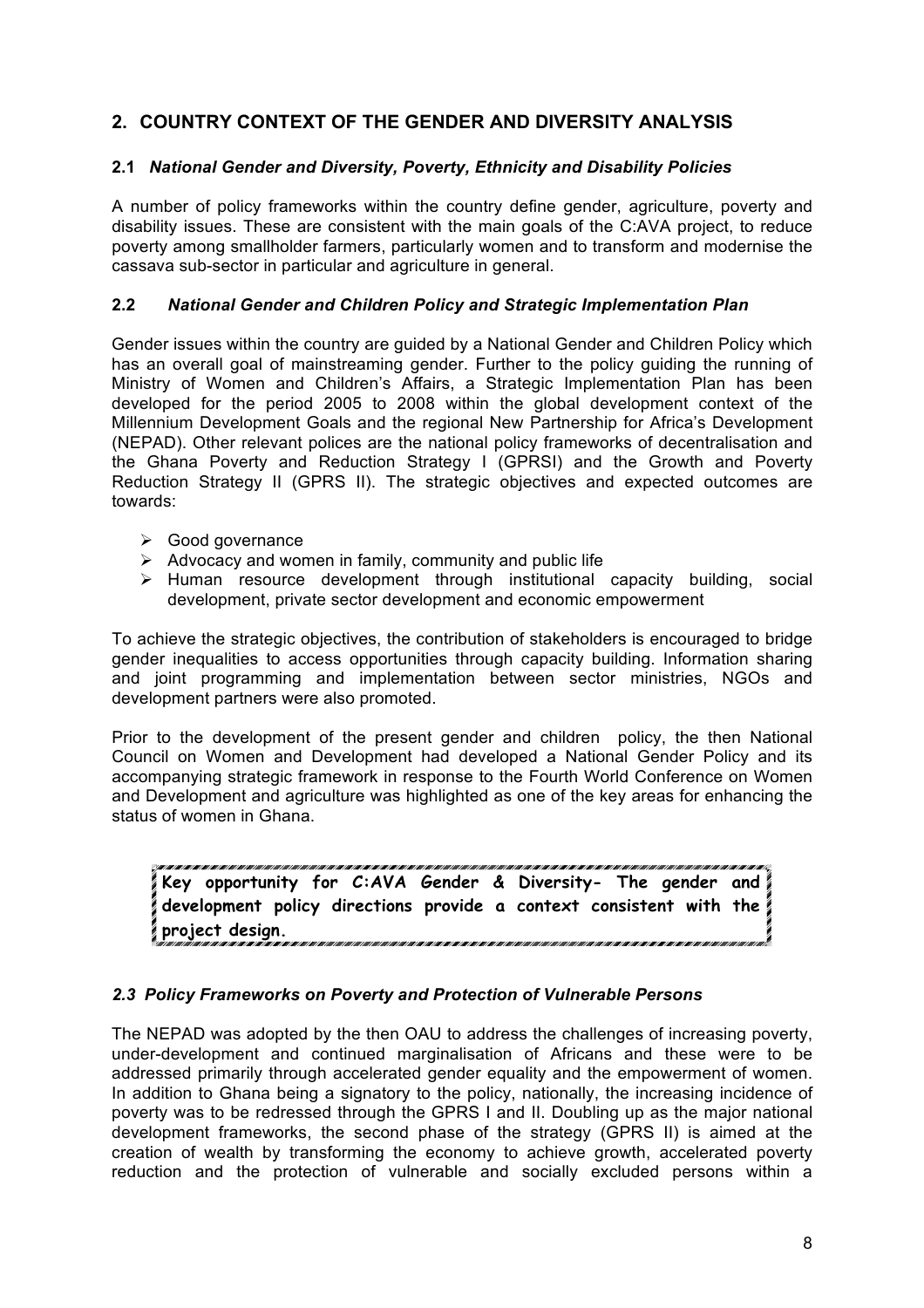## 2. COUNTRY CONTEXT OF THE GENDER AND DIVERSITY ANALYSIS

### 2.1 *National Gender and Diversity, Poverty, Ethnicity and Disability Policies*

A number of policy frameworks within the country define gender, agriculture, poverty and disability issues. These are consistent with the main goals of the C:AVA project, to reduce poverty among smallholder farmers, particularly women and to transform and modernise the cassava sub-sector in particular and agriculture in general.

### 2.2 *National Gender and Children Policy and Strategic Implementation Plan*

Gender issues within the country are guided by a National Gender and Children Policy which has an overall goal of mainstreaming gender. Further to the policy guiding the running of Ministry of Women and Children's Affairs, a Strategic Implementation Plan has been developed for the period 2005 to 2008 within the global development context of the Millennium Development Goals and the regional New Partnership for Africa's Development (NEPAD). Other relevant polices are the national policy frameworks of decentralisation and the Ghana Poverty and Reduction Strategy I (GPRSI) and the Growth and Poverty Reduction Strategy II (GPRS II). The strategic objectives and expected outcomes are towards:

- Good governance
- Advocacy and women in family, community and public life
- Human resource development through institutional capacity building, social development, private sector development and economic empowerment

To achieve the strategic objectives, the contribution of stakeholders is encouraged to bridge gender inequalities to access opportunities through capacity building. Information sharing and joint programming and implementation between sector ministries, NGOs and development partners were also promoted.

Prior to the development of the present gender and children policy, the then National Council on Women and Development had developed a National Gender Policy and its accompanying strategic framework in response to the Fourth World Conference on Women and Development and agriculture was highlighted as one of the key areas for enhancing the status of women in Ghana.

**Key opportunity for C:AVA Gender & Diversity- The gender and development policy directions provide a context consistent with the project design.**

### *2.3 Policy Frameworks on Poverty and Protection of Vulnerable Persons*

The NEPAD was adopted by the then OAU to address the challenges of increasing poverty, under-development and continued marginalisation of Africans and these were to be addressed primarily through accelerated gender equality and the empowerment of women. In addition to Ghana being a signatory to the policy, nationally, the increasing incidence of poverty was to be redressed through the GPRS I and II. Doubling up as the major national development frameworks, the second phase of the strategy (GPRS II) is aimed at the creation of wealth by transforming the economy to achieve growth, accelerated poverty reduction and the protection of vulnerable and socially excluded persons within a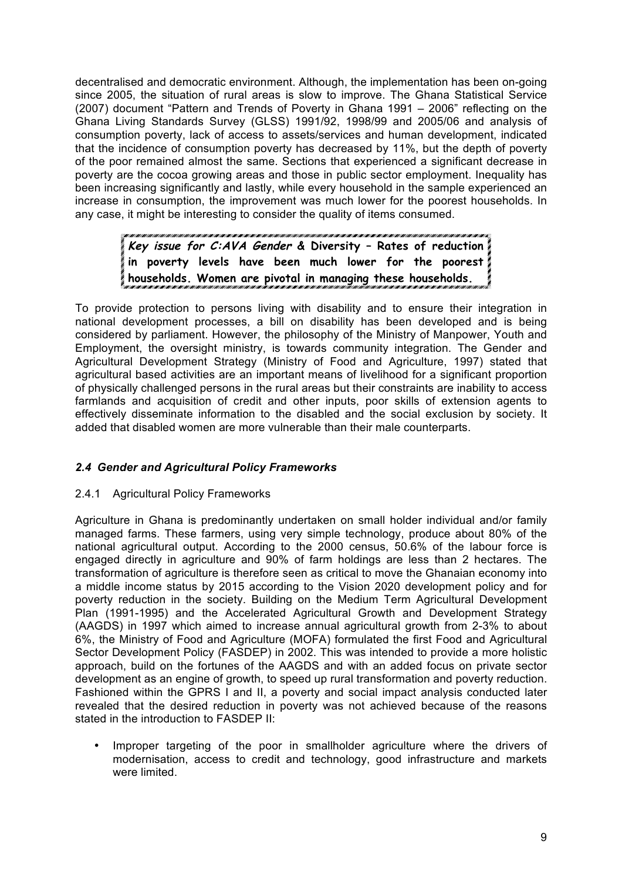decentralised and democratic environment. Although, the implementation has been on-going since 2005, the situation of rural areas is slow to improve. The Ghana Statistical Service (2007) document "Pattern and Trends of Poverty in Ghana 1991 – 2006" reflecting on the Ghana Living Standards Survey (GLSS) 1991/92, 1998/99 and 2005/06 and analysis of consumption poverty, lack of access to assets/services and human development, indicated that the incidence of consumption poverty has decreased by 11%, but the depth of poverty of the poor remained almost the same. Sections that experienced a significant decrease in poverty are the cocoa growing areas and those in public sector employment. Inequality has been increasing significantly and lastly, while every household in the sample experienced an increase in consumption, the improvement was much lower for the poorest households. In any case, it might be interesting to consider the quality of items consumed.

> ***Key issue for C:AVA Gender* & Diversity – Rates of reduction in poverty levels have been much lower for the poorest households. Women are pivotal in managing these households.**

To provide protection to persons living with disability and to ensure their integration in national development processes, a bill on disability has been developed and is being considered by parliament. However, the philosophy of the Ministry of Manpower, Youth and Employment, the oversight ministry, is towards community integration. The Gender and Agricultural Development Strategy (Ministry of Food and Agriculture, 1997) stated that agricultural based activities are an important means of livelihood for a significant proportion of physically challenged persons in the rural areas but their constraints are inability to access farmlands and acquisition of credit and other inputs, poor skills of extension agents to effectively disseminate information to the disabled and the social exclusion by society. It added that disabled women are more vulnerable than their male counterparts.

## *2.4 Gender and Agricultural Policy Frameworks*

### 2.4.1 Agricultural Policy Frameworks

Agriculture in Ghana is predominantly undertaken on small holder individual and/or family managed farms. These farmers, using very simple technology, produce about 80% of the national agricultural output. According to the 2000 census, 50.6% of the labour force is engaged directly in agriculture and 90% of farm holdings are less than 2 hectares. The transformation of agriculture is therefore seen as critical to move the Ghanaian economy into a middle income status by 2015 according to the Vision 2020 development policy and for poverty reduction in the society. Building on the Medium Term Agricultural Development Plan (1991-1995) and the Accelerated Agricultural Growth and Development Strategy (AAGDS) in 1997 which aimed to increase annual agricultural growth from 2-3% to about 6%, the Ministry of Food and Agriculture (MOFA) formulated the first Food and Agricultural Sector Development Policy (FASDEP) in 2002. This was intended to provide a more holistic approach, build on the fortunes of the AAGDS and with an added focus on private sector development as an engine of growth, to speed up rural transformation and poverty reduction. Fashioned within the GPRS I and II, a poverty and social impact analysis conducted later revealed that the desired reduction in poverty was not achieved because of the reasons stated in the introduction to FASDEP II:

- Improper targeting of the poor in smallholder agriculture where the drivers of modernisation, access to credit and technology, good infrastructure and markets were limited.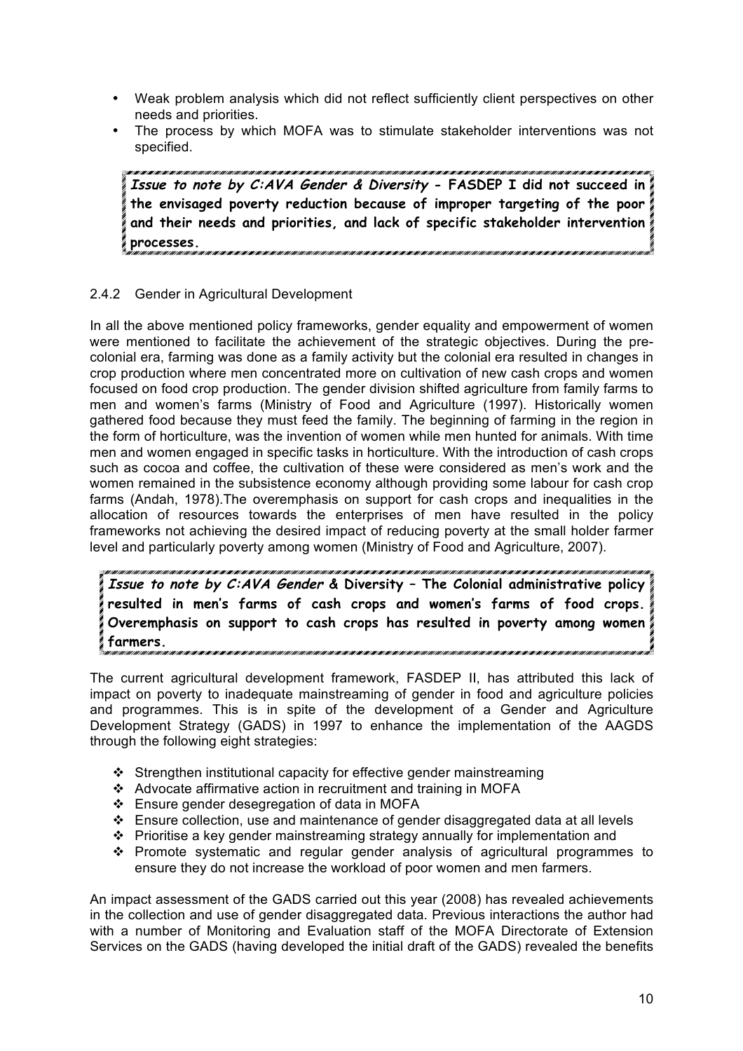- Weak problem analysis which did not reflect sufficiently client perspectives on other needs and priorities.
- The process by which MOFA was to stimulate stakeholder interventions was not specified.

> ***Issue to note by C:AVA Gender & Diversity* - FASDEP I did not succeed in the envisaged poverty reduction because of improper targeting of the poor and their needs and priorities, and lack of specific stakeholder intervention processes.**

2.4.2 Gender in Agricultural Development

In all the above mentioned policy frameworks, gender equality and empowerment of women were mentioned to facilitate the achievement of the strategic objectives. During the pre-colonial era, farming was done as a family activity but the colonial era resulted in changes in crop production where men concentrated more on cultivation of new cash crops and women focused on food crop production. The gender division shifted agriculture from family farms to men and women's farms (Ministry of Food and Agriculture (1997). Historically women gathered food because they must feed the family. The beginning of farming in the region in the form of horticulture, was the invention of women while men hunted for animals. With time men and women engaged in specific tasks in horticulture. With the introduction of cash crops such as cocoa and coffee, the cultivation of these were considered as men's work and the women remained in the subsistence economy although providing some labour for cash crop farms (Andah, 1978).The overemphasis on support for cash crops and inequalities in the allocation of resources towards the enterprises of men have resulted in the policy frameworks not achieving the desired impact of reducing poverty at the small holder farmer level and particularly poverty among women (Ministry of Food and Agriculture, 2007).

> ***Issue to note by C:AVA Gender* & Diversity – The Colonial administrative policy resulted in men's farms of cash crops and women's farms of food crops. Overemphasis on support to cash crops has resulted in poverty among women farmers.**

The current agricultural development framework, FASDEP II, has attributed this lack of impact on poverty to inadequate mainstreaming of gender in food and agriculture policies and programmes. This is in spite of the development of a Gender and Agriculture Development Strategy (GADS) in 1997 to enhance the implementation of the AAGDS through the following eight strategies:

- Strengthen institutional capacity for effective gender mainstreaming
- Advocate affirmative action in recruitment and training in MOFA
- Ensure gender desegregation of data in MOFA
- Ensure collection, use and maintenance of gender disaggregated data at all levels
- Prioritise a key gender mainstreaming strategy annually for implementation and
- Promote systematic and regular gender analysis of agricultural programmes to ensure they do not increase the workload of poor women and men farmers.

An impact assessment of the GADS carried out this year (2008) has revealed achievements in the collection and use of gender disaggregated data. Previous interactions the author had with a number of Monitoring and Evaluation staff of the MOFA Directorate of Extension Services on the GADS (having developed the initial draft of the GADS) revealed the benefits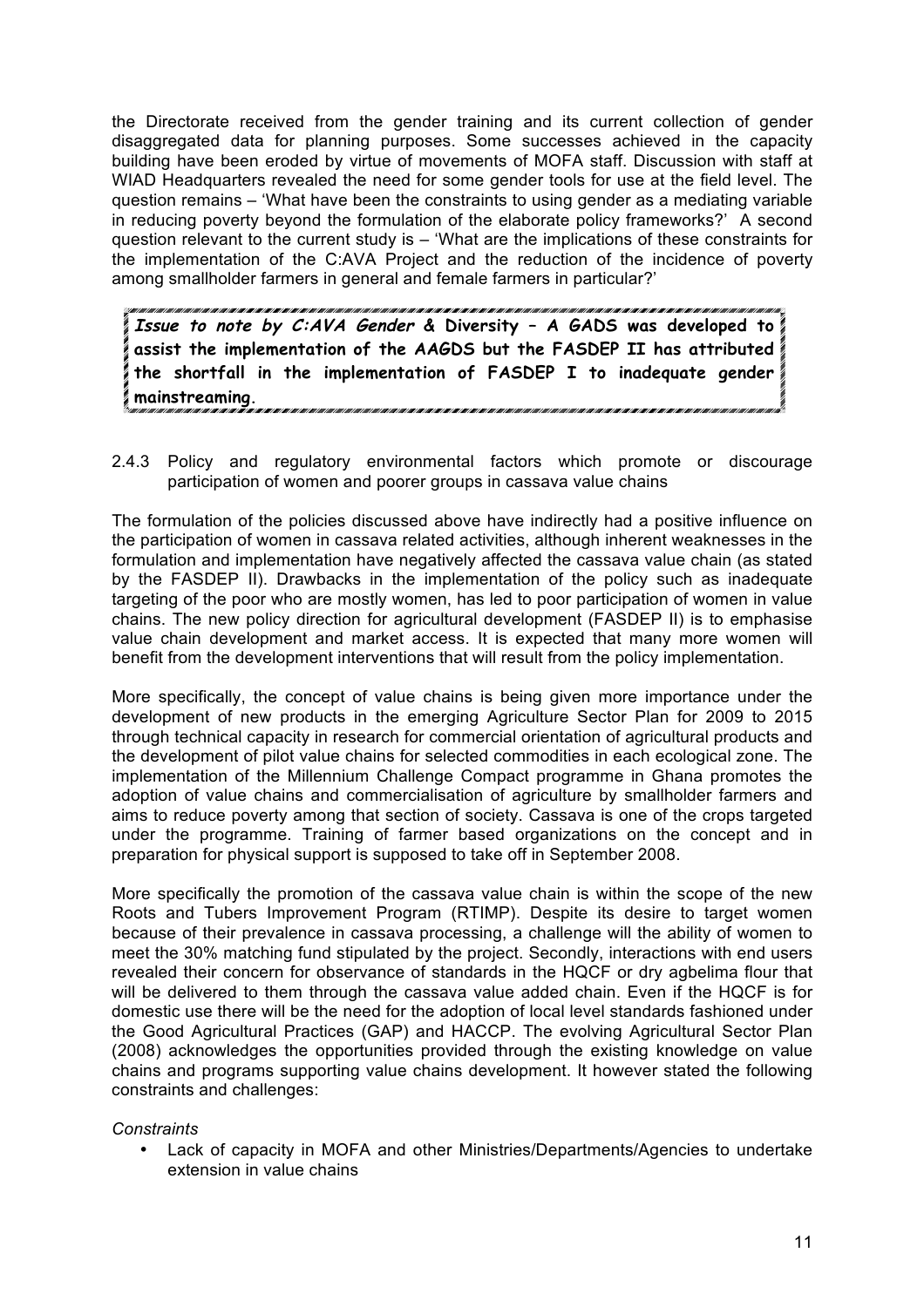the Directorate received from the gender training and its current collection of gender disaggregated data for planning purposes. Some successes achieved in the capacity building have been eroded by virtue of movements of MOFA staff. Discussion with staff at WIAD Headquarters revealed the need for some gender tools for use at the field level. The question remains – 'What have been the constraints to using gender as a mediating variable in reducing poverty beyond the formulation of the elaborate policy frameworks?' A second question relevant to the current study is – 'What are the implications of these constraints for the implementation of the C:AVA Project and the reduction of the incidence of poverty among smallholder farmers in general and female farmers in particular?'

> ***Issue to note by C:AVA Gender* & Diversity – A GADS was developed to assist the implementation of the AAGDS but the FASDEP II has attributed the shortfall in the implementation of FASDEP I to inadequate gender mainstreaming.**

### 2.4.3 Policy and regulatory environmental factors which promote or discourage participation of women and poorer groups in cassava value chains

The formulation of the policies discussed above have indirectly had a positive influence on the participation of women in cassava related activities, although inherent weaknesses in the formulation and implementation have negatively affected the cassava value chain (as stated by the FASDEP II). Drawbacks in the implementation of the policy such as inadequate targeting of the poor who are mostly women, has led to poor participation of women in value chains. The new policy direction for agricultural development (FASDEP II) is to emphasise value chain development and market access. It is expected that many more women will benefit from the development interventions that will result from the policy implementation.

More specifically, the concept of value chains is being given more importance under the development of new products in the emerging Agriculture Sector Plan for 2009 to 2015 through technical capacity in research for commercial orientation of agricultural products and the development of pilot value chains for selected commodities in each ecological zone. The implementation of the Millennium Challenge Compact programme in Ghana promotes the adoption of value chains and commercialisation of agriculture by smallholder farmers and aims to reduce poverty among that section of society. Cassava is one of the crops targeted under the programme. Training of farmer based organizations on the concept and in preparation for physical support is supposed to take off in September 2008.

More specifically the promotion of the cassava value chain is within the scope of the new Roots and Tubers Improvement Program (RTIMP). Despite its desire to target women because of their prevalence in cassava processing, a challenge will the ability of women to meet the 30% matching fund stipulated by the project. Secondly, interactions with end users revealed their concern for observance of standards in the HQCF or dry agbelima flour that will be delivered to them through the cassava value added chain. Even if the HQCF is for domestic use there will be the need for the adoption of local level standards fashioned under the Good Agricultural Practices (GAP) and HACCP. The evolving Agricultural Sector Plan (2008) acknowledges the opportunities provided through the existing knowledge on value chains and programs supporting value chains development. It however stated the following constraints and challenges:

*Constraints*

- Lack of capacity in MOFA and other Ministries/Departments/Agencies to undertake extension in value chains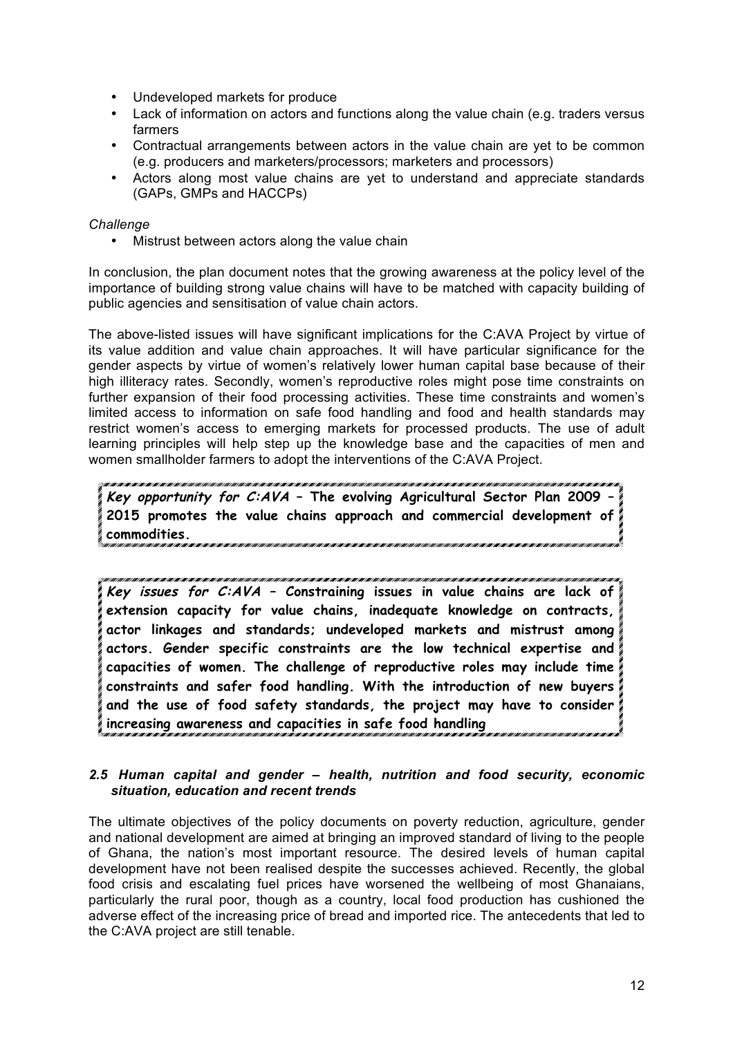- Undeveloped markets for produce
- Lack of information on actors and functions along the value chain (e.g. traders versus farmers
- Contractual arrangements between actors in the value chain are yet to be common (e.g. producers and marketers/processors; marketers and processors)
- Actors along most value chains are yet to understand and appreciate standards (GAPs, GMPs and HACCPs)

*Challenge*

- Mistrust between actors along the value chain

In conclusion, the plan document notes that the growing awareness at the policy level of the importance of building strong value chains will have to be matched with capacity building of public agencies and sensitisation of value chain actors.

The above-listed issues will have significant implications for the C:AVA Project by virtue of its value addition and value chain approaches. It will have particular significance for the gender aspects by virtue of women's relatively lower human capital base because of their high illiteracy rates. Secondly, women's reproductive roles might pose time constraints on further expansion of their food processing activities. These time constraints and women's limited access to information on safe food handling and food and health standards may restrict women's access to emerging markets for processed products. The use of adult learning principles will help step up the knowledge base and the capacities of men and women smallholder farmers to adopt the interventions of the C:AVA Project.

> ***Key opportunity for C:AVA* – The evolving Agricultural Sector Plan 2009 – 2015 promotes the value chains approach and commercial development of commodities.**

> ***Key issues for C:AVA* – Constraining issues in value chains are lack of extension capacity for value chains, inadequate knowledge on contracts, actor linkages and standards; undeveloped markets and mistrust among actors. Gender specific constraints are the low technical expertise and capacities of women. The challenge of reproductive roles may include time constraints and safer food handling. With the introduction of new buyers and the use of food safety standards, the project may have to consider increasing awareness and capacities in safe food handling**

### *2.5 Human capital and gender – health, nutrition and food security, economic situation, education and recent trends*

The ultimate objectives of the policy documents on poverty reduction, agriculture, gender and national development are aimed at bringing an improved standard of living to the people of Ghana, the nation's most important resource. The desired levels of human capital development have not been realised despite the successes achieved. Recently, the global food crisis and escalating fuel prices have worsened the wellbeing of most Ghanaians, particularly the rural poor, though as a country, local food production has cushioned the adverse effect of the increasing price of bread and imported rice. The antecedents that led to the C:AVA project are still tenable.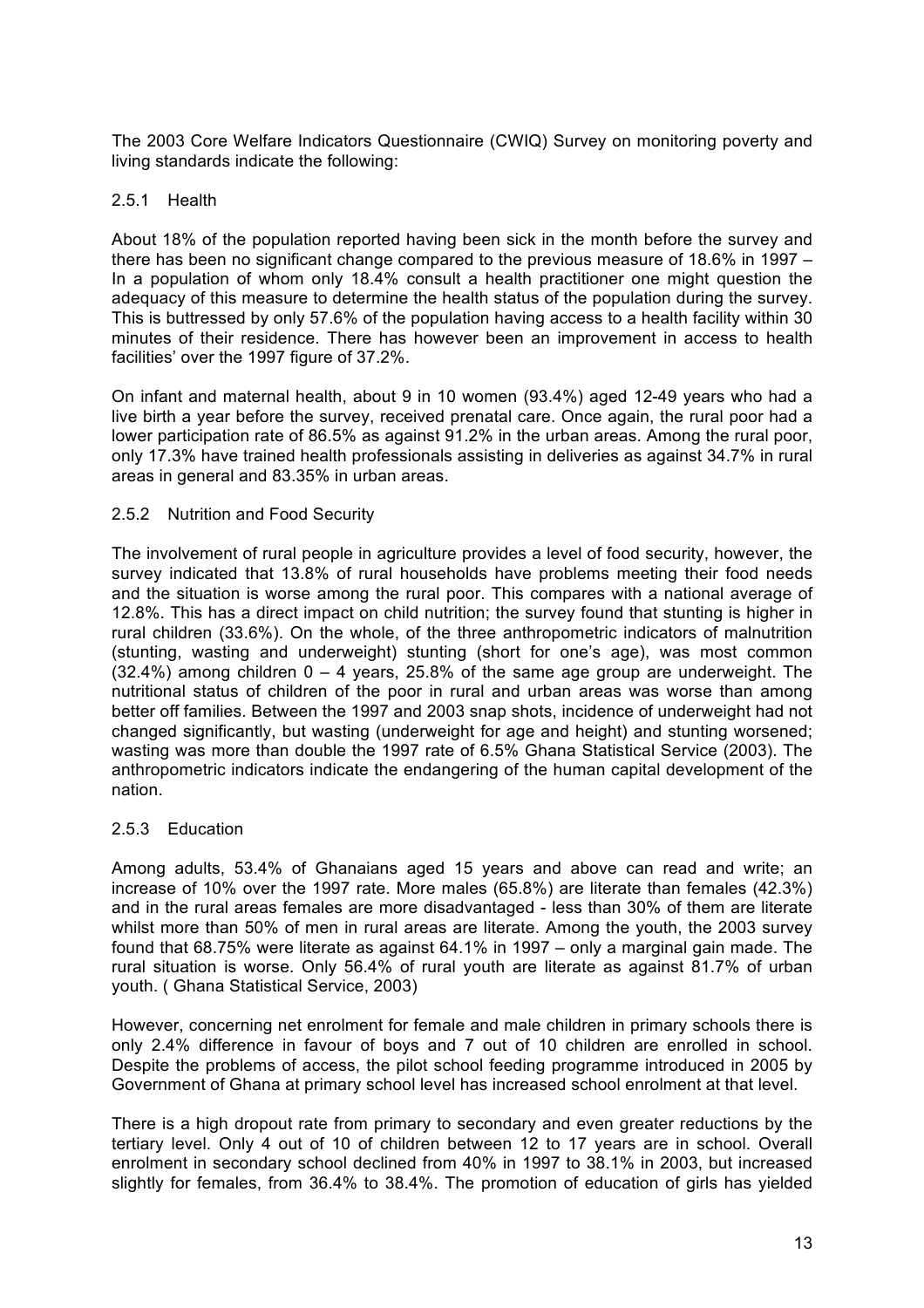The 2003 Core Welfare Indicators Questionnaire (CWIQ) Survey on monitoring poverty and living standards indicate the following:

### 2.5.1 Health

About 18% of the population reported having been sick in the month before the survey and there has been no significant change compared to the previous measure of 18.6% in 1997 – In a population of whom only 18.4% consult a health practitioner one might question the adequacy of this measure to determine the health status of the population during the survey. This is buttressed by only 57.6% of the population having access to a health facility within 30 minutes of their residence. There has however been an improvement in access to health facilities' over the 1997 figure of 37.2%.

On infant and maternal health, about 9 in 10 women (93.4%) aged 12-49 years who had a live birth a year before the survey, received prenatal care. Once again, the rural poor had a lower participation rate of 86.5% as against 91.2% in the urban areas. Among the rural poor, only 17.3% have trained health professionals assisting in deliveries as against 34.7% in rural areas in general and 83.35% in urban areas.

### 2.5.2 Nutrition and Food Security

The involvement of rural people in agriculture provides a level of food security, however, the survey indicated that 13.8% of rural households have problems meeting their food needs and the situation is worse among the rural poor. This compares with a national average of 12.8%. This has a direct impact on child nutrition; the survey found that stunting is higher in rural children (33.6%). On the whole, of the three anthropometric indicators of malnutrition (stunting, wasting and underweight) stunting (short for one's age), was most common (32.4%) among children 0 – 4 years, 25.8% of the same age group are underweight. The nutritional status of children of the poor in rural and urban areas was worse than among better off families. Between the 1997 and 2003 snap shots, incidence of underweight had not changed significantly, but wasting (underweight for age and height) and stunting worsened; wasting was more than double the 1997 rate of 6.5% Ghana Statistical Service (2003). The anthropometric indicators indicate the endangering of the human capital development of the nation.

### 2.5.3 Education

Among adults, 53.4% of Ghanaians aged 15 years and above can read and write; an increase of 10% over the 1997 rate. More males (65.8%) are literate than females (42.3%) and in the rural areas females are more disadvantaged - less than 30% of them are literate whilst more than 50% of men in rural areas are literate. Among the youth, the 2003 survey found that 68.75% were literate as against 64.1% in 1997 – only a marginal gain made. The rural situation is worse. Only 56.4% of rural youth are literate as against 81.7% of urban youth. ( Ghana Statistical Service, 2003)

However, concerning net enrolment for female and male children in primary schools there is only 2.4% difference in favour of boys and 7 out of 10 children are enrolled in school. Despite the problems of access, the pilot school feeding programme introduced in 2005 by Government of Ghana at primary school level has increased school enrolment at that level.

There is a high dropout rate from primary to secondary and even greater reductions by the tertiary level. Only 4 out of 10 of children between 12 to 17 years are in school. Overall enrolment in secondary school declined from 40% in 1997 to 38.1% in 2003, but increased slightly for females, from 36.4% to 38.4%. The promotion of education of girls has yielded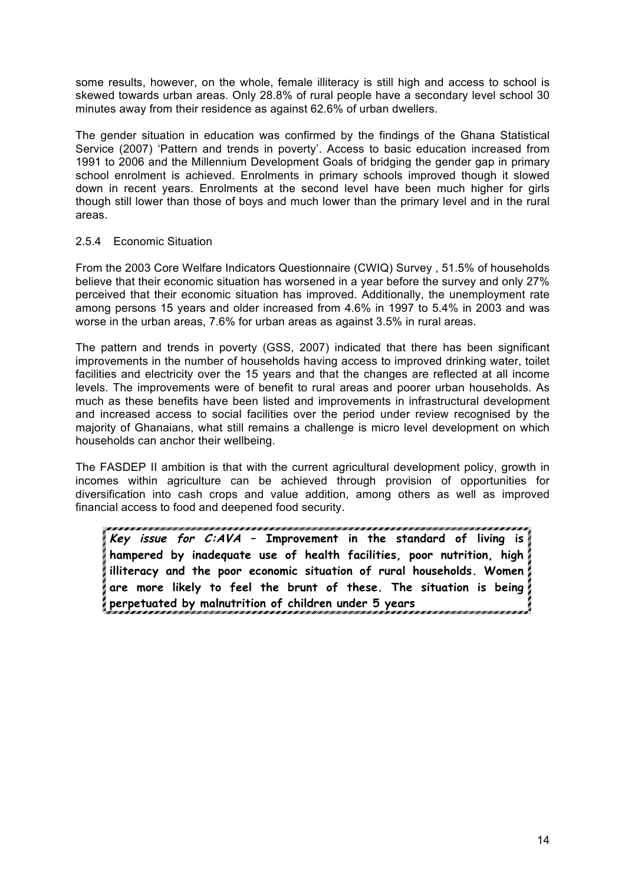some results, however, on the whole, female illiteracy is still high and access to school is skewed towards urban areas. Only 28.8% of rural people have a secondary level school 30 minutes away from their residence as against 62.6% of urban dwellers.

The gender situation in education was confirmed by the findings of the Ghana Statistical Service (2007) 'Pattern and trends in poverty'. Access to basic education increased from 1991 to 2006 and the Millennium Development Goals of bridging the gender gap in primary school enrolment is achieved. Enrolments in primary schools improved though it slowed down in recent years. Enrolments at the second level have been much higher for girls though still lower than those of boys and much lower than the primary level and in the rural areas.

#### 2.5.4 Economic Situation

From the 2003 Core Welfare Indicators Questionnaire (CWIQ) Survey , 51.5% of households believe that their economic situation has worsened in a year before the survey and only 27% perceived that their economic situation has improved. Additionally, the unemployment rate among persons 15 years and older increased from 4.6% in 1997 to 5.4% in 2003 and was worse in the urban areas, 7.6% for urban areas as against 3.5% in rural areas.

The pattern and trends in poverty (GSS, 2007) indicated that there has been significant improvements in the number of households having access to improved drinking water, toilet facilities and electricity over the 15 years and that the changes are reflected at all income levels. The improvements were of benefit to rural areas and poorer urban households. As much as these benefits have been listed and improvements in infrastructural development and increased access to social facilities over the period under review recognised by the majority of Ghanaians, what still remains a challenge is micro level development on which households can anchor their wellbeing.

The FASDEP II ambition is that with the current agricultural development policy, growth in incomes within agriculture can be achieved through provision of opportunities for diversification into cash crops and value addition, among others as well as improved financial access to food and deepened food security.

> ***Key issue for C:AVA* – Improvement in the standard of living is hampered by inadequate use of health facilities, poor nutrition, high illiteracy and the poor economic situation of rural households. Women are more likely to feel the brunt of these. The situation is being perpetuated by malnutrition of children under 5 years**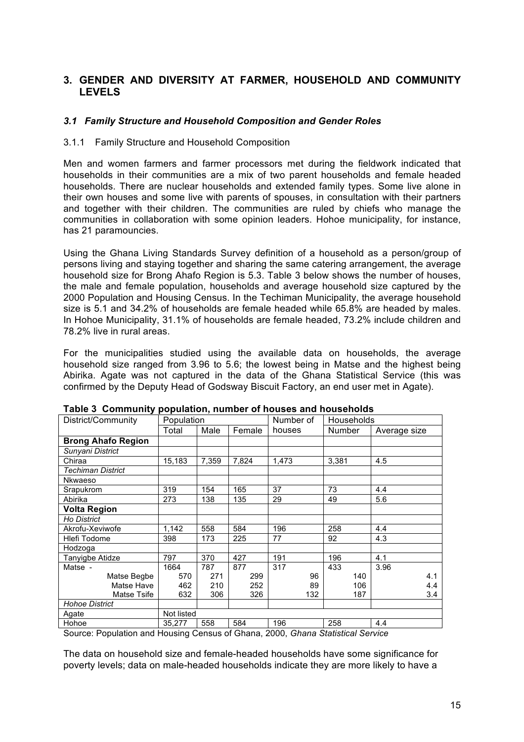## 3. GENDER AND DIVERSITY AT FARMER, HOUSEHOLD AND COMMUNITY LEVELS

### *3.1 Family Structure and Household Composition and Gender Roles*

#### 3.1.1 Family Structure and Household Composition

Men and women farmers and farmer processors met during the fieldwork indicated that households in their communities are a mix of two parent households and female headed households. There are nuclear households and extended family types. Some live alone in their own houses and some live with parents of spouses, in consultation with their partners and together with their children. The communities are ruled by chiefs who manage the communities in collaboration with some opinion leaders. Hohoe municipality, for instance, has 21 paramouncies.

Using the Ghana Living Standards Survey definition of a household as a person/group of persons living and staying together and sharing the same catering arrangement, the average household size for Brong Ahafo Region is 5.3. Table 3 below shows the number of houses, the male and female population, households and average household size captured by the 2000 Population and Housing Census. In the Techiman Municipality, the average household size is 5.1 and 34.2% of households are female headed while 65.8% are headed by males. In Hohoe Municipality, 31.1% of households are female headed, 73.2% include children and 78.2% live in rural areas.

For the municipalities studied using the available data on households, the average household size ranged from 3.96 to 5.6; the lowest being in Matse and the highest being Abirika. Agate was not captured in the data of the Ghana Statistical Service (this was confirmed by the Deputy Head of Godsway Biscuit Factory, an end user met in Agate).

**Table 3 Community population, number of houses and households**

| District/Community | Population | | | Number of houses | Households | |
|---|---|---|---|---|---|---|
| | Total | Male | Female | | Number | Average size |
| **Brong Ahafo Region** | | | | | | |
| *Sunyani District* | | | | | | |
| Chiraa | 15,183 | 7,359 | 7,824 | 1,473 | 3,381 | 4.5 |
| *Techiman District* | | | | | | |
| Nkwaeso | | | | | | |
| Srapukrom | 319 | 154 | 165 | 37 | 73 | 4.4 |
| Abirika | 273 | 138 | 135 | 29 | 49 | 5.6 |
| **Volta Region** | | | | | | |
| *Ho District* | | | | | | |
| Akrofu-Xeviwofe | 1,142 | 558 | 584 | 196 | 258 | 4.4 |
| Hlefi Todome | 398 | 173 | 225 | 77 | 92 | 4.3 |
| Hodzoga | | | | | | |
| Tanyigbe Atidze | 797 | 370 | 427 | 191 | 196 | 4.1 |
| Matse - | 1664 | 787 | 877 | 317 | 433 | 3.96 |
| Matse Begbe | 570 | 271 | 299 | 96 | 140 | 4.1 |
| Matse Have | 462 | 210 | 252 | 89 | 106 | 4.4 |
| Matse Tsife | 632 | 306 | 326 | 132 | 187 | 3.4 |
| *Hohoe District* | | | | | | |
| Agate | Not listed | | | | | |
| Hohoe | 35,277 | 558 | 584 | 196 | 258 | 4.4 |

Source: Population and Housing Census of Ghana, 2000, *Ghana Statistical Service*

The data on household size and female-headed households have some significance for poverty levels; data on male-headed households indicate they are more likely to have a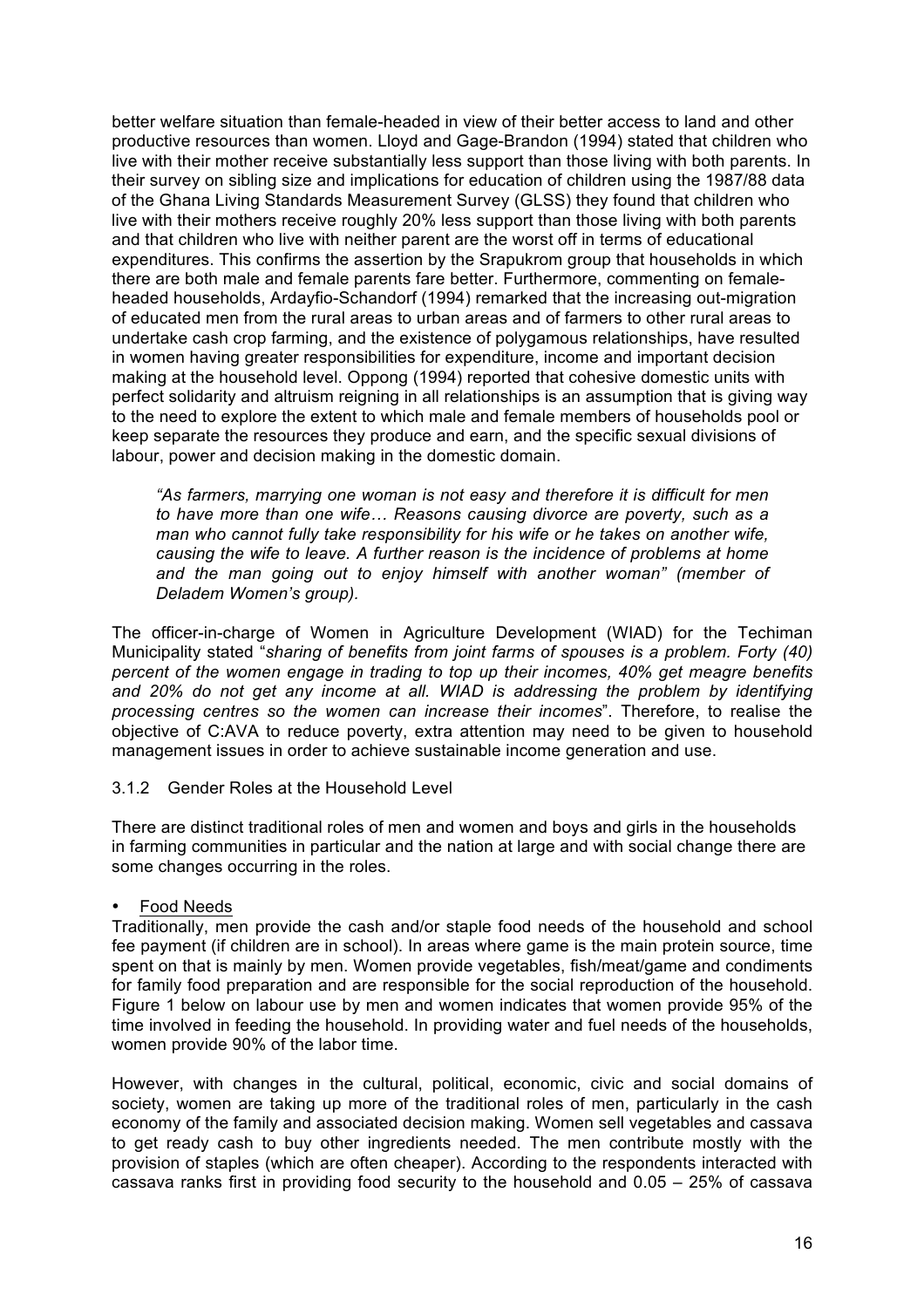better welfare situation than female-headed in view of their better access to land and other productive resources than women. Lloyd and Gage-Brandon (1994) stated that children who live with their mother receive substantially less support than those living with both parents. In their survey on sibling size and implications for education of children using the 1987/88 data of the Ghana Living Standards Measurement Survey (GLSS) they found that children who live with their mothers receive roughly 20% less support than those living with both parents and that children who live with neither parent are the worst off in terms of educational expenditures. This confirms the assertion by the Srapukrom group that households in which there are both male and female parents fare better. Furthermore, commenting on female-headed households, Ardayfio-Schandorf (1994) remarked that the increasing out-migration of educated men from the rural areas to urban areas and of farmers to other rural areas to undertake cash crop farming, and the existence of polygamous relationships, have resulted in women having greater responsibilities for expenditure, income and important decision making at the household level. Oppong (1994) reported that cohesive domestic units with perfect solidarity and altruism reigning in all relationships is an assumption that is giving way to the need to explore the extent to which male and female members of households pool or keep separate the resources they produce and earn, and the specific sexual divisions of labour, power and decision making in the domestic domain.

> *"As farmers, marrying one woman is not easy and therefore it is difficult for men to have more than one wife… Reasons causing divorce are poverty, such as a man who cannot fully take responsibility for his wife or he takes on another wife, causing the wife to leave. A further reason is the incidence of problems at home and the man going out to enjoy himself with another woman" (member of Deladem Women's group).*

The officer-in-charge of Women in Agriculture Development (WIAD) for the Techiman Municipality stated "*sharing of benefits from joint farms of spouses is a problem. Forty (40) percent of the women engage in trading to top up their incomes, 40% get meagre benefits and 20% do not get any income at all. WIAD is addressing the problem by identifying processing centres so the women can increase their incomes*". Therefore, to realise the objective of C:AVA to reduce poverty, extra attention may need to be given to household management issues in order to achieve sustainable income generation and use.

### 3.1.2 Gender Roles at the Household Level

There are distinct traditional roles of men and women and boys and girls in the households in farming communities in particular and the nation at large and with social change there are some changes occurring in the roles.

- Food Needs

Traditionally, men provide the cash and/or staple food needs of the household and school fee payment (if children are in school). In areas where game is the main protein source, time spent on that is mainly by men. Women provide vegetables, fish/meat/game and condiments for family food preparation and are responsible for the social reproduction of the household. Figure 1 below on labour use by men and women indicates that women provide 95% of the time involved in feeding the household. In providing water and fuel needs of the households, women provide 90% of the labor time.

However, with changes in the cultural, political, economic, civic and social domains of society, women are taking up more of the traditional roles of men, particularly in the cash economy of the family and associated decision making. Women sell vegetables and cassava to get ready cash to buy other ingredients needed. The men contribute mostly with the provision of staples (which are often cheaper). According to the respondents interacted with cassava ranks first in providing food security to the household and 0.05 – 25% of cassava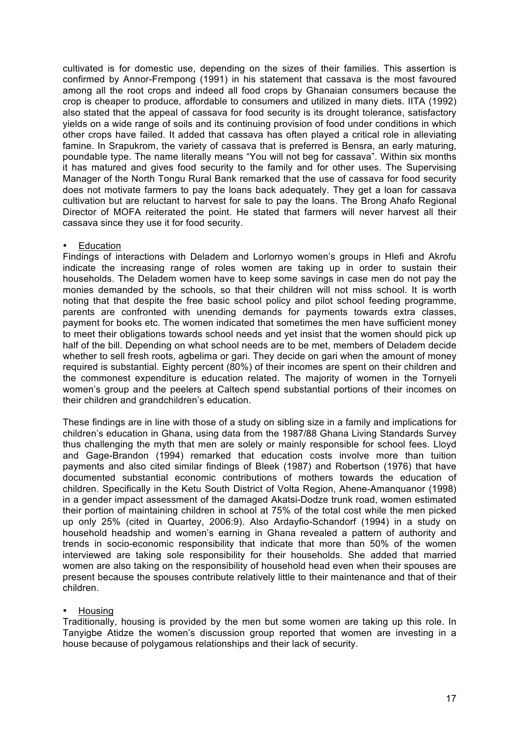cultivated is for domestic use, depending on the sizes of their families. This assertion is confirmed by Annor-Frempong (1991) in his statement that cassava is the most favoured among all the root crops and indeed all food crops by Ghanaian consumers because the crop is cheaper to produce, affordable to consumers and utilized in many diets. IITA (1992) also stated that the appeal of cassava for food security is its drought tolerance, satisfactory yields on a wide range of soils and its continuing provision of food under conditions in which other crops have failed. It added that cassava has often played a critical role in alleviating famine. In Srapukrom, the variety of cassava that is preferred is Bensra, an early maturing, poundable type. The name literally means "You will not beg for cassava". Within six months it has matured and gives food security to the family and for other uses. The Supervising Manager of the North Tongu Rural Bank remarked that the use of cassava for food security does not motivate farmers to pay the loans back adequately. They get a loan for cassava cultivation but are reluctant to harvest for sale to pay the loans. The Brong Ahafo Regional Director of MOFA reiterated the point. He stated that farmers will never harvest all their cassava since they use it for food security.

- Education

Findings of interactions with Deladem and Lorlornyo women's groups in Hlefi and Akrofu indicate the increasing range of roles women are taking up in order to sustain their households. The Deladem women have to keep some savings in case men do not pay the monies demanded by the schools, so that their children will not miss school. It is worth noting that that despite the free basic school policy and pilot school feeding programme, parents are confronted with unending demands for payments towards extra classes, payment for books etc. The women indicated that sometimes the men have sufficient money to meet their obligations towards school needs and yet insist that the women should pick up half of the bill. Depending on what school needs are to be met, members of Deladem decide whether to sell fresh roots, agbelima or gari. They decide on gari when the amount of money required is substantial. Eighty percent (80%) of their incomes are spent on their children and the commonest expenditure is education related. The majority of women in the Tornyeli women's group and the peelers at Caltech spend substantial portions of their incomes on their children and grandchildren's education.

These findings are in line with those of a study on sibling size in a family and implications for children's education in Ghana, using data from the 1987/88 Ghana Living Standards Survey thus challenging the myth that men are solely or mainly responsible for school fees. Lloyd and Gage-Brandon (1994) remarked that education costs involve more than tuition payments and also cited similar findings of Bleek (1987) and Robertson (1976) that have documented substantial economic contributions of mothers towards the education of children. Specifically in the Ketu South District of Volta Region, Ahene-Amanquanor (1998) in a gender impact assessment of the damaged Akatsi-Dodze trunk road, women estimated their portion of maintaining children in school at 75% of the total cost while the men picked up only 25% (cited in Quartey, 2006:9). Also Ardayfio-Schandorf (1994) in a study on household headship and women's earning in Ghana revealed a pattern of authority and trends in socio-economic responsibility that indicate that more than 50% of the women interviewed are taking sole responsibility for their households. She added that married women are also taking on the responsibility of household head even when their spouses are present because the spouses contribute relatively little to their maintenance and that of their children.

- Housing

Traditionally, housing is provided by the men but some women are taking up this role. In Tanyigbe Atidze the women's discussion group reported that women are investing in a house because of polygamous relationships and their lack of security.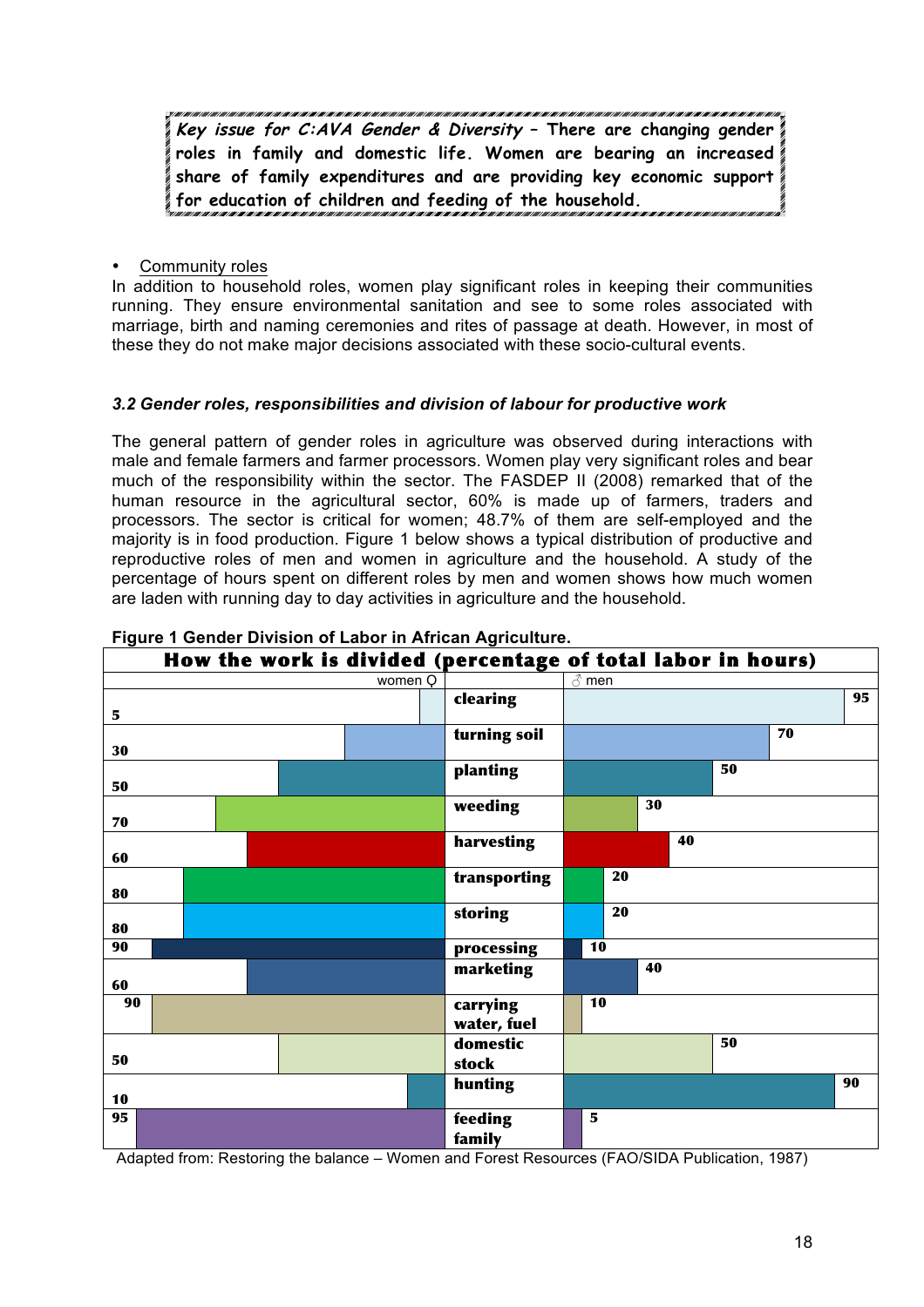***Key issue for C:AVA Gender & Diversity – There are changing gender roles in family and domestic life. Women are bearing an increased share of family expenditures and are providing key economic support for education of children and feeding of the household.***

- Community roles

In addition to household roles, women play significant roles in keeping their communities running. They ensure environmental sanitation and see to some roles associated with marriage, birth and naming ceremonies and rites of passage at death. However, in most of these they do not make major decisions associated with these socio-cultural events.

### *3.2 Gender roles, responsibilities and division of labour for productive work*

The general pattern of gender roles in agriculture was observed during interactions with male and female farmers and farmer processors. Women play very significant roles and bear much of the responsibility within the sector. The FASDEP II (2008) remarked that of the human resource in the agricultural sector, 60% is made up of farmers, traders and processors. The sector is critical for women; 48.7% of them are self-employed and the majority is in food production. Figure 1 below shows a typical distribution of productive and reproductive roles of men and women in agriculture and the household. A study of the percentage of hours spent on different roles by men and women shows how much women are laden with running day to day activities in agriculture and the household.

**Figure 1 Gender Division of Labor in African Agriculture.**

**How the work is divided (percentage of total labor in hours)**

| women ♀ | | ♂ men |
|---|---|---|
| 5 | clearing | 95 |
| 30 | turning soil | 70 |
| 50 | planting | 50 |
| 70 | weeding | 30 |
| 60 | harvesting | 40 |
| 80 | transporting | 20 |
| 80 | storing | 20 |
| 90 | processing | 10 |
| 60 | marketing | 40 |
| 90 | carrying water, fuel | 10 |
| 50 | domestic stock | 50 |
| 10 | hunting | 90 |
| 95 | feeding family | 5 |

Adapted from: Restoring the balance – Women and Forest Resources (FAO/SIDA Publication, 1987)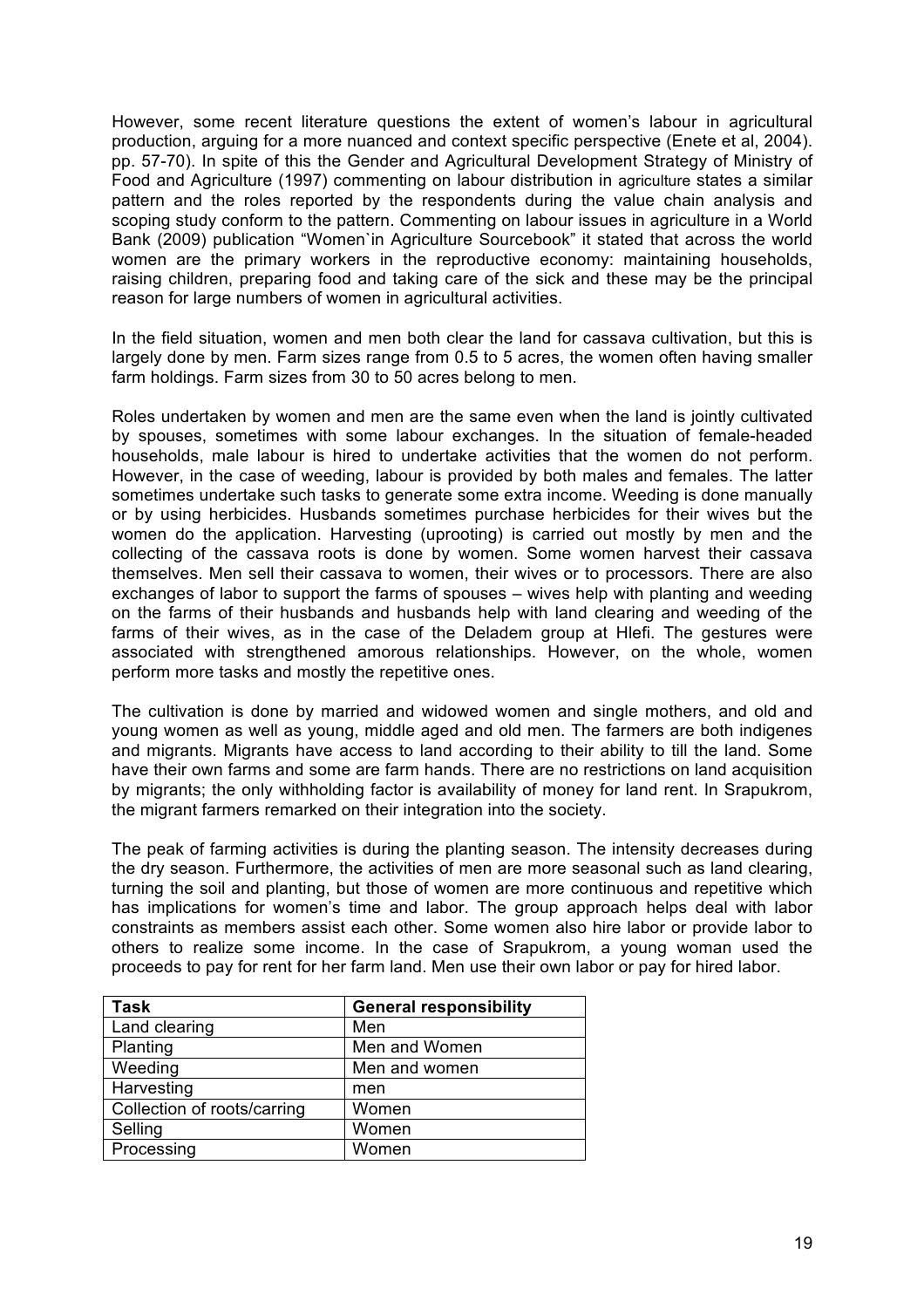However, some recent literature questions the extent of women's labour in agricultural production, arguing for a more nuanced and context specific perspective (Enete et al, 2004). pp. 57-70). In spite of this the Gender and Agricultural Development Strategy of Ministry of Food and Agriculture (1997) commenting on labour distribution in agriculture states a similar pattern and the roles reported by the respondents during the value chain analysis and scoping study conform to the pattern. Commenting on labour issues in agriculture in a World Bank (2009) publication "Women`in Agriculture Sourcebook" it stated that across the world women are the primary workers in the reproductive economy: maintaining households, raising children, preparing food and taking care of the sick and these may be the principal reason for large numbers of women in agricultural activities.

In the field situation, women and men both clear the land for cassava cultivation, but this is largely done by men. Farm sizes range from 0.5 to 5 acres, the women often having smaller farm holdings. Farm sizes from 30 to 50 acres belong to men.

Roles undertaken by women and men are the same even when the land is jointly cultivated by spouses, sometimes with some labour exchanges. In the situation of female-headed households, male labour is hired to undertake activities that the women do not perform. However, in the case of weeding, labour is provided by both males and females. The latter sometimes undertake such tasks to generate some extra income. Weeding is done manually or by using herbicides. Husbands sometimes purchase herbicides for their wives but the women do the application. Harvesting (uprooting) is carried out mostly by men and the collecting of the cassava roots is done by women. Some women harvest their cassava themselves. Men sell their cassava to women, their wives or to processors. There are also exchanges of labor to support the farms of spouses – wives help with planting and weeding on the farms of their husbands and husbands help with land clearing and weeding of the farms of their wives, as in the case of the Deladem group at Hlefi. The gestures were associated with strengthened amorous relationships. However, on the whole, women perform more tasks and mostly the repetitive ones.

The cultivation is done by married and widowed women and single mothers, and old and young women as well as young, middle aged and old men. The farmers are both indigenes and migrants. Migrants have access to land according to their ability to till the land. Some have their own farms and some are farm hands. There are no restrictions on land acquisition by migrants; the only withholding factor is availability of money for land rent. In Srapukrom, the migrant farmers remarked on their integration into the society.

The peak of farming activities is during the planting season. The intensity decreases during the dry season. Furthermore, the activities of men are more seasonal such as land clearing, turning the soil and planting, but those of women are more continuous and repetitive which has implications for women's time and labor. The group approach helps deal with labor constraints as members assist each other. Some women also hire labor or provide labor to others to realize some income. In the case of Srapukrom, a young woman used the proceeds to pay for rent for her farm land. Men use their own labor or pay for hired labor.

| Task | General responsibility |
|---|---|
| Land clearing | Men |
| Planting | Men and Women |
| Weeding | Men and women |
| Harvesting | men |
| Collection of roots/carring | Women |
| Selling | Women |
| Processing | Women |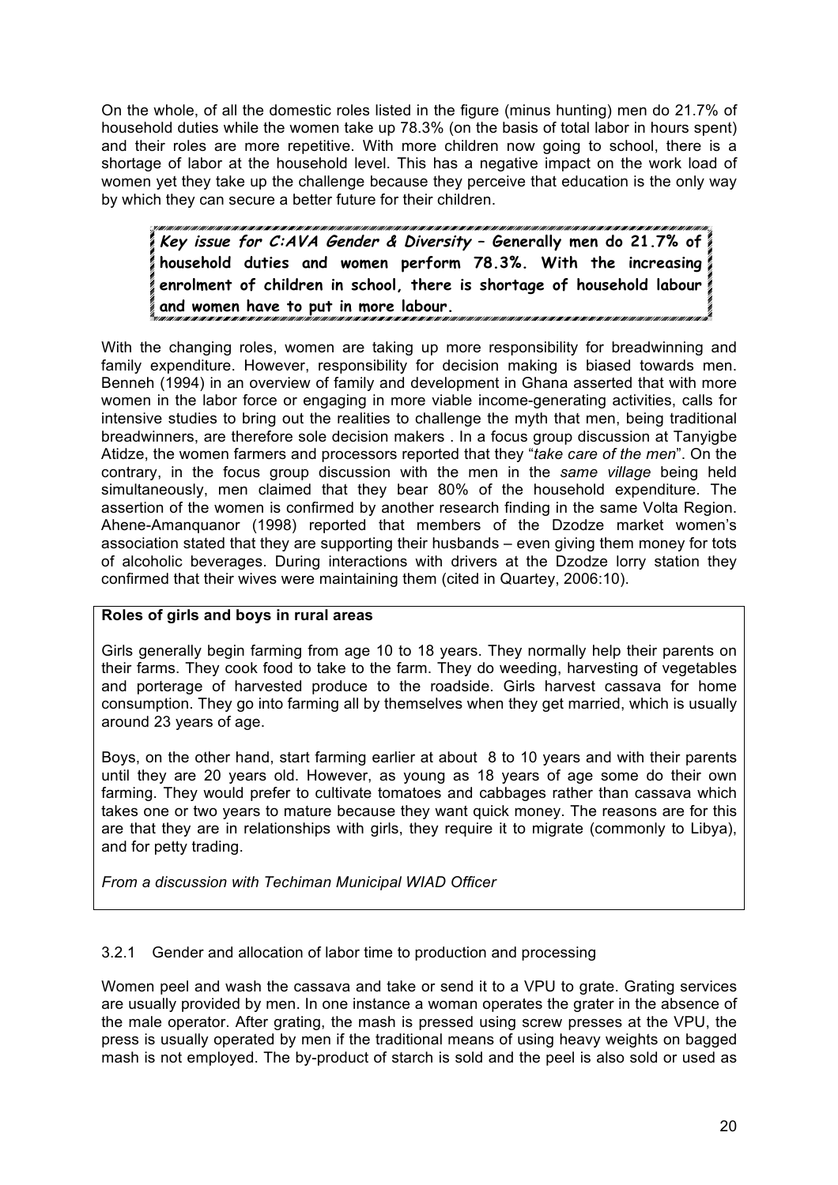On the whole, of all the domestic roles listed in the figure (minus hunting) men do 21.7% of household duties while the women take up 78.3% (on the basis of total labor in hours spent) and their roles are more repetitive. With more children now going to school, there is a shortage of labor at the household level. This has a negative impact on the work load of women yet they take up the challenge because they perceive that education is the only way by which they can secure a better future for their children.

> ***Key issue for C:AVA Gender & Diversity* – Generally men do 21.7% of household duties and women perform 78.3%. With the increasing enrolment of children in school, there is shortage of household labour and women have to put in more labour.**

With the changing roles, women are taking up more responsibility for breadwinning and family expenditure. However, responsibility for decision making is biased towards men. Benneh (1994) in an overview of family and development in Ghana asserted that with more women in the labor force or engaging in more viable income-generating activities, calls for intensive studies to bring out the realities to challenge the myth that men, being traditional breadwinners, are therefore sole decision makers . In a focus group discussion at Tanyigbe Atidze, the women farmers and processors reported that they "*take care of the men*". On the contrary, in the focus group discussion with the men in the *same village* being held simultaneously, men claimed that they bear 80% of the household expenditure. The assertion of the women is confirmed by another research finding in the same Volta Region. Ahene-Amanquanor (1998) reported that members of the Dzodze market women's association stated that they are supporting their husbands – even giving them money for tots of alcoholic beverages. During interactions with drivers at the Dzodze lorry station they confirmed that their wives were maintaining them (cited in Quartey, 2006:10).

> **Roles of girls and boys in rural areas**
>
> Girls generally begin farming from age 10 to 18 years. They normally help their parents on their farms. They cook food to take to the farm. They do weeding, harvesting of vegetables and porterage of harvested produce to the roadside. Girls harvest cassava for home consumption. They go into farming all by themselves when they get married, which is usually around 23 years of age.
>
> Boys, on the other hand, start farming earlier at about 8 to 10 years and with their parents until they are 20 years old. However, as young as 18 years of age some do their own farming. They would prefer to cultivate tomatoes and cabbages rather than cassava which takes one or two years to mature because they want quick money. The reasons are for this are that they are in relationships with girls, they require it to migrate (commonly to Libya), and for petty trading.
>
> *From a discussion with Techiman Municipal WIAD Officer*

### 3.2.1 Gender and allocation of labor time to production and processing

Women peel and wash the cassava and take or send it to a VPU to grate. Grating services are usually provided by men. In one instance a woman operates the grater in the absence of the male operator. After grating, the mash is pressed using screw presses at the VPU, the press is usually operated by men if the traditional means of using heavy weights on bagged mash is not employed. The by-product of starch is sold and the peel is also sold or used as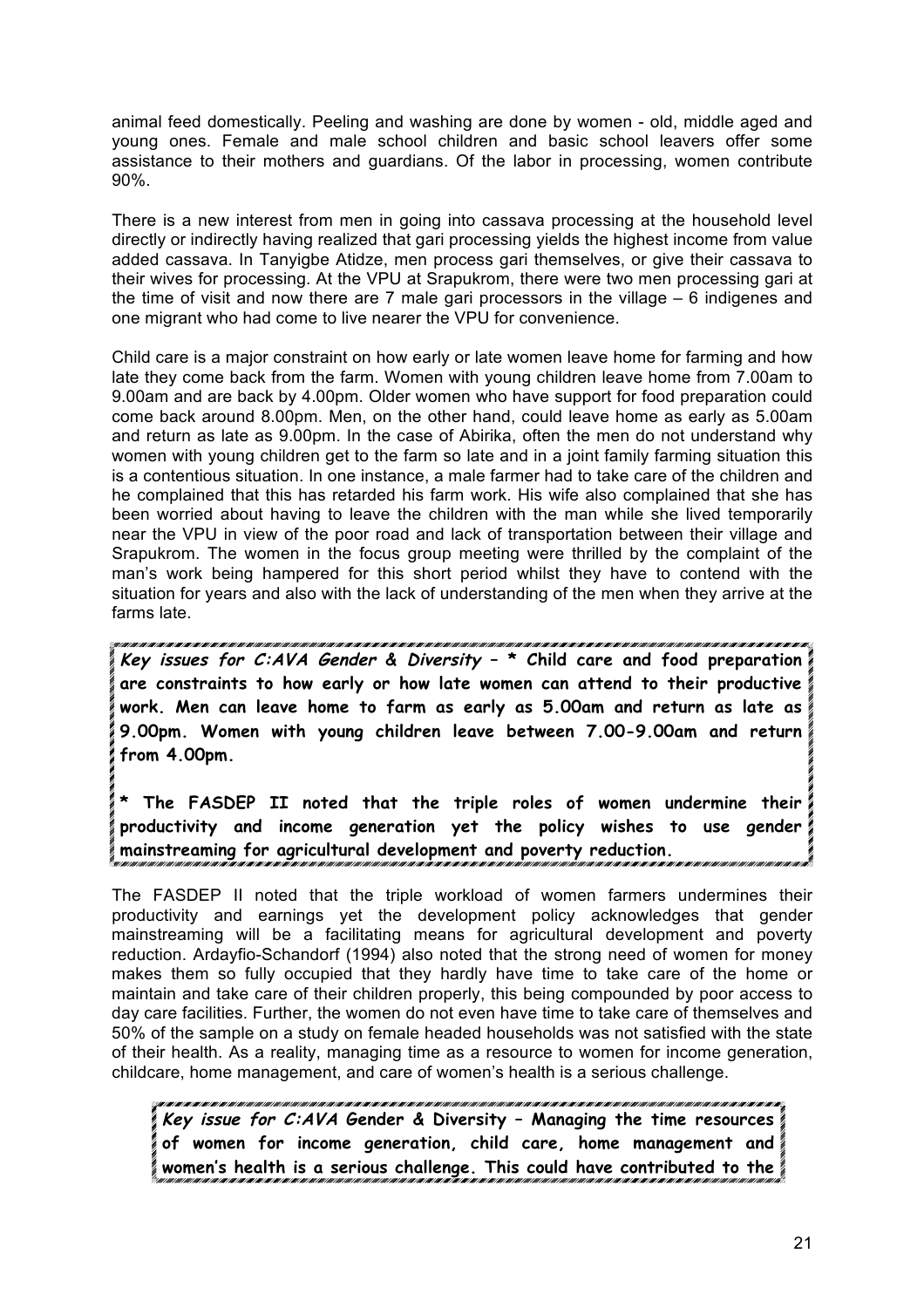animal feed domestically. Peeling and washing are done by women - old, middle aged and young ones. Female and male school children and basic school leavers offer some assistance to their mothers and guardians. Of the labor in processing, women contribute 90%.

There is a new interest from men in going into cassava processing at the household level directly or indirectly having realized that gari processing yields the highest income from value added cassava. In Tanyigbe Atidze, men process gari themselves, or give their cassava to their wives for processing. At the VPU at Srapukrom, there were two men processing gari at the time of visit and now there are 7 male gari processors in the village – 6 indigenes and one migrant who had come to live nearer the VPU for convenience.

Child care is a major constraint on how early or late women leave home for farming and how late they come back from the farm. Women with young children leave home from 7.00am to 9.00am and are back by 4.00pm. Older women who have support for food preparation could come back around 8.00pm. Men, on the other hand, could leave home as early as 5.00am and return as late as 9.00pm. In the case of Abirika, often the men do not understand why women with young children get to the farm so late and in a joint family farming situation this is a contentious situation. In one instance, a male farmer had to take care of the children and he complained that this has retarded his farm work. His wife also complained that she has been worried about having to leave the children with the man while she lived temporarily near the VPU in view of the poor road and lack of transportation between their village and Srapukrom. The women in the focus group meeting were thrilled by the complaint of the man's work being hampered for this short period whilst they have to contend with the situation for years and also with the lack of understanding of the men when they arrive at the farms late.

> ***Key issues for C:AVA Gender & Diversity* – \* Child care and food preparation are constraints to how early or how late women can attend to their productive work. Men can leave home to farm as early as 5.00am and return as late as 9.00pm. Women with young children leave between 7.00-9.00am and return from 4.00pm.**
>
> **\* The FASDEP II noted that the triple roles of women undermine their productivity and income generation yet the policy wishes to use gender mainstreaming for agricultural development and poverty reduction.**

The FASDEP II noted that the triple workload of women farmers undermines their productivity and earnings yet the development policy acknowledges that gender mainstreaming will be a facilitating means for agricultural development and poverty reduction. Ardayfio-Schandorf (1994) also noted that the strong need of women for money makes them so fully occupied that they hardly have time to take care of the home or maintain and take care of their children properly, this being compounded by poor access to day care facilities. Further, the women do not even have time to take care of themselves and 50% of the sample on a study on female headed households was not satisfied with the state of their health. As a reality, managing time as a resource to women for income generation, childcare, home management, and care of women's health is a serious challenge.

> ***Key issue for C:AVA* Gender & Diversity – Managing the time resources of women for income generation, child care, home management and women's health is a serious challenge. This could have contributed to the**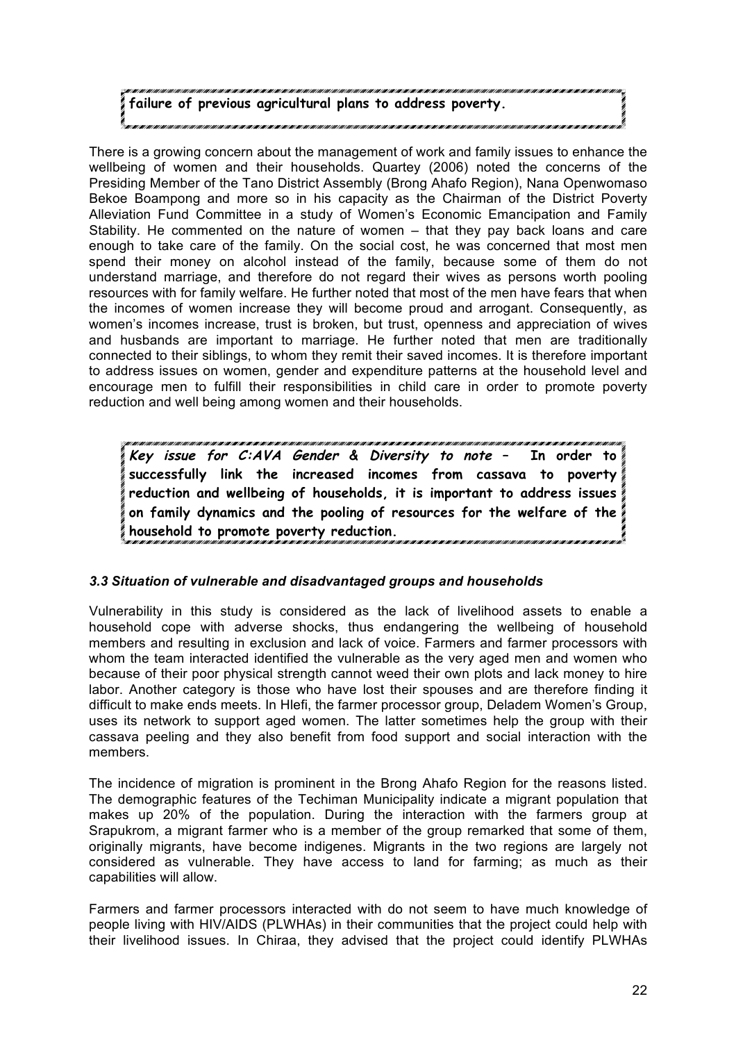**failure of previous agricultural plans to address poverty.**

There is a growing concern about the management of work and family issues to enhance the wellbeing of women and their households. Quartey (2006) noted the concerns of the Presiding Member of the Tano District Assembly (Brong Ahafo Region), Nana Openwomaso Bekoe Boampong and more so in his capacity as the Chairman of the District Poverty Alleviation Fund Committee in a study of Women's Economic Emancipation and Family Stability. He commented on the nature of women – that they pay back loans and care enough to take care of the family. On the social cost, he was concerned that most men spend their money on alcohol instead of the family, because some of them do not understand marriage, and therefore do not regard their wives as persons worth pooling resources with for family welfare. He further noted that most of the men have fears that when the incomes of women increase they will become proud and arrogant. Consequently, as women's incomes increase, trust is broken, but trust, openness and appreciation of wives and husbands are important to marriage. He further noted that men are traditionally connected to their siblings, to whom they remit their saved incomes. It is therefore important to address issues on women, gender and expenditure patterns at the household level and encourage men to fulfill their responsibilities in child care in order to promote poverty reduction and well being among women and their households.

***Key issue for C:AVA Gender & Diversity to note* – In order to successfully link the increased incomes from cassava to poverty reduction and wellbeing of households, it is important to address issues on family dynamics and the pooling of resources for the welfare of the household to promote poverty reduction.**

### *3.3 Situation of vulnerable and disadvantaged groups and households*

Vulnerability in this study is considered as the lack of livelihood assets to enable a household cope with adverse shocks, thus endangering the wellbeing of household members and resulting in exclusion and lack of voice. Farmers and farmer processors with whom the team interacted identified the vulnerable as the very aged men and women who because of their poor physical strength cannot weed their own plots and lack money to hire labor. Another category is those who have lost their spouses and are therefore finding it difficult to make ends meets. In Hlefi, the farmer processor group, Deladem Women's Group, uses its network to support aged women. The latter sometimes help the group with their cassava peeling and they also benefit from food support and social interaction with the members.

The incidence of migration is prominent in the Brong Ahafo Region for the reasons listed. The demographic features of the Techiman Municipality indicate a migrant population that makes up 20% of the population. During the interaction with the farmers group at Srapukrom, a migrant farmer who is a member of the group remarked that some of them, originally migrants, have become indigenes. Migrants in the two regions are largely not considered as vulnerable. They have access to land for farming; as much as their capabilities will allow.

Farmers and farmer processors interacted with do not seem to have much knowledge of people living with HIV/AIDS (PLWHAs) in their communities that the project could help with their livelihood issues. In Chiraa, they advised that the project could identify PLWHAs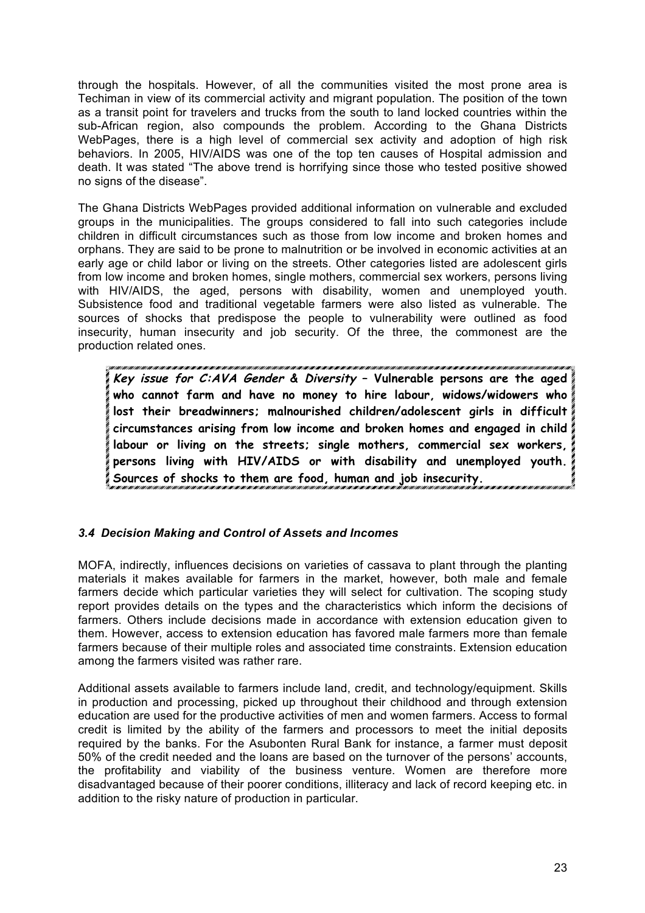through the hospitals. However, of all the communities visited the most prone area is Techiman in view of its commercial activity and migrant population. The position of the town as a transit point for travelers and trucks from the south to land locked countries within the sub-African region, also compounds the problem. According to the Ghana Districts WebPages, there is a high level of commercial sex activity and adoption of high risk behaviors. In 2005, HIV/AIDS was one of the top ten causes of Hospital admission and death. It was stated "The above trend is horrifying since those who tested positive showed no signs of the disease".

The Ghana Districts WebPages provided additional information on vulnerable and excluded groups in the municipalities. The groups considered to fall into such categories include children in difficult circumstances such as those from low income and broken homes and orphans. They are said to be prone to malnutrition or be involved in economic activities at an early age or child labor or living on the streets. Other categories listed are adolescent girls from low income and broken homes, single mothers, commercial sex workers, persons living with HIV/AIDS, the aged, persons with disability, women and unemployed youth. Subsistence food and traditional vegetable farmers were also listed as vulnerable. The sources of shocks that predispose the people to vulnerability were outlined as food insecurity, human insecurity and job security. Of the three, the commonest are the production related ones.

> ***Key issue for C:AVA Gender & Diversity* – Vulnerable persons are the aged who cannot farm and have no money to hire labour, widows/widowers who lost their breadwinners; malnourished children/adolescent girls in difficult circumstances arising from low income and broken homes and engaged in child labour or living on the streets; single mothers, commercial sex workers, persons living with HIV/AIDS or with disability and unemployed youth. Sources of shocks to them are food, human and job insecurity.**

### *3.4 Decision Making and Control of Assets and Incomes*

MOFA, indirectly, influences decisions on varieties of cassava to plant through the planting materials it makes available for farmers in the market, however, both male and female farmers decide which particular varieties they will select for cultivation. The scoping study report provides details on the types and the characteristics which inform the decisions of farmers. Others include decisions made in accordance with extension education given to them. However, access to extension education has favored male farmers more than female farmers because of their multiple roles and associated time constraints. Extension education among the farmers visited was rather rare.

Additional assets available to farmers include land, credit, and technology/equipment. Skills in production and processing, picked up throughout their childhood and through extension education are used for the productive activities of men and women farmers. Access to formal credit is limited by the ability of the farmers and processors to meet the initial deposits required by the banks. For the Asubonten Rural Bank for instance, a farmer must deposit 50% of the credit needed and the loans are based on the turnover of the persons' accounts, the profitability and viability of the business venture. Women are therefore more disadvantaged because of their poorer conditions, illiteracy and lack of record keeping etc. in addition to the risky nature of production in particular.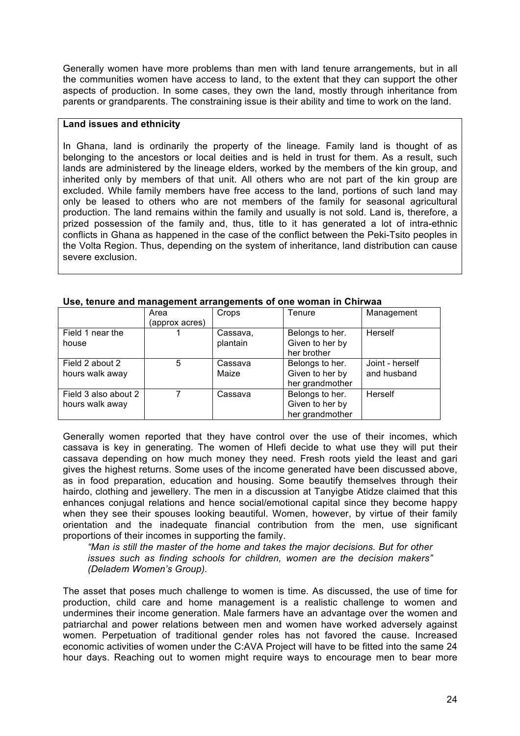Generally women have more problems than men with land tenure arrangements, but in all the communities women have access to land, to the extent that they can support the other aspects of production. In some cases, they own the land, mostly through inheritance from parents or grandparents. The constraining issue is their ability and time to work on the land.

**Land issues and ethnicity**

In Ghana, land is ordinarily the property of the lineage. Family land is thought of as belonging to the ancestors or local deities and is held in trust for them. As a result, such lands are administered by the lineage elders, worked by the members of the kin group, and inherited only by members of that unit. All others who are not part of the kin group are excluded. While family members have free access to the land, portions of such land may only be leased to others who are not members of the family for seasonal agricultural production. The land remains within the family and usually is not sold. Land is, therefore, a prized possession of the family and, thus, title to it has generated a lot of intra-ethnic conflicts in Ghana as happened in the case of the conflict between the Peki-Tsito peoples in the Volta Region. Thus, depending on the system of inheritance, land distribution can cause severe exclusion.

**Use, tenure and management arrangements of one woman in Chirwaa**

| | Area (approx acres) | Crops | Tenure | Management |
|---|---|---|---|---|
| Field 1 near the house | 1 | Cassava, plantain | Belongs to her. Given to her by her brother | Herself |
| Field 2 about 2 hours walk away | 5 | Cassava Maize | Belongs to her. Given to her by her grandmother | Joint - herself and husband |
| Field 3 also about 2 hours walk away | 7 | Cassava | Belongs to her. Given to her by her grandmother | Herself |

Generally women reported that they have control over the use of their incomes, which cassava is key in generating. The women of Hlefi decide to what use they will put their cassava depending on how much money they need. Fresh roots yield the least and gari gives the highest returns. Some uses of the income generated have been discussed above, as in food preparation, education and housing. Some beautify themselves through their hairdo, clothing and jewellery. The men in a discussion at Tanyigbe Atidze claimed that this enhances conjugal relations and hence social/emotional capital since they become happy when they see their spouses looking beautiful. Women, however, by virtue of their family orientation and the inadequate financial contribution from the men, use significant proportions of their incomes in supporting the family.

> *"Man is still the master of the home and takes the major decisions. But for other issues such as finding schools for children, women are the decision makers" (Deladem Women's Group).*

The asset that poses much challenge to women is time. As discussed, the use of time for production, child care and home management is a realistic challenge to women and undermines their income generation. Male farmers have an advantage over the women and patriarchal and power relations between men and women have worked adversely against women. Perpetuation of traditional gender roles has not favored the cause. Increased economic activities of women under the C:AVA Project will have to be fitted into the same 24 hour days. Reaching out to women might require ways to encourage men to bear more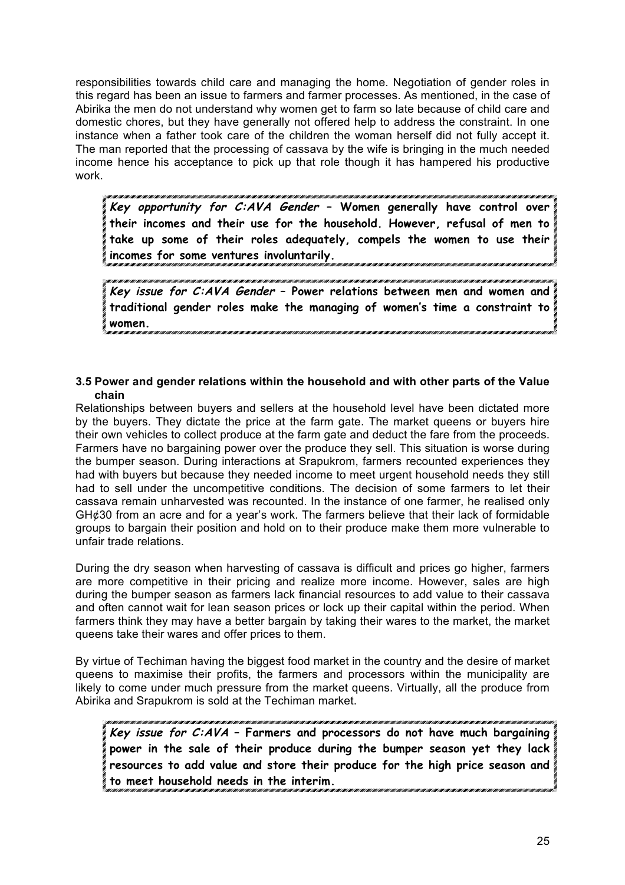responsibilities towards child care and managing the home. Negotiation of gender roles in this regard has been an issue to farmers and farmer processes. As mentioned, in the case of Abirika the men do not understand why women get to farm so late because of child care and domestic chores, but they have generally not offered help to address the constraint. In one instance when a father took care of the children the woman herself did not fully accept it. The man reported that the processing of cassava by the wife is bringing in the much needed income hence his acceptance to pick up that role though it has hampered his productive work.

> ***Key opportunity for C:AVA Gender*** **– Women generally have control over their incomes and their use for the household. However, refusal of men to take up some of their roles adequately, compels the women to use their incomes for some ventures involuntarily.**

> ***Key issue for C:AVA Gender*** **– Power relations between men and women and traditional gender roles make the managing of women's time a constraint to women.**

### 3.5 Power and gender relations within the household and with other parts of the Value chain

Relationships between buyers and sellers at the household level have been dictated more by the buyers. They dictate the price at the farm gate. The market queens or buyers hire their own vehicles to collect produce at the farm gate and deduct the fare from the proceeds. Farmers have no bargaining power over the produce they sell. This situation is worse during the bumper season. During interactions at Srapukrom, farmers recounted experiences they had with buyers but because they needed income to meet urgent household needs they still had to sell under the uncompetitive conditions. The decision of some farmers to let their cassava remain unharvested was recounted. In the instance of one farmer, he realised only GH¢30 from an acre and for a year's work. The farmers believe that their lack of formidable groups to bargain their position and hold on to their produce make them more vulnerable to unfair trade relations.

During the dry season when harvesting of cassava is difficult and prices go higher, farmers are more competitive in their pricing and realize more income. However, sales are high during the bumper season as farmers lack financial resources to add value to their cassava and often cannot wait for lean season prices or lock up their capital within the period. When farmers think they may have a better bargain by taking their wares to the market, the market queens take their wares and offer prices to them.

By virtue of Techiman having the biggest food market in the country and the desire of market queens to maximise their profits, the farmers and processors within the municipality are likely to come under much pressure from the market queens. Virtually, all the produce from Abirika and Srapukrom is sold at the Techiman market.

> ***Key issue for C:AVA*** **– Farmers and processors do not have much bargaining power in the sale of their produce during the bumper season yet they lack resources to add value and store their produce for the high price season and to meet household needs in the interim.**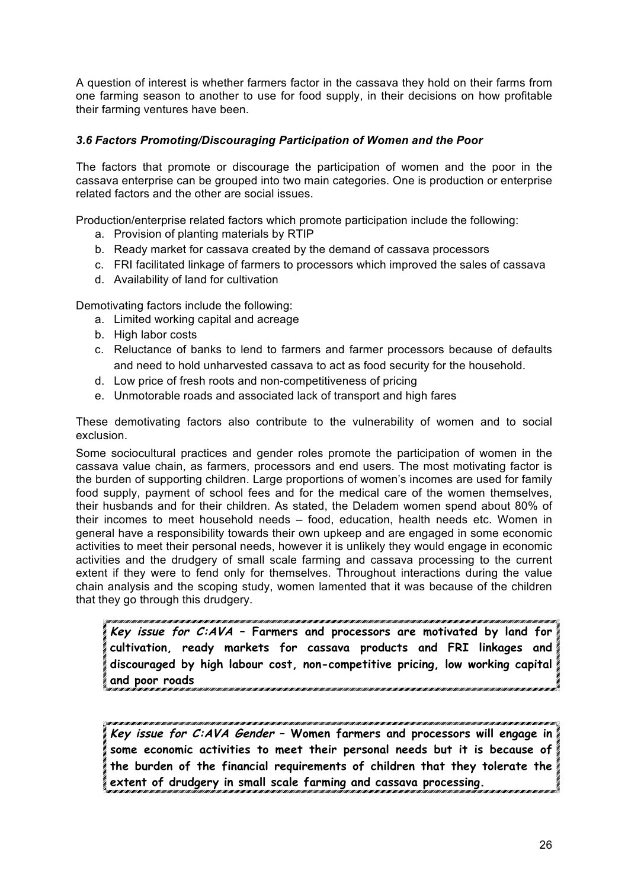A question of interest is whether farmers factor in the cassava they hold on their farms from one farming season to another to use for food supply, in their decisions on how profitable their farming ventures have been.

### *3.6 Factors Promoting/Discouraging Participation of Women and the Poor*

The factors that promote or discourage the participation of women and the poor in the cassava enterprise can be grouped into two main categories. One is production or enterprise related factors and the other are social issues.

Production/enterprise related factors which promote participation include the following:

a. Provision of planting materials by RTIP
b. Ready market for cassava created by the demand of cassava processors
c. FRI facilitated linkage of farmers to processors which improved the sales of cassava
d. Availability of land for cultivation

Demotivating factors include the following:

a. Limited working capital and acreage
b. High labor costs
c. Reluctance of banks to lend to farmers and farmer processors because of defaults and need to hold unharvested cassava to act as food security for the household.
d. Low price of fresh roots and non-competitiveness of pricing
e. Unmotorable roads and associated lack of transport and high fares

These demotivating factors also contribute to the vulnerability of women and to social exclusion.

Some sociocultural practices and gender roles promote the participation of women in the cassava value chain, as farmers, processors and end users. The most motivating factor is the burden of supporting children. Large proportions of women's incomes are used for family food supply, payment of school fees and for the medical care of the women themselves, their husbands and for their children. As stated, the Deladem women spend about 80% of their incomes to meet household needs – food, education, health needs etc. Women in general have a responsibility towards their own upkeep and are engaged in some economic activities to meet their personal needs, however it is unlikely they would engage in economic activities and the drudgery of small scale farming and cassava processing to the current extent if they were to fend only for themselves. Throughout interactions during the value chain analysis and the scoping study, women lamented that it was because of the children that they go through this drudgery.

> ***Key issue for C:AVA*** **– Farmers and processors are motivated by land for cultivation, ready markets for cassava products and FRI linkages and discouraged by high labour cost, non-competitive pricing, low working capital and poor roads**

> ***Key issue for C:AVA Gender*** **– Women farmers and processors will engage in some economic activities to meet their personal needs but it is because of the burden of the financial requirements of children that they tolerate the extent of drudgery in small scale farming and cassava processing.**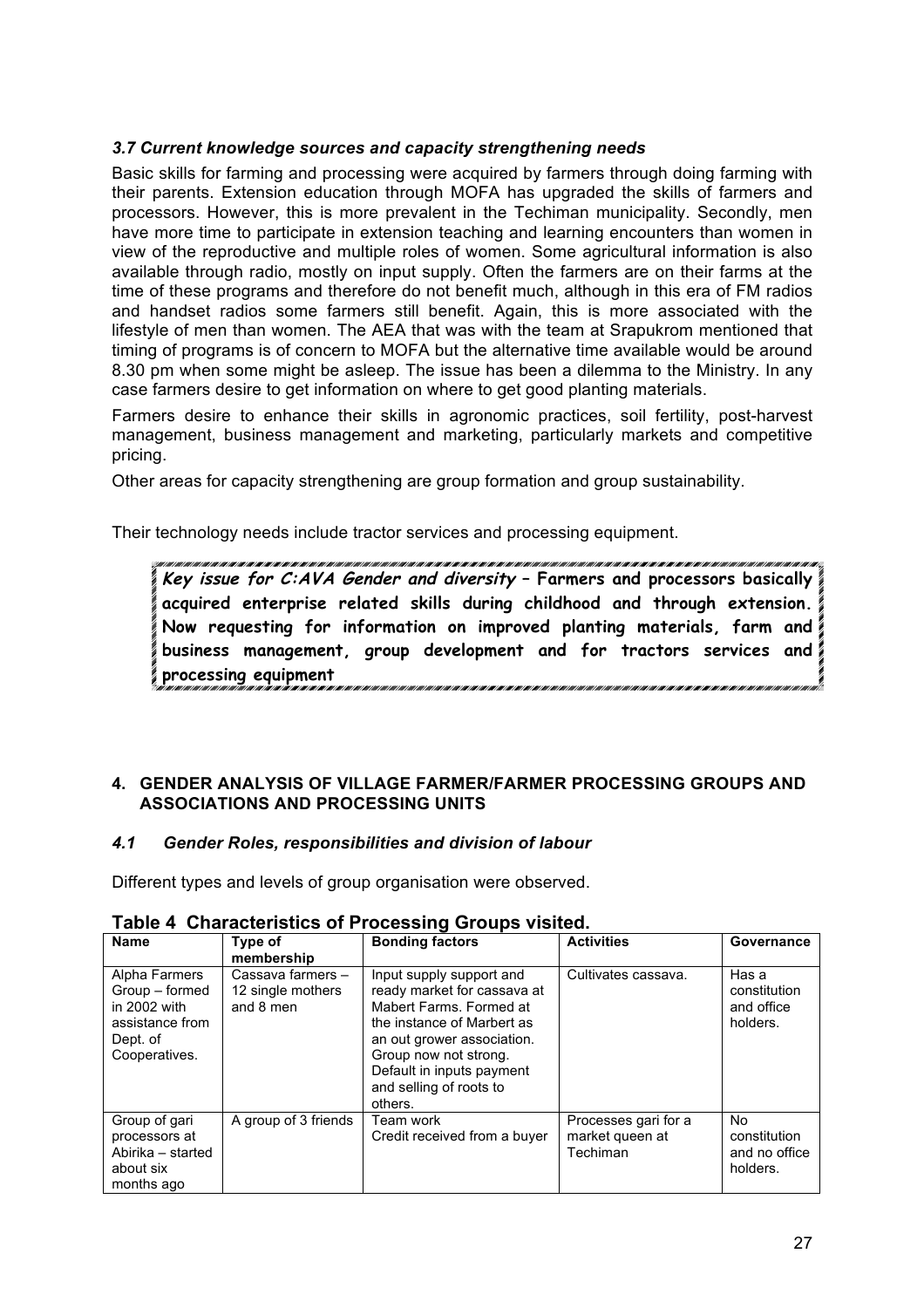### *3.7 Current knowledge sources and capacity strengthening needs*

Basic skills for farming and processing were acquired by farmers through doing farming with their parents. Extension education through MOFA has upgraded the skills of farmers and processors. However, this is more prevalent in the Techiman municipality. Secondly, men have more time to participate in extension teaching and learning encounters than women in view of the reproductive and multiple roles of women. Some agricultural information is also available through radio, mostly on input supply. Often the farmers are on their farms at the time of these programs and therefore do not benefit much, although in this era of FM radios and handset radios some farmers still benefit. Again, this is more associated with the lifestyle of men than women. The AEA that was with the team at Srapukrom mentioned that timing of programs is of concern to MOFA but the alternative time available would be around 8.30 pm when some might be asleep. The issue has been a dilemma to the Ministry. In any case farmers desire to get information on where to get good planting materials.

Farmers desire to enhance their skills in agronomic practices, soil fertility, post-harvest management, business management and marketing, particularly markets and competitive pricing.

Other areas for capacity strengthening are group formation and group sustainability.

Their technology needs include tractor services and processing equipment.

> ***Key issue for C:AVA Gender and diversity* – Farmers and processors basically acquired enterprise related skills during childhood and through extension. Now requesting for information on improved planting materials, farm and business management, group development and for tractors services and processing equipment**

## 4. GENDER ANALYSIS OF VILLAGE FARMER/FARMER PROCESSING GROUPS AND ASSOCIATIONS AND PROCESSING UNITS

### *4.1 Gender Roles, responsibilities and division of labour*

Different types and levels of group organisation were observed.

**Table 4 Characteristics of Processing Groups visited.**

| Name | Type of membership | Bonding factors | Activities | Governance |
|---|---|---|---|---|
| Alpha Farmers Group – formed in 2002 with assistance from Dept. of Cooperatives. | Cassava farmers – 12 single mothers and 8 men | Input supply support and ready market for cassava at Mabert Farms. Formed at the instance of Marbert as an out grower association. Group now not strong. Default in inputs payment and selling of roots to others. | Cultivates cassava. | Has a constitution and office holders. |
| Group of gari processors at Abirika – started about six months ago | A group of 3 friends | Team work<br>Credit received from a buyer | Processes gari for a market queen at Techiman | No constitution and no office holders. |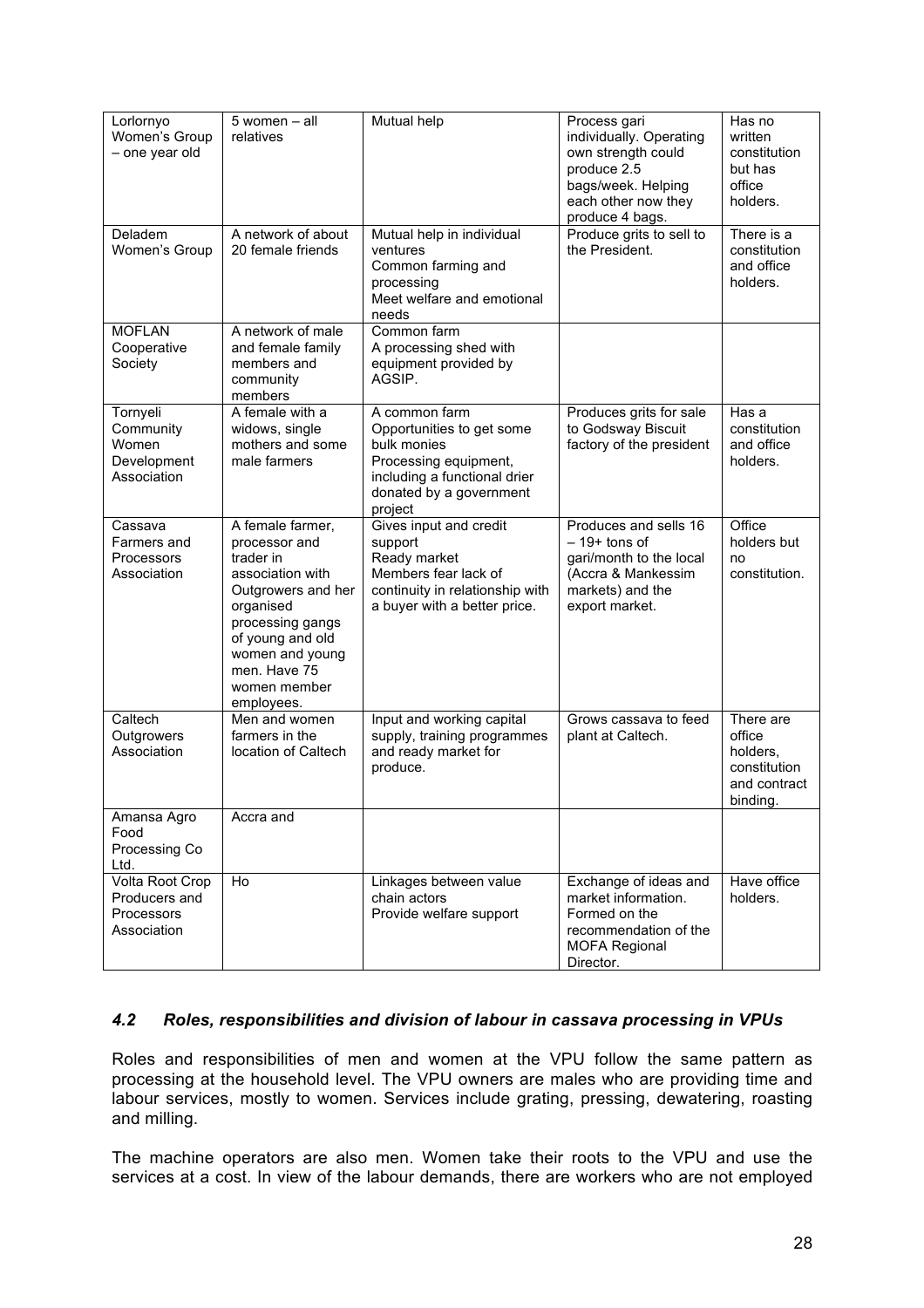| | | | | |
|---|---|---|---|---|
| Lorlornyo Women's Group – one year old | 5 women – all relatives | Mutual help | Process gari individually. Operating own strength could produce 2.5 bags/week. Helping each other now they produce 4 bags. | Has no written constitution but has office holders. |
| Deladem Women's Group | A network of about 20 female friends | Mutual help in individual ventures<br>Common farming and processing<br>Meet welfare and emotional needs | Produce grits to sell to the President. | There is a constitution and office holders. |
| MOFLAN Cooperative Society | A network of male and female family members and community members | Common farm<br>A processing shed with equipment provided by AGSIP. | | |
| Tornyeli Community Women Development Association | A female with a widows, single mothers and some male farmers | A common farm<br>Opportunities to get some bulk monies<br>Processing equipment, including a functional drier donated by a government project | Produces grits for sale to Godsway Biscuit factory of the president | Has a constitution and office holders. |
| Cassava Farmers and Processors Association | A female farmer, processor and trader in association with Outgrowers and her organised processing gangs of young and old women and young men. Have 75 women member employees. | Gives input and credit support<br>Ready market<br>Members fear lack of continuity in relationship with a buyer with a better price. | Produces and sells 16 – 19+ tons of gari/month to the local (Accra & Mankessim markets) and the export market. | Office holders but no constitution. |
| Caltech Outgrowers Association | Men and women farmers in the location of Caltech | Input and working capital supply, training programmes and ready market for produce. | Grows cassava to feed plant at Caltech. | There are office holders, constitution and contract binding. |
| Amansa Agro Food Processing Co Ltd. | Accra and | | | |
| Volta Root Crop Producers and Processors Association | Ho | Linkages between value chain actors<br>Provide welfare support | Exchange of ideas and market information. Formed on the recommendation of the MOFA Regional Director. | Have office holders. |

### *4.2 Roles, responsibilities and division of labour in cassava processing in VPUs*

Roles and responsibilities of men and women at the VPU follow the same pattern as processing at the household level. The VPU owners are males who are providing time and labour services, mostly to women. Services include grating, pressing, dewatering, roasting and milling.

The machine operators are also men. Women take their roots to the VPU and use the services at a cost. In view of the labour demands, there are workers who are not employed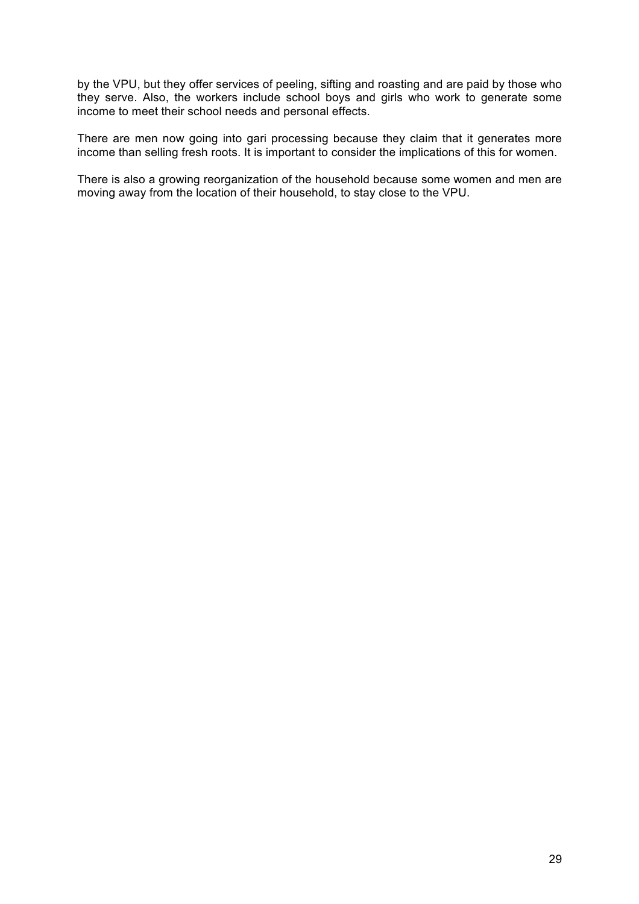by the VPU, but they offer services of peeling, sifting and roasting and are paid by those who they serve. Also, the workers include school boys and girls who work to generate some income to meet their school needs and personal effects.

There are men now going into gari processing because they claim that it generates more income than selling fresh roots. It is important to consider the implications of this for women.

There is also a growing reorganization of the household because some women and men are moving away from the location of their household, to stay close to the VPU.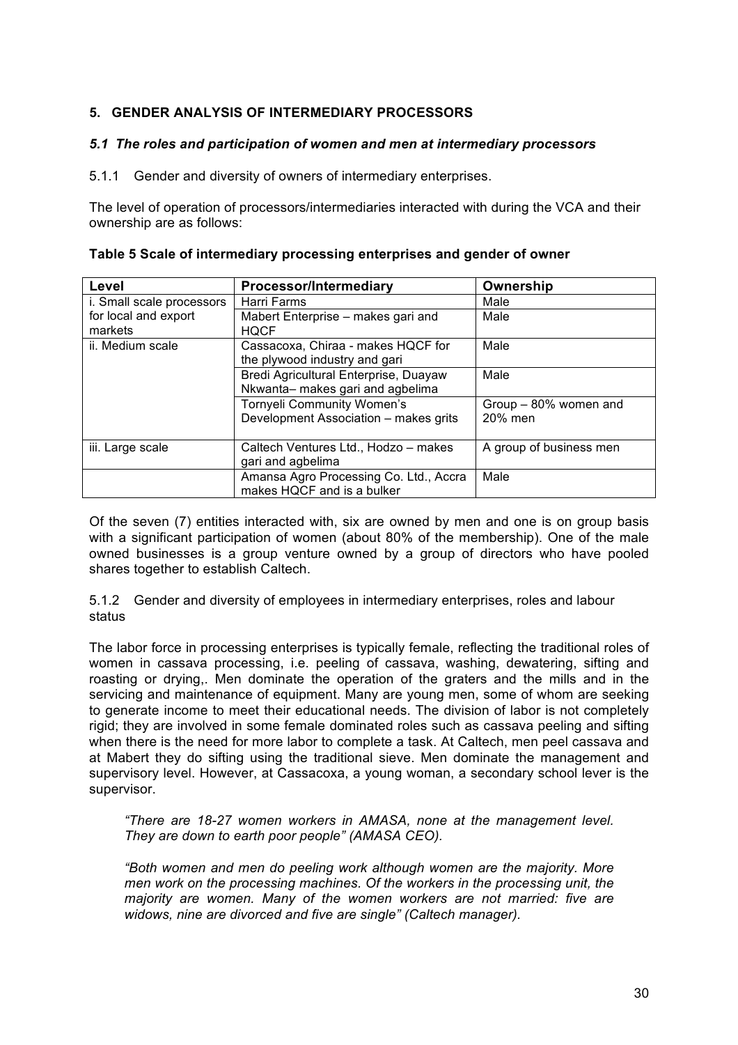## 5. GENDER ANALYSIS OF INTERMEDIARY PROCESSORS

### *5.1 The roles and participation of women and men at intermediary processors*

5.1.1 Gender and diversity of owners of intermediary enterprises.

The level of operation of processors/intermediaries interacted with during the VCA and their ownership are as follows:

**Table 5 Scale of intermediary processing enterprises and gender of owner**

| Level | Processor/Intermediary | Ownership |
|---|---|---|
| i. Small scale processors for local and export markets | Harri Farms | Male |
| | Mabert Enterprise – makes gari and HQCF | Male |
| ii. Medium scale | Cassacoxa, Chiraa - makes HQCF for the plywood industry and gari | Male |
| | Bredi Agricultural Enterprise, Duayaw Nkwanta– makes gari and agbelima | Male |
| | Tornyeli Community Women's Development Association – makes grits | Group – 80% women and 20% men |
| iii. Large scale | Caltech Ventures Ltd., Hodzo – makes gari and agbelima | A group of business men |
| | Amansa Agro Processing Co. Ltd., Accra makes HQCF and is a bulker | Male |

Of the seven (7) entities interacted with, six are owned by men and one is on group basis with a significant participation of women (about 80% of the membership). One of the male owned businesses is a group venture owned by a group of directors who have pooled shares together to establish Caltech.

5.1.2 Gender and diversity of employees in intermediary enterprises, roles and labour status

The labor force in processing enterprises is typically female, reflecting the traditional roles of women in cassava processing, i.e. peeling of cassava, washing, dewatering, sifting and roasting or drying,. Men dominate the operation of the graters and the mills and in the servicing and maintenance of equipment. Many are young men, some of whom are seeking to generate income to meet their educational needs. The division of labor is not completely rigid; they are involved in some female dominated roles such as cassava peeling and sifting when there is the need for more labor to complete a task. At Caltech, men peel cassava and at Mabert they do sifting using the traditional sieve. Men dominate the management and supervisory level. However, at Cassacoxa, a young woman, a secondary school lever is the supervisor.

> *"There are 18-27 women workers in AMASA, none at the management level. They are down to earth poor people" (AMASA CEO).*

> *"Both women and men do peeling work although women are the majority. More men work on the processing machines. Of the workers in the processing unit, the majority are women. Many of the women workers are not married: five are widows, nine are divorced and five are single" (Caltech manager).*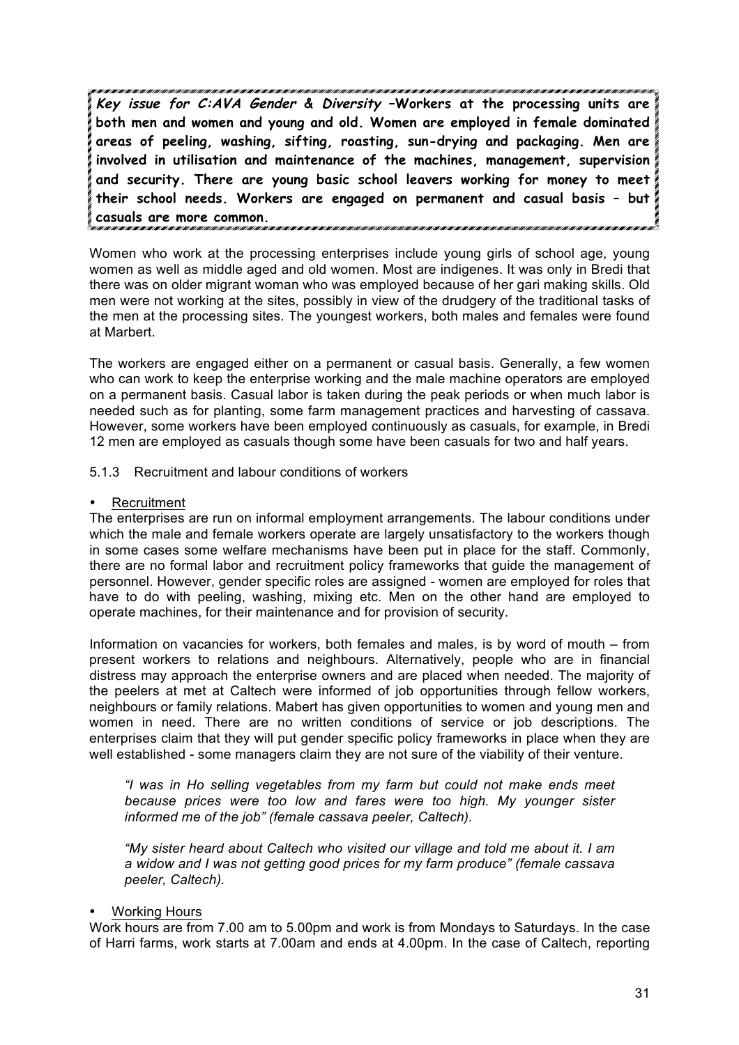***Key issue for C:AVA Gender & Diversity* –Workers at the processing units are both men and women and young and old. Women are employed in female dominated areas of peeling, washing, sifting, roasting, sun-drying and packaging. Men are involved in utilisation and maintenance of the machines, management, supervision and security. There are young basic school leavers working for money to meet their school needs. Workers are engaged on permanent and casual basis – but casuals are more common.**

Women who work at the processing enterprises include young girls of school age, young women as well as middle aged and old women. Most are indigenes. It was only in Bredi that there was on older migrant woman who was employed because of her gari making skills. Old men were not working at the sites, possibly in view of the drudgery of the traditional tasks of the men at the processing sites. The youngest workers, both males and females were found at Marbert.

The workers are engaged either on a permanent or casual basis. Generally, a few women who can work to keep the enterprise working and the male machine operators are employed on a permanent basis. Casual labor is taken during the peak periods or when much labor is needed such as for planting, some farm management practices and harvesting of cassava. However, some workers have been employed continuously as casuals, for example, in Bredi 12 men are employed as casuals though some have been casuals for two and half years.

5.1.3 Recruitment and labour conditions of workers

- Recruitment

The enterprises are run on informal employment arrangements. The labour conditions under which the male and female workers operate are largely unsatisfactory to the workers though in some cases some welfare mechanisms have been put in place for the staff. Commonly, there are no formal labor and recruitment policy frameworks that guide the management of personnel. However, gender specific roles are assigned - women are employed for roles that have to do with peeling, washing, mixing etc. Men on the other hand are employed to operate machines, for their maintenance and for provision of security.

Information on vacancies for workers, both females and males, is by word of mouth – from present workers to relations and neighbours. Alternatively, people who are in financial distress may approach the enterprise owners and are placed when needed. The majority of the peelers at met at Caltech were informed of job opportunities through fellow workers, neighbours or family relations. Mabert has given opportunities to women and young men and women in need. There are no written conditions of service or job descriptions. The enterprises claim that they will put gender specific policy frameworks in place when they are well established - some managers claim they are not sure of the viability of their venture.

> *"I was in Ho selling vegetables from my farm but could not make ends meet because prices were too low and fares were too high. My younger sister informed me of the job" (female cassava peeler, Caltech).*

> *"My sister heard about Caltech who visited our village and told me about it. I am a widow and I was not getting good prices for my farm produce" (female cassava peeler, Caltech).*

- Working Hours

Work hours are from 7.00 am to 5.00pm and work is from Mondays to Saturdays. In the case of Harri farms, work starts at 7.00am and ends at 4.00pm. In the case of Caltech, reporting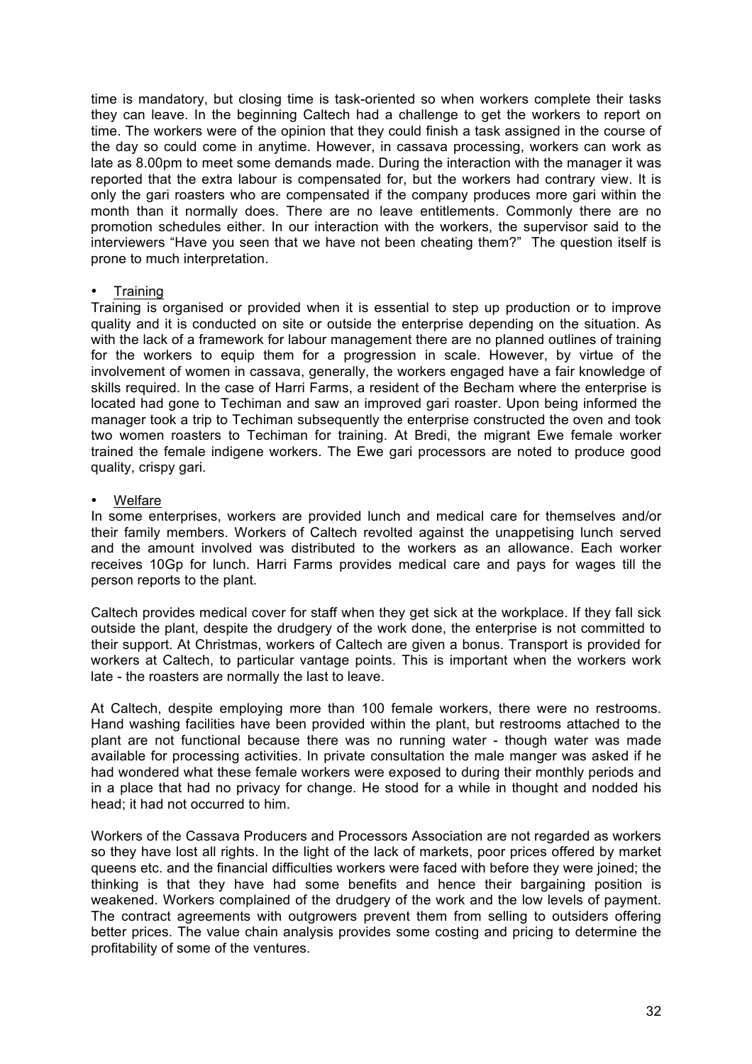time is mandatory, but closing time is task-oriented so when workers complete their tasks they can leave. In the beginning Caltech had a challenge to get the workers to report on time. The workers were of the opinion that they could finish a task assigned in the course of the day so could come in anytime. However, in cassava processing, workers can work as late as 8.00pm to meet some demands made. During the interaction with the manager it was reported that the extra labour is compensated for, but the workers had contrary view. It is only the gari roasters who are compensated if the company produces more gari within the month than it normally does. There are no leave entitlements. Commonly there are no promotion schedules either. In our interaction with the workers, the supervisor said to the interviewers "Have you seen that we have not been cheating them?" The question itself is prone to much interpretation.

- Training

Training is organised or provided when it is essential to step up production or to improve quality and it is conducted on site or outside the enterprise depending on the situation. As with the lack of a framework for labour management there are no planned outlines of training for the workers to equip them for a progression in scale. However, by virtue of the involvement of women in cassava, generally, the workers engaged have a fair knowledge of skills required. In the case of Harri Farms, a resident of the Becham where the enterprise is located had gone to Techiman and saw an improved gari roaster. Upon being informed the manager took a trip to Techiman subsequently the enterprise constructed the oven and took two women roasters to Techiman for training. At Bredi, the migrant Ewe female worker trained the female indigene workers. The Ewe gari processors are noted to produce good quality, crispy gari.

- Welfare

In some enterprises, workers are provided lunch and medical care for themselves and/or their family members. Workers of Caltech revolted against the unappetising lunch served and the amount involved was distributed to the workers as an allowance. Each worker receives 10Gp for lunch. Harri Farms provides medical care and pays for wages till the person reports to the plant.

Caltech provides medical cover for staff when they get sick at the workplace. If they fall sick outside the plant, despite the drudgery of the work done, the enterprise is not committed to their support. At Christmas, workers of Caltech are given a bonus. Transport is provided for workers at Caltech, to particular vantage points. This is important when the workers work late - the roasters are normally the last to leave.

At Caltech, despite employing more than 100 female workers, there were no restrooms. Hand washing facilities have been provided within the plant, but restrooms attached to the plant are not functional because there was no running water - though water was made available for processing activities. In private consultation the male manger was asked if he had wondered what these female workers were exposed to during their monthly periods and in a place that had no privacy for change. He stood for a while in thought and nodded his head; it had not occurred to him.

Workers of the Cassava Producers and Processors Association are not regarded as workers so they have lost all rights. In the light of the lack of markets, poor prices offered by market queens etc. and the financial difficulties workers were faced with before they were joined; the thinking is that they have had some benefits and hence their bargaining position is weakened. Workers complained of the drudgery of the work and the low levels of payment. The contract agreements with outgrowers prevent them from selling to outsiders offering better prices. The value chain analysis provides some costing and pricing to determine the profitability of some of the ventures.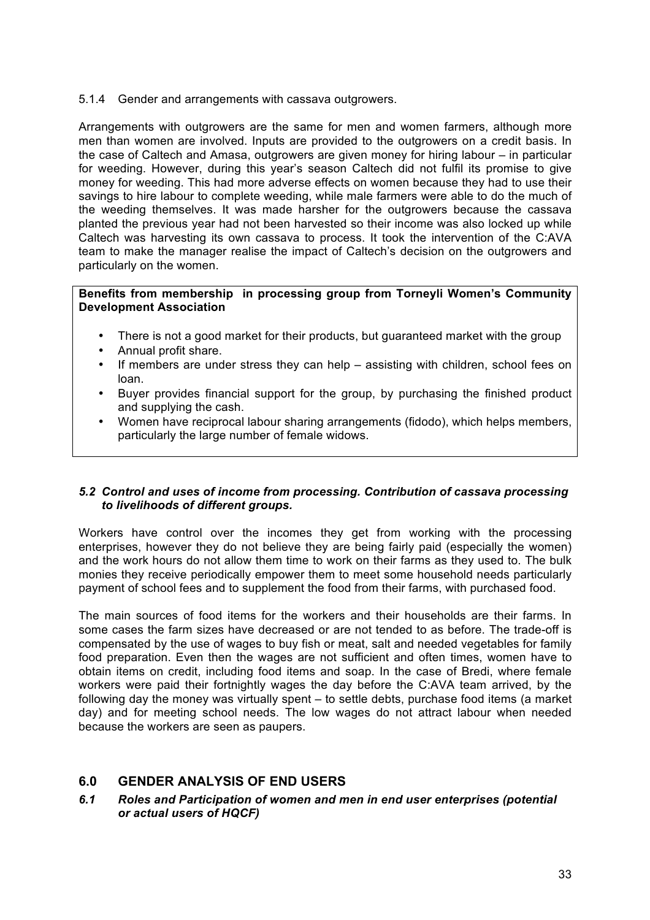#### 5.1.4 Gender and arrangements with cassava outgrowers.

Arrangements with outgrowers are the same for men and women farmers, although more men than women are involved. Inputs are provided to the outgrowers on a credit basis. In the case of Caltech and Amasa, outgrowers are given money for hiring labour – in particular for weeding. However, during this year's season Caltech did not fulfil its promise to give money for weeding. This had more adverse effects on women because they had to use their savings to hire labour to complete weeding, while male farmers were able to do the much of the weeding themselves. It was made harsher for the outgrowers because the cassava planted the previous year had not been harvested so their income was also locked up while Caltech was harvesting its own cassava to process. It took the intervention of the C:AVA team to make the manager realise the impact of Caltech's decision on the outgrowers and particularly on the women.

**Benefits from membership in processing group from Torneyli Women's Community Development Association**

- There is not a good market for their products, but guaranteed market with the group
- Annual profit share.
- If members are under stress they can help – assisting with children, school fees on loan.
- Buyer provides financial support for the group, by purchasing the finished product and supplying the cash.
- Women have reciprocal labour sharing arrangements (fidodo), which helps members, particularly the large number of female widows.

### *5.2 Control and uses of income from processing. Contribution of cassava processing to livelihoods of different groups.*

Workers have control over the incomes they get from working with the processing enterprises, however they do not believe they are being fairly paid (especially the women) and the work hours do not allow them time to work on their farms as they used to. The bulk monies they receive periodically empower them to meet some household needs particularly payment of school fees and to supplement the food from their farms, with purchased food.

The main sources of food items for the workers and their households are their farms. In some cases the farm sizes have decreased or are not tended to as before. The trade-off is compensated by the use of wages to buy fish or meat, salt and needed vegetables for family food preparation. Even then the wages are not sufficient and often times, women have to obtain items on credit, including food items and soap. In the case of Bredi, where female workers were paid their fortnightly wages the day before the C:AVA team arrived, by the following day the money was virtually spent – to settle debts, purchase food items (a market day) and for meeting school needs. The low wages do not attract labour when needed because the workers are seen as paupers.

## 6.0 GENDER ANALYSIS OF END USERS

### *6.1 Roles and Participation of women and men in end user enterprises (potential or actual users of HQCF)*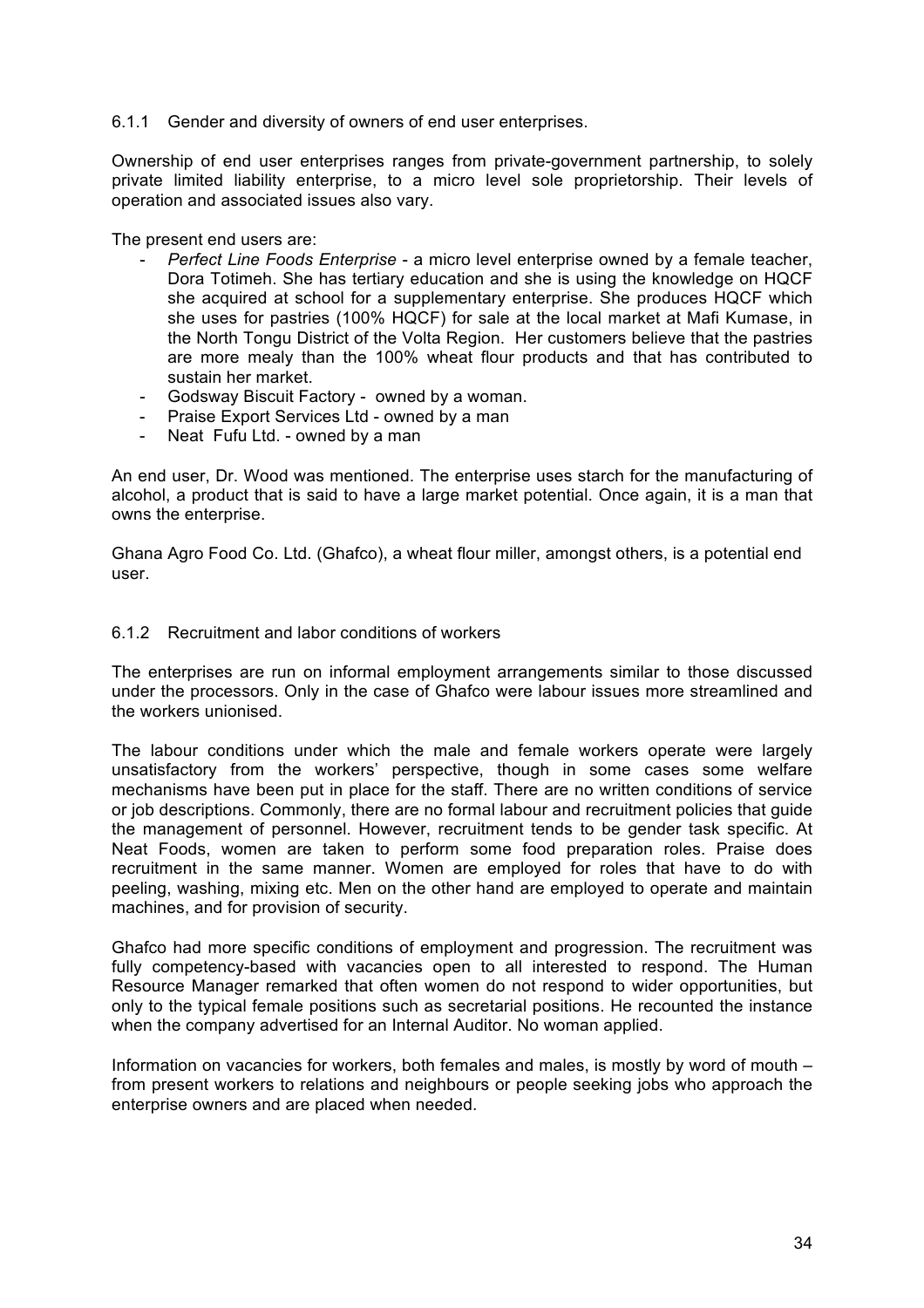#### 6.1.1 Gender and diversity of owners of end user enterprises.

Ownership of end user enterprises ranges from private-government partnership, to solely private limited liability enterprise, to a micro level sole proprietorship. Their levels of operation and associated issues also vary.

The present end users are:

- *Perfect Line Foods Enterprise* - a micro level enterprise owned by a female teacher, Dora Totimeh. She has tertiary education and she is using the knowledge on HQCF she acquired at school for a supplementary enterprise. She produces HQCF which she uses for pastries (100% HQCF) for sale at the local market at Mafi Kumase, in the North Tongu District of the Volta Region. Her customers believe that the pastries are more mealy than the 100% wheat flour products and that has contributed to sustain her market.
- Godsway Biscuit Factory - owned by a woman.
- Praise Export Services Ltd - owned by a man
- Neat Fufu Ltd. - owned by a man

An end user, Dr. Wood was mentioned. The enterprise uses starch for the manufacturing of alcohol, a product that is said to have a large market potential. Once again, it is a man that owns the enterprise.

Ghana Agro Food Co. Ltd. (Ghafco), a wheat flour miller, amongst others, is a potential end user.

#### 6.1.2 Recruitment and labor conditions of workers

The enterprises are run on informal employment arrangements similar to those discussed under the processors. Only in the case of Ghafco were labour issues more streamlined and the workers unionised.

The labour conditions under which the male and female workers operate were largely unsatisfactory from the workers' perspective, though in some cases some welfare mechanisms have been put in place for the staff. There are no written conditions of service or job descriptions. Commonly, there are no formal labour and recruitment policies that guide the management of personnel. However, recruitment tends to be gender task specific. At Neat Foods, women are taken to perform some food preparation roles. Praise does recruitment in the same manner. Women are employed for roles that have to do with peeling, washing, mixing etc. Men on the other hand are employed to operate and maintain machines, and for provision of security.

Ghafco had more specific conditions of employment and progression. The recruitment was fully competency-based with vacancies open to all interested to respond. The Human Resource Manager remarked that often women do not respond to wider opportunities, but only to the typical female positions such as secretarial positions. He recounted the instance when the company advertised for an Internal Auditor. No woman applied.

Information on vacancies for workers, both females and males, is mostly by word of mouth – from present workers to relations and neighbours or people seeking jobs who approach the enterprise owners and are placed when needed.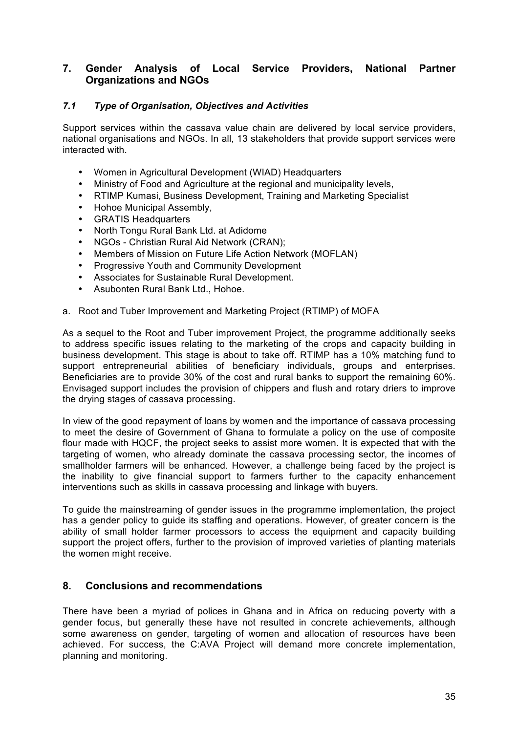## 7. Gender Analysis of Local Service Providers, National Partner Organizations and NGOs

### *7.1 Type of Organisation, Objectives and Activities*

Support services within the cassava value chain are delivered by local service providers, national organisations and NGOs. In all, 13 stakeholders that provide support services were interacted with.

- Women in Agricultural Development (WIAD) Headquarters
- Ministry of Food and Agriculture at the regional and municipality levels,
- RTIMP Kumasi, Business Development, Training and Marketing Specialist
- Hohoe Municipal Assembly,
- GRATIS Headquarters
- North Tongu Rural Bank Ltd. at Adidome
- NGOs - Christian Rural Aid Network (CRAN);
- Members of Mission on Future Life Action Network (MOFLAN)
- Progressive Youth and Community Development
- Associates for Sustainable Rural Development.
- Asubonten Rural Bank Ltd., Hohoe.

a. Root and Tuber Improvement and Marketing Project (RTIMP) of MOFA

As a sequel to the Root and Tuber improvement Project, the programme additionally seeks to address specific issues relating to the marketing of the crops and capacity building in business development. This stage is about to take off. RTIMP has a 10% matching fund to support entrepreneurial abilities of beneficiary individuals, groups and enterprises. Beneficiaries are to provide 30% of the cost and rural banks to support the remaining 60%. Envisaged support includes the provision of chippers and flush and rotary driers to improve the drying stages of cassava processing.

In view of the good repayment of loans by women and the importance of cassava processing to meet the desire of Government of Ghana to formulate a policy on the use of composite flour made with HQCF, the project seeks to assist more women. It is expected that with the targeting of women, who already dominate the cassava processing sector, the incomes of smallholder farmers will be enhanced. However, a challenge being faced by the project is the inability to give financial support to farmers further to the capacity enhancement interventions such as skills in cassava processing and linkage with buyers.

To guide the mainstreaming of gender issues in the programme implementation, the project has a gender policy to guide its staffing and operations. However, of greater concern is the ability of small holder farmer processors to access the equipment and capacity building support the project offers, further to the provision of improved varieties of planting materials the women might receive.

## 8. Conclusions and recommendations

There have been a myriad of polices in Ghana and in Africa on reducing poverty with a gender focus, but generally these have not resulted in concrete achievements, although some awareness on gender, targeting of women and allocation of resources have been achieved. For success, the C:AVA Project will demand more concrete implementation, planning and monitoring.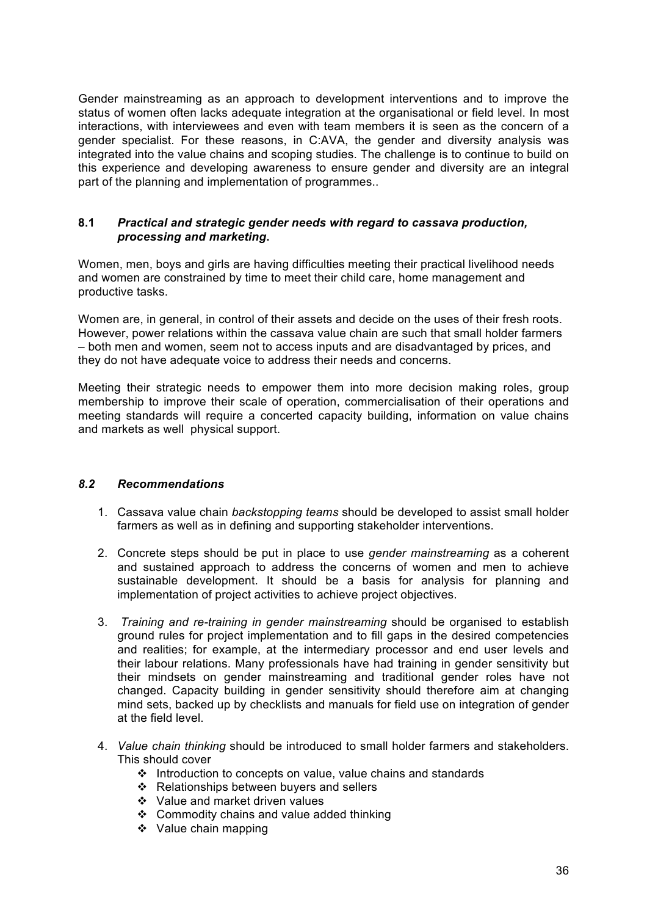Gender mainstreaming as an approach to development interventions and to improve the status of women often lacks adequate integration at the organisational or field level. In most interactions, with interviewees and even with team members it is seen as the concern of a gender specialist. For these reasons, in C:AVA, the gender and diversity analysis was integrated into the value chains and scoping studies. The challenge is to continue to build on this experience and developing awareness to ensure gender and diversity are an integral part of the planning and implementation of programmes..

### 8.1 *Practical and strategic gender needs with regard to cassava production, processing and marketing.*

Women, men, boys and girls are having difficulties meeting their practical livelihood needs and women are constrained by time to meet their child care, home management and productive tasks.

Women are, in general, in control of their assets and decide on the uses of their fresh roots. However, power relations within the cassava value chain are such that small holder farmers – both men and women, seem not to access inputs and are disadvantaged by prices, and they do not have adequate voice to address their needs and concerns.

Meeting their strategic needs to empower them into more decision making roles, group membership to improve their scale of operation, commercialisation of their operations and meeting standards will require a concerted capacity building, information on value chains and markets as well physical support.

### *8.2 Recommendations*

1. Cassava value chain *backstopping teams* should be developed to assist small holder farmers as well as in defining and supporting stakeholder interventions.

2. Concrete steps should be put in place to use *gender mainstreaming* as a coherent and sustained approach to address the concerns of women and men to achieve sustainable development. It should be a basis for analysis for planning and implementation of project activities to achieve project objectives.

3. *Training and re-training in gender mainstreaming* should be organised to establish ground rules for project implementation and to fill gaps in the desired competencies and realities; for example, at the intermediary processor and end user levels and their labour relations. Many professionals have had training in gender sensitivity but their mindsets on gender mainstreaming and traditional gender roles have not changed. Capacity building in gender sensitivity should therefore aim at changing mind sets, backed up by checklists and manuals for field use on integration of gender at the field level.

4. *Value chain thinking* should be introduced to small holder farmers and stakeholders. This should cover
   - Introduction to concepts on value, value chains and standards
   - Relationships between buyers and sellers
   - Value and market driven values
   - Commodity chains and value added thinking
   - Value chain mapping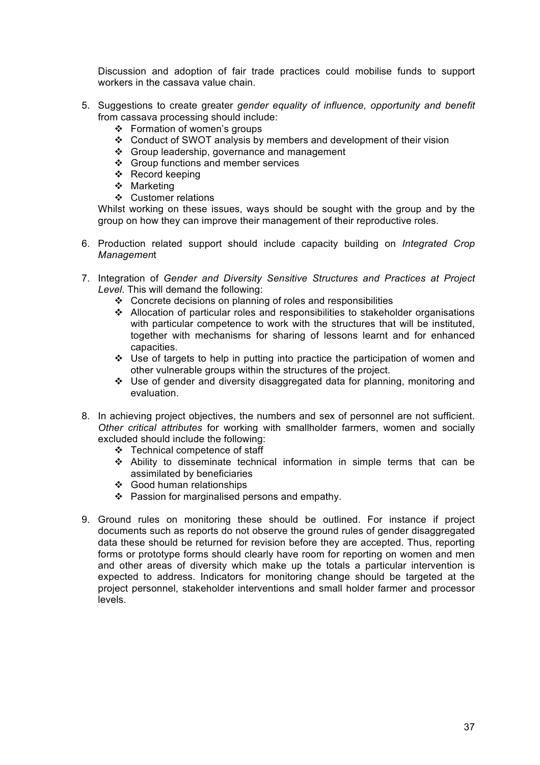Discussion and adoption of fair trade practices could mobilise funds to support workers in the cassava value chain.

5. Suggestions to create greater *gender equality of influence, opportunity and benefit* from cassava processing should include:
   - Formation of women's groups
   - Conduct of SWOT analysis by members and development of their vision
   - Group leadership, governance and management
   - Group functions and member services
   - Record keeping
   - Marketing
   - Customer relations

   Whilst working on these issues, ways should be sought with the group and by the group on how they can improve their management of their reproductive roles.

6. Production related support should include capacity building on *Integrated Crop Managemen*t

7. Integration of *Gender and Diversity Sensitive Structures and Practices at Project Level*. This will demand the following:
   - Concrete decisions on planning of roles and responsibilities
   - Allocation of particular roles and responsibilities to stakeholder organisations with particular competence to work with the structures that will be instituted, together with mechanisms for sharing of lessons learnt and for enhanced capacities.
   - Use of targets to help in putting into practice the participation of women and other vulnerable groups within the structures of the project.
   - Use of gender and diversity disaggregated data for planning, monitoring and evaluation.

8. In achieving project objectives, the numbers and sex of personnel are not sufficient. *Other critical attributes* for working with smallholder farmers, women and socially excluded should include the following:
   - Technical competence of staff
   - Ability to disseminate technical information in simple terms that can be assimilated by beneficiaries
   - Good human relationships
   - Passion for marginalised persons and empathy.

9. Ground rules on monitoring these should be outlined. For instance if project documents such as reports do not observe the ground rules of gender disaggregated data these should be returned for revision before they are accepted. Thus, reporting forms or prototype forms should clearly have room for reporting on women and men and other areas of diversity which make up the totals a particular intervention is expected to address. Indicators for monitoring change should be targeted at the project personnel, stakeholder interventions and small holder farmer and processor levels.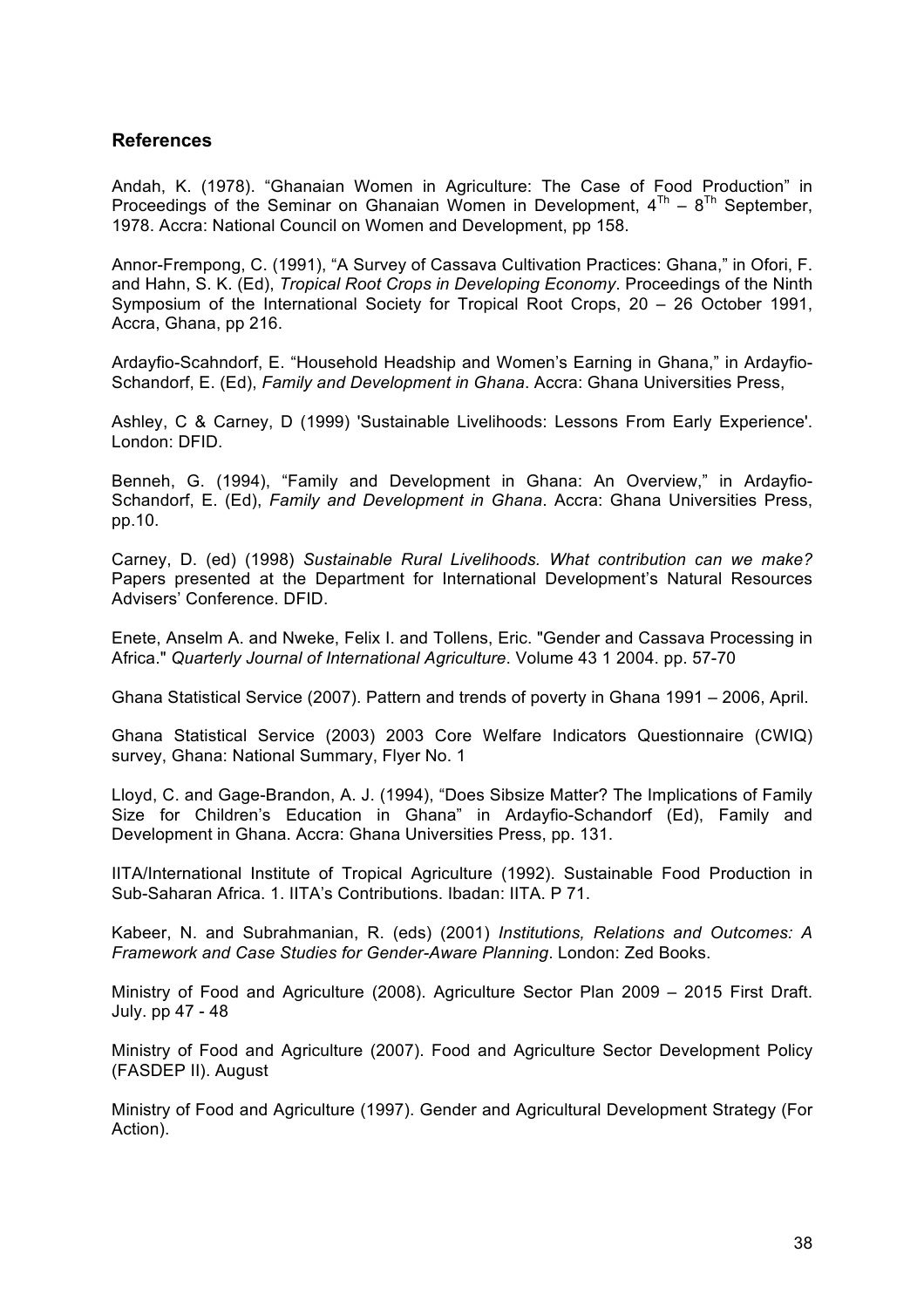## References

Andah, K. (1978). "Ghanaian Women in Agriculture: The Case of Food Production" in Proceedings of the Seminar on Ghanaian Women in Development, $4^{Th}$ – $8^{Th}$ September, 1978. Accra: National Council on Women and Development, pp 158.

Annor-Frempong, C. (1991), "A Survey of Cassava Cultivation Practices: Ghana," in Ofori, F. and Hahn, S. K. (Ed), *Tropical Root Crops in Developing Economy*. Proceedings of the Ninth Symposium of the International Society for Tropical Root Crops, 20 – 26 October 1991, Accra, Ghana, pp 216.

Ardayfio-Scahndorf, E. "Household Headship and Women's Earning in Ghana," in Ardayfio-Schandorf, E. (Ed), *Family and Development in Ghana*. Accra: Ghana Universities Press,

Ashley, C & Carney, D (1999) 'Sustainable Livelihoods: Lessons From Early Experience'. London: DFID.

Benneh, G. (1994), "Family and Development in Ghana: An Overview," in Ardayfio-Schandorf, E. (Ed), *Family and Development in Ghana*. Accra: Ghana Universities Press, pp.10.

Carney, D. (ed) (1998) *Sustainable Rural Livelihoods. What contribution can we make?* Papers presented at the Department for International Development's Natural Resources Advisers' Conference. DFID.

Enete, Anselm A. and Nweke, Felix I. and Tollens, Eric. "Gender and Cassava Processing in Africa." *Quarterly Journal of International Agriculture*. Volume 43 1 2004. pp. 57-70

Ghana Statistical Service (2007). Pattern and trends of poverty in Ghana 1991 – 2006, April.

Ghana Statistical Service (2003) 2003 Core Welfare Indicators Questionnaire (CWIQ) survey, Ghana: National Summary, Flyer No. 1

Lloyd, C. and Gage-Brandon, A. J. (1994), "Does Sibsize Matter? The Implications of Family Size for Children's Education in Ghana" in Ardayfio-Schandorf (Ed), Family and Development in Ghana. Accra: Ghana Universities Press, pp. 131.

IITA/International Institute of Tropical Agriculture (1992). Sustainable Food Production in Sub-Saharan Africa. 1. IITA's Contributions. Ibadan: IITA. P 71.

Kabeer, N. and Subrahmanian, R. (eds) (2001) *Institutions, Relations and Outcomes: A Framework and Case Studies for Gender-Aware Planning*. London: Zed Books.

Ministry of Food and Agriculture (2008). Agriculture Sector Plan 2009 – 2015 First Draft. July. pp 47 - 48

Ministry of Food and Agriculture (2007). Food and Agriculture Sector Development Policy (FASDEP II). August

Ministry of Food and Agriculture (1997). Gender and Agricultural Development Strategy (For Action).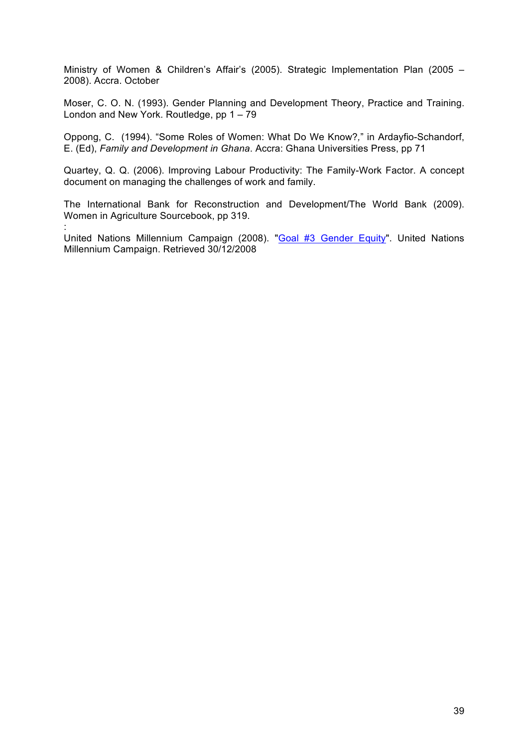Ministry of Women & Children's Affair's (2005). Strategic Implementation Plan (2005 – 2008). Accra. October

Moser, C. O. N. (1993). Gender Planning and Development Theory, Practice and Training. London and New York. Routledge, pp 1 – 79

Oppong, C. (1994). "Some Roles of Women: What Do We Know?," in Ardayfio-Schandorf, E. (Ed), *Family and Development in Ghana*. Accra: Ghana Universities Press, pp 71

Quartey, Q. Q. (2006). Improving Labour Productivity: The Family-Work Factor. A concept document on managing the challenges of work and family.

The International Bank for Reconstruction and Development/The World Bank (2009). Women in Agriculture Sourcebook, pp 319.
:
United Nations Millennium Campaign (2008). "Goal #3 Gender Equity". United Nations Millennium Campaign. Retrieved 30/12/2008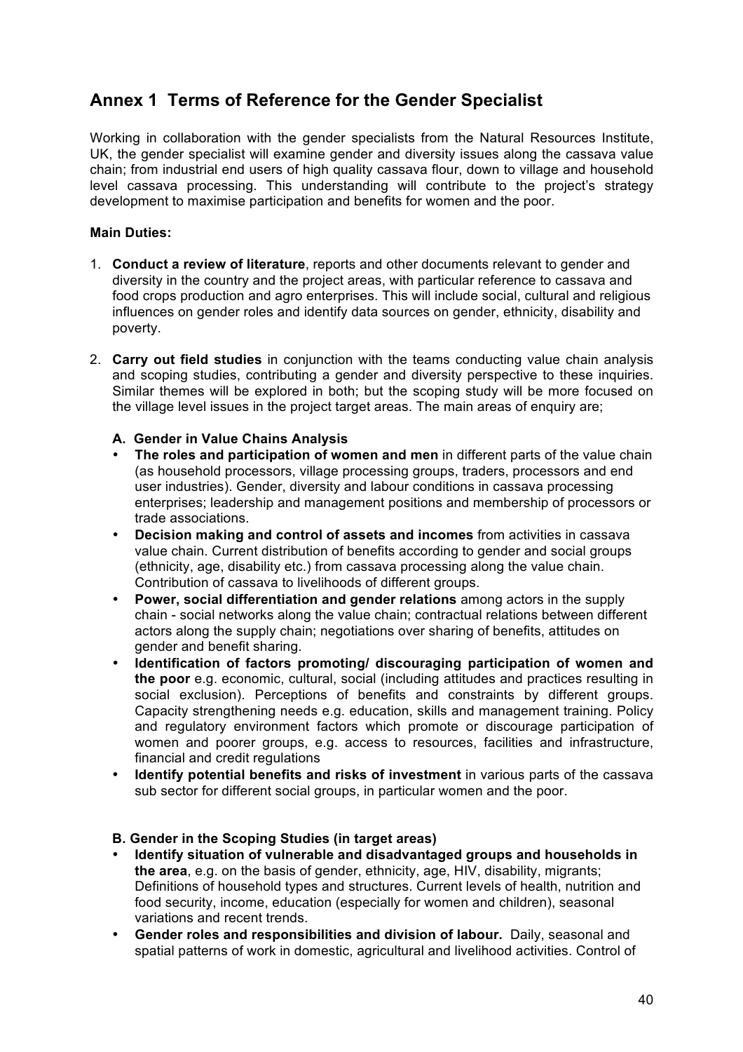## Annex 1 Terms of Reference for the Gender Specialist

Working in collaboration with the gender specialists from the Natural Resources Institute, UK, the gender specialist will examine gender and diversity issues along the cassava value chain; from industrial end users of high quality cassava flour, down to village and household level cassava processing. This understanding will contribute to the project's strategy development to maximise participation and benefits for women and the poor.

**Main Duties:**

1. **Conduct a review of literature**, reports and other documents relevant to gender and diversity in the country and the project areas, with particular reference to cassava and food crops production and agro enterprises. This will include social, cultural and religious influences on gender roles and identify data sources on gender, ethnicity, disability and poverty.

2. **Carry out field studies** in conjunction with the teams conducting value chain analysis and scoping studies, contributing a gender and diversity perspective to these inquiries. Similar themes will be explored in both; but the scoping study will be more focused on the village level issues in the project target areas. The main areas of enquiry are;

   **A. Gender in Value Chains Analysis**

   - **The roles and participation of women and men** in different parts of the value chain (as household processors, village processing groups, traders, processors and end user industries). Gender, diversity and labour conditions in cassava processing enterprises; leadership and management positions and membership of processors or trade associations.
   - **Decision making and control of assets and incomes** from activities in cassava value chain. Current distribution of benefits according to gender and social groups (ethnicity, age, disability etc.) from cassava processing along the value chain. Contribution of cassava to livelihoods of different groups.
   - **Power, social differentiation and gender relations** among actors in the supply chain - social networks along the value chain; contractual relations between different actors along the supply chain; negotiations over sharing of benefits, attitudes on gender and benefit sharing.
   - **Identification of factors promoting/ discouraging participation of women and the poor** e.g. economic, cultural, social (including attitudes and practices resulting in social exclusion). Perceptions of benefits and constraints by different groups. Capacity strengthening needs e.g. education, skills and management training. Policy and regulatory environment factors which promote or discourage participation of women and poorer groups, e.g. access to resources, facilities and infrastructure, financial and credit regulations
   - **Identify potential benefits and risks of investment** in various parts of the cassava sub sector for different social groups, in particular women and the poor.

   **B. Gender in the Scoping Studies (in target areas)**

   - **Identify situation of vulnerable and disadvantaged groups and households in the area**, e.g. on the basis of gender, ethnicity, age, HIV, disability, migrants; Definitions of household types and structures. Current levels of health, nutrition and food security, income, education (especially for women and children), seasonal variations and recent trends.
   - **Gender roles and responsibilities and division of labour.** Daily, seasonal and spatial patterns of work in domestic, agricultural and livelihood activities. Control of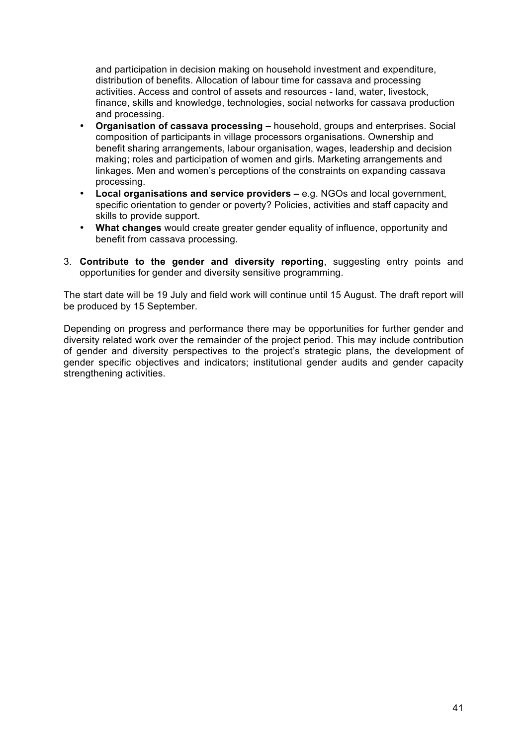and participation in decision making on household investment and expenditure, distribution of benefits. Allocation of labour time for cassava and processing activities. Access and control of assets and resources - land, water, livestock, finance, skills and knowledge, technologies, social networks for cassava production and processing.

- **Organisation of cassava processing –** household, groups and enterprises. Social composition of participants in village processors organisations. Ownership and benefit sharing arrangements, labour organisation, wages, leadership and decision making; roles and participation of women and girls. Marketing arrangements and linkages. Men and women's perceptions of the constraints on expanding cassava processing.
- **Local organisations and service providers –** e.g. NGOs and local government, specific orientation to gender or poverty? Policies, activities and staff capacity and skills to provide support.
- **What changes** would create greater gender equality of influence, opportunity and benefit from cassava processing.

3. **Contribute to the gender and diversity reporting**, suggesting entry points and opportunities for gender and diversity sensitive programming.

The start date will be 19 July and field work will continue until 15 August. The draft report will be produced by 15 September.

Depending on progress and performance there may be opportunities for further gender and diversity related work over the remainder of the project period. This may include contribution of gender and diversity perspectives to the project's strategic plans, the development of gender specific objectives and indicators; institutional gender audits and gender capacity strengthening activities.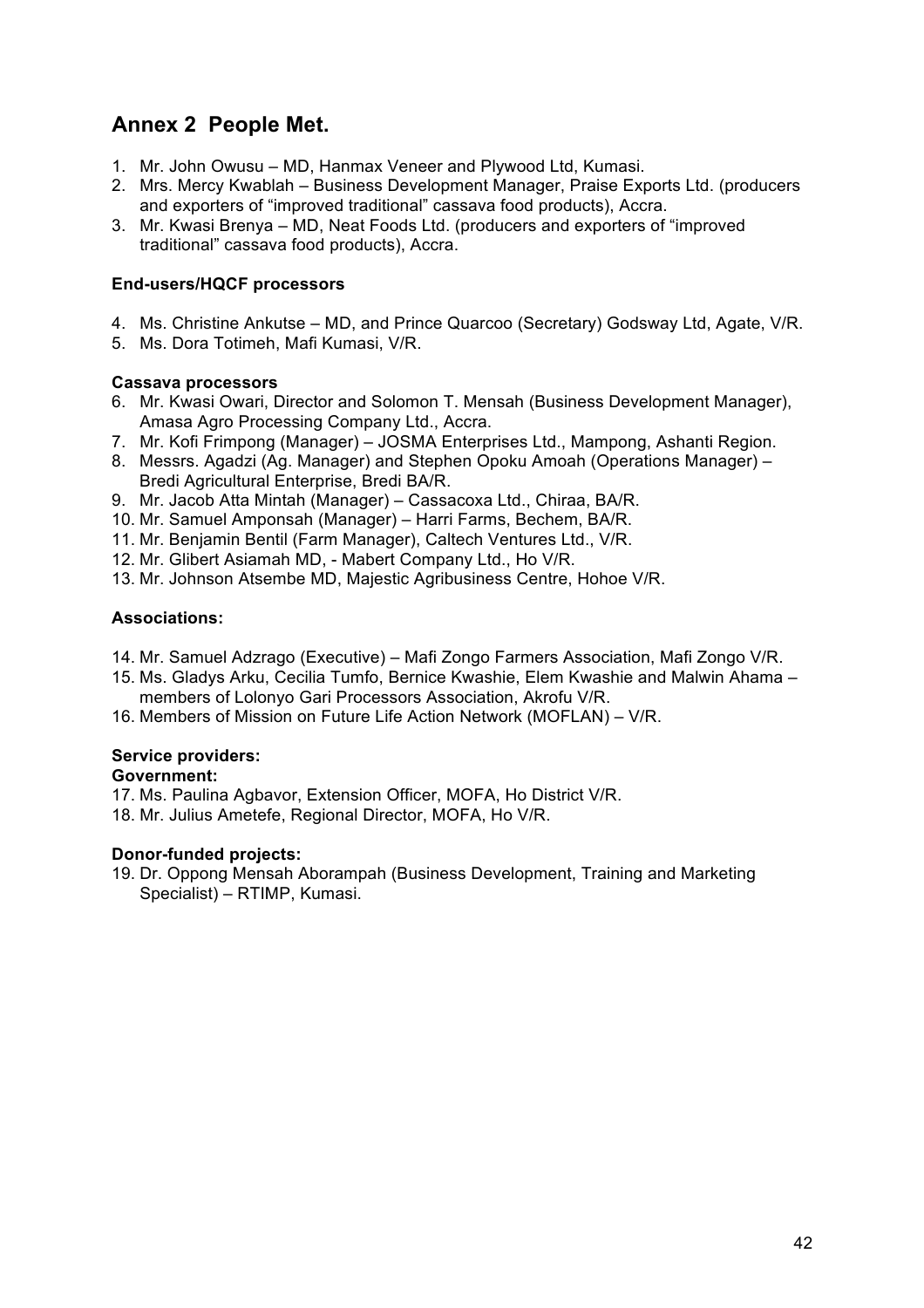## Annex 2 People Met.

1. Mr. John Owusu – MD, Hanmax Veneer and Plywood Ltd, Kumasi.
2. Mrs. Mercy Kwablah – Business Development Manager, Praise Exports Ltd. (producers and exporters of "improved traditional" cassava food products), Accra.
3. Mr. Kwasi Brenya – MD, Neat Foods Ltd. (producers and exporters of "improved traditional" cassava food products), Accra.

**End-users/HQCF processors**

4. Ms. Christine Ankutse – MD, and Prince Quarcoo (Secretary) Godsway Ltd, Agate, V/R.
5. Ms. Dora Totimeh, Mafi Kumasi, V/R.

**Cassava processors**

6. Mr. Kwasi Owari, Director and Solomon T. Mensah (Business Development Manager), Amasa Agro Processing Company Ltd., Accra.
7. Mr. Kofi Frimpong (Manager) – JOSMA Enterprises Ltd., Mampong, Ashanti Region.
8. Messrs. Agadzi (Ag. Manager) and Stephen Opoku Amoah (Operations Manager) – Bredi Agricultural Enterprise, Bredi BA/R.
9. Mr. Jacob Atta Mintah (Manager) – Cassacoxa Ltd., Chiraa, BA/R.
10. Mr. Samuel Amponsah (Manager) – Harri Farms, Bechem, BA/R.
11. Mr. Benjamin Bentil (Farm Manager), Caltech Ventures Ltd., V/R.
12. Mr. Glibert Asiamah MD, - Mabert Company Ltd., Ho V/R.
13. Mr. Johnson Atsembe MD, Majestic Agribusiness Centre, Hohoe V/R.

**Associations:**

14. Mr. Samuel Adzrago (Executive) – Mafi Zongo Farmers Association, Mafi Zongo V/R.
15. Ms. Gladys Arku, Cecilia Tumfo, Bernice Kwashie, Elem Kwashie and Malwin Ahama – members of Lolonyo Gari Processors Association, Akrofu V/R.
16. Members of Mission on Future Life Action Network (MOFLAN) – V/R.

**Service providers:**

**Government:**

17. Ms. Paulina Agbavor, Extension Officer, MOFA, Ho District V/R.
18. Mr. Julius Ametefe, Regional Director, MOFA, Ho V/R.

**Donor-funded projects:**

19. Dr. Oppong Mensah Aborampah (Business Development, Training and Marketing Specialist) – RTIMP, Kumasi.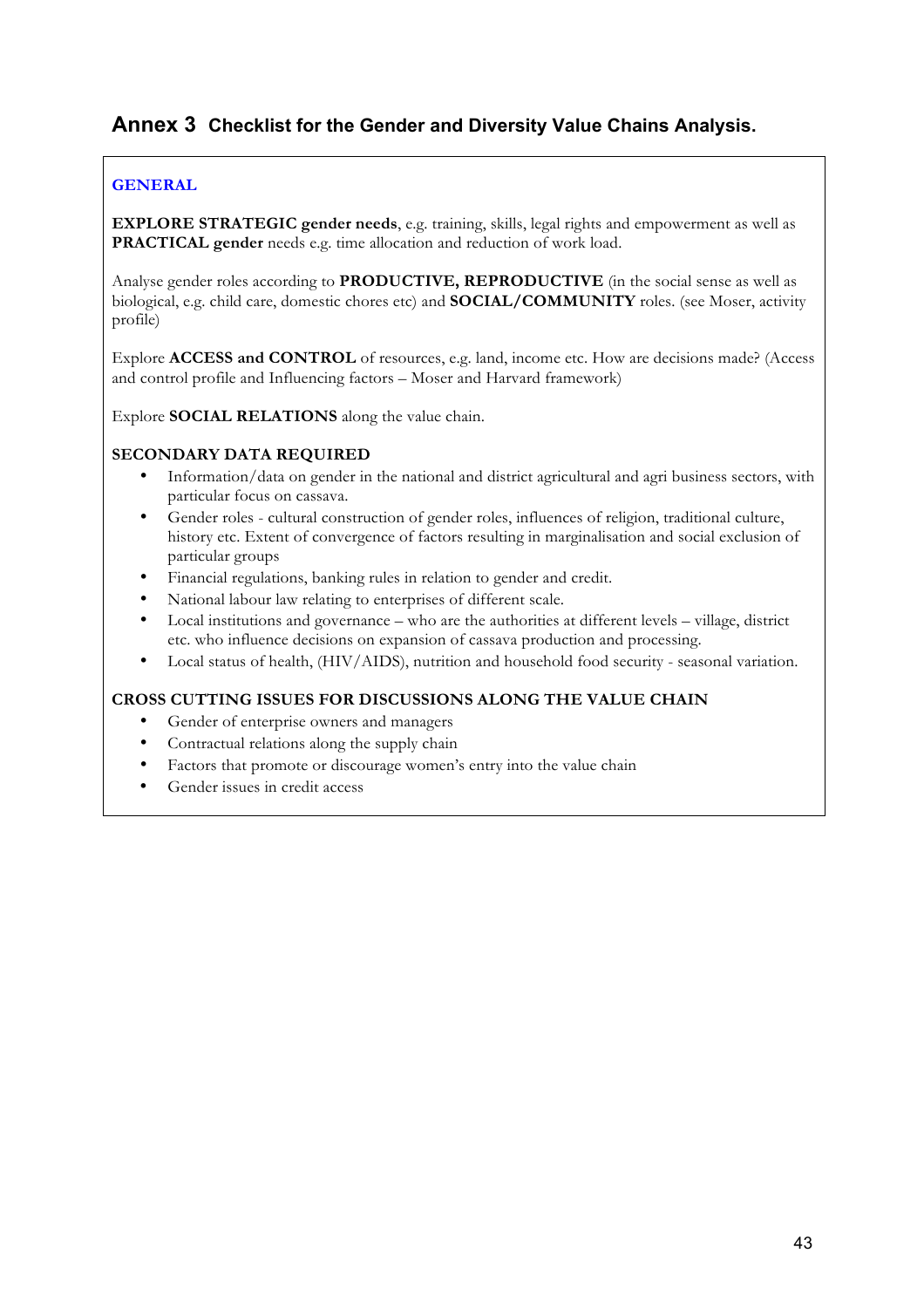# Annex 3 Checklist for the Gender and Diversity Value Chains Analysis.

### GENERAL

**EXPLORE STRATEGIC gender needs**, e.g. training, skills, legal rights and empowerment as well as **PRACTICAL gender** needs e.g. time allocation and reduction of work load.

Analyse gender roles according to **PRODUCTIVE, REPRODUCTIVE** (in the social sense as well as biological, e.g. child care, domestic chores etc) and **SOCIAL/COMMUNITY** roles. (see Moser, activity profile)

Explore **ACCESS and CONTROL** of resources, e.g. land, income etc. How are decisions made? (Access and control profile and Influencing factors – Moser and Harvard framework)

Explore **SOCIAL RELATIONS** along the value chain.

**SECONDARY DATA REQUIRED**

- Information/data on gender in the national and district agricultural and agri business sectors, with particular focus on cassava.
- Gender roles - cultural construction of gender roles, influences of religion, traditional culture, history etc. Extent of convergence of factors resulting in marginalisation and social exclusion of particular groups
- Financial regulations, banking rules in relation to gender and credit.
- National labour law relating to enterprises of different scale.
- Local institutions and governance – who are the authorities at different levels – village, district etc. who influence decisions on expansion of cassava production and processing.
- Local status of health, (HIV/AIDS), nutrition and household food security - seasonal variation.

**CROSS CUTTING ISSUES FOR DISCUSSIONS ALONG THE VALUE CHAIN**

- Gender of enterprise owners and managers
- Contractual relations along the supply chain
- Factors that promote or discourage women's entry into the value chain
- Gender issues in credit access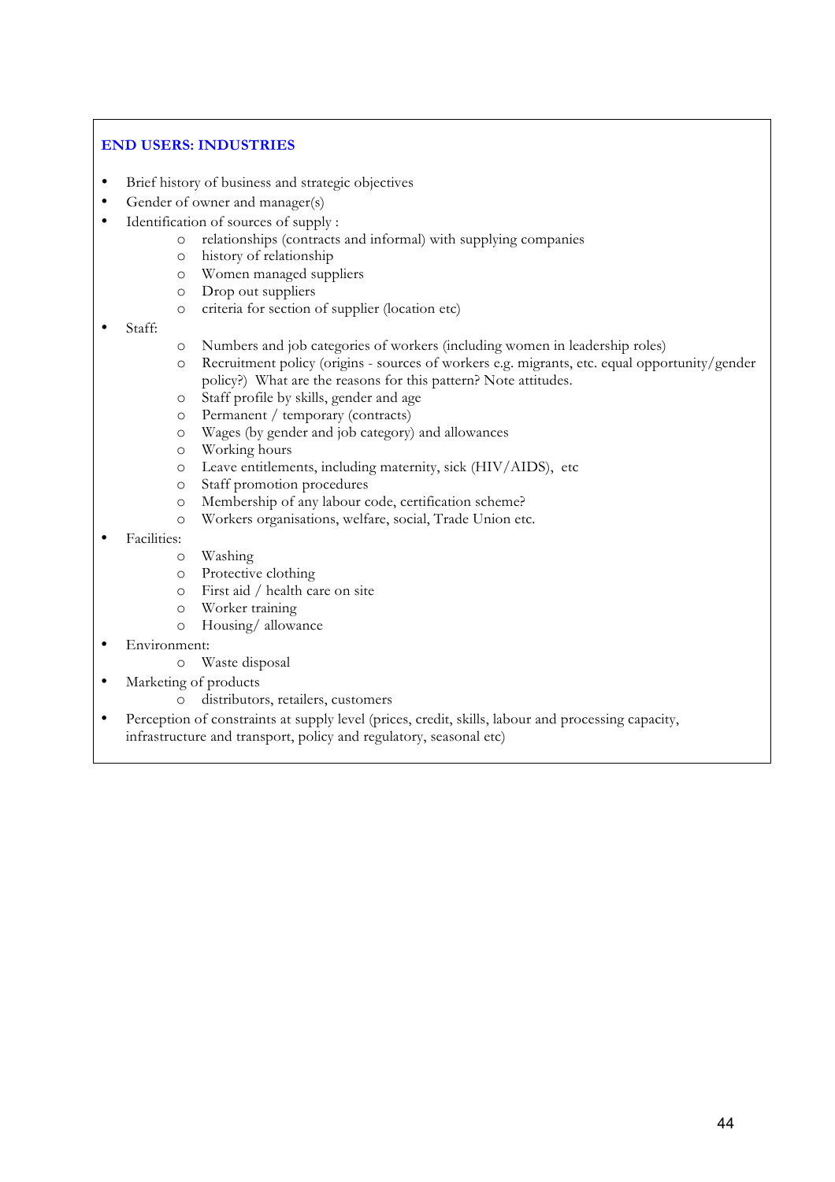### END USERS: INDUSTRIES

- Brief history of business and strategic objectives
- Gender of owner and manager(s)
- Identification of sources of supply :
  - relationships (contracts and informal) with supplying companies
  - history of relationship
  - Women managed suppliers
  - Drop out suppliers
  - criteria for section of supplier (location etc)
- Staff:
  - Numbers and job categories of workers (including women in leadership roles)
  - Recruitment policy (origins - sources of workers e.g. migrants, etc. equal opportunity/gender policy?) What are the reasons for this pattern? Note attitudes.
  - Staff profile by skills, gender and age
  - Permanent / temporary (contracts)
  - Wages (by gender and job category) and allowances
  - Working hours
  - Leave entitlements, including maternity, sick (HIV/AIDS), etc
  - Staff promotion procedures
  - Membership of any labour code, certification scheme?
  - Workers organisations, welfare, social, Trade Union etc.
- Facilities:
  - Washing
  - Protective clothing
  - First aid / health care on site
  - Worker training
  - Housing/ allowance
- Environment:
  - Waste disposal
- Marketing of products
  - distributors, retailers, customers
- Perception of constraints at supply level (prices, credit, skills, labour and processing capacity, infrastructure and transport, policy and regulatory, seasonal etc)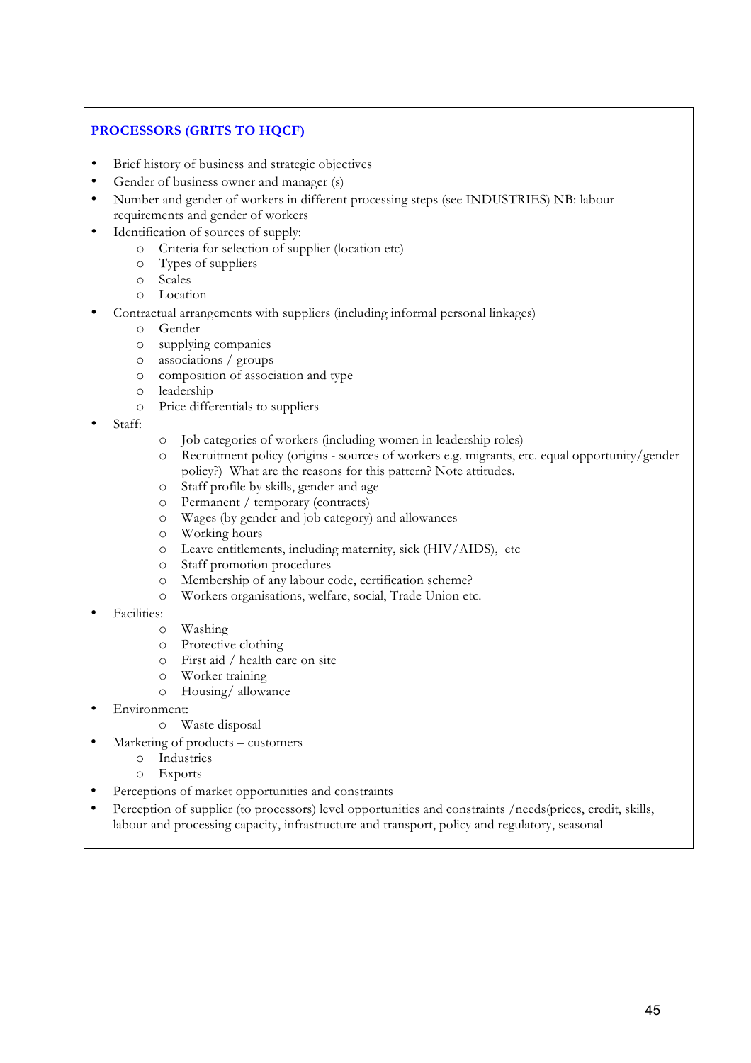**PROCESSORS (GRITS TO HQCF)**

- Brief history of business and strategic objectives
- Gender of business owner and manager (s)
- Number and gender of workers in different processing steps (see INDUSTRIES) NB: labour requirements and gender of workers
- Identification of sources of supply:
    - Criteria for selection of supplier (location etc)
    - Types of suppliers
    - Scales
    - Location
- Contractual arrangements with suppliers (including informal personal linkages)
    - Gender
    - supplying companies
    - associations / groups
    - composition of association and type
    - leadership
    - Price differentials to suppliers
- Staff:
    - Job categories of workers (including women in leadership roles)
    - Recruitment policy (origins - sources of workers e.g. migrants, etc. equal opportunity/gender policy?) What are the reasons for this pattern? Note attitudes.
    - Staff profile by skills, gender and age
    - Permanent / temporary (contracts)
    - Wages (by gender and job category) and allowances
    - Working hours
    - Leave entitlements, including maternity, sick (HIV/AIDS), etc
    - Staff promotion procedures
    - Membership of any labour code, certification scheme?
    - Workers organisations, welfare, social, Trade Union etc.
- Facilities:
    - Washing
    - Protective clothing
    - First aid / health care on site
    - Worker training
    - Housing/ allowance
- Environment:
    - Waste disposal
- Marketing of products – customers
    - Industries
    - Exports
- Perceptions of market opportunities and constraints
- Perception of supplier (to processors) level opportunities and constraints /needs(prices, credit, skills, labour and processing capacity, infrastructure and transport, policy and regulatory, seasonal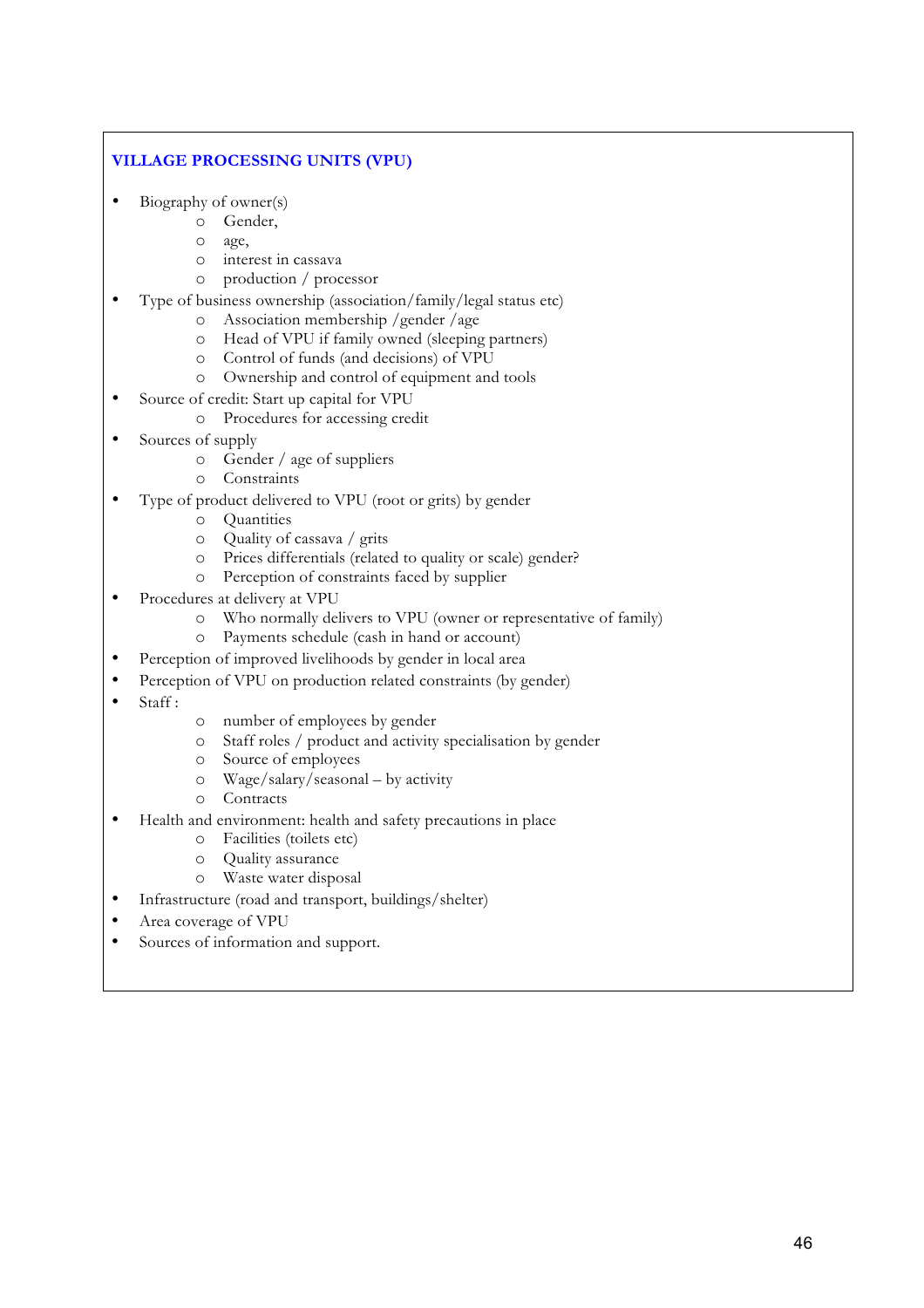## VILLAGE PROCESSING UNITS (VPU)

- Biography of owner(s)
    - Gender,
    - age,
    - interest in cassava
    - production / processor
- Type of business ownership (association/family/legal status etc)
    - Association membership /gender /age
    - Head of VPU if family owned (sleeping partners)
    - Control of funds (and decisions) of VPU
    - Ownership and control of equipment and tools
- Source of credit: Start up capital for VPU
    - Procedures for accessing credit
- Sources of supply
    - Gender / age of suppliers
    - Constraints
- Type of product delivered to VPU (root or grits) by gender
    - Quantities
    - Quality of cassava / grits
    - Prices differentials (related to quality or scale) gender?
    - Perception of constraints faced by supplier
- Procedures at delivery at VPU
    - Who normally delivers to VPU (owner or representative of family)
    - Payments schedule (cash in hand or account)
- Perception of improved livelihoods by gender in local area
- Perception of VPU on production related constraints (by gender)
- Staff :
    - number of employees by gender
    - Staff roles / product and activity specialisation by gender
    - Source of employees
    - Wage/salary/seasonal – by activity
    - Contracts
- Health and environment: health and safety precautions in place
    - Facilities (toilets etc)
    - Quality assurance
    - Waste water disposal
- Infrastructure (road and transport, buildings/shelter)
- Area coverage of VPU
- Sources of information and support.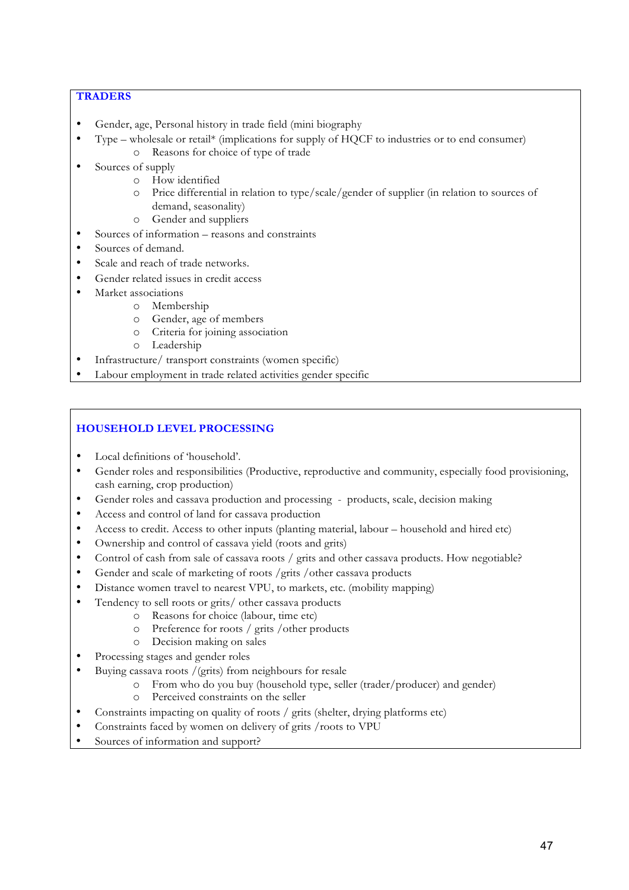## TRADERS

- Gender, age, Personal history in trade field (mini biography
- Type – wholesale or retail* (implications for supply of HQCF to industries or to end consumer)
  - Reasons for choice of type of trade
- Sources of supply
  - How identified
  - Price differential in relation to type/scale/gender of supplier (in relation to sources of demand, seasonality)
  - Gender and suppliers
- Sources of information – reasons and constraints
- Sources of demand.
- Scale and reach of trade networks.
- Gender related issues in credit access
- Market associations
  - Membership
  - Gender, age of members
  - Criteria for joining association
  - Leadership
- Infrastructure/ transport constraints (women specific)
- Labour employment in trade related activities gender specific

## HOUSEHOLD LEVEL PROCESSING

- Local definitions of 'household'.
- Gender roles and responsibilities (Productive, reproductive and community, especially food provisioning, cash earning, crop production)
- Gender roles and cassava production and processing - products, scale, decision making
- Access and control of land for cassava production
- Access to credit. Access to other inputs (planting material, labour – household and hired etc)
- Ownership and control of cassava yield (roots and grits)
- Control of cash from sale of cassava roots / grits and other cassava products. How negotiable?
- Gender and scale of marketing of roots /grits /other cassava products
- Distance women travel to nearest VPU, to markets, etc. (mobility mapping)
- Tendency to sell roots or grits/ other cassava products
  - Reasons for choice (labour, time etc)
  - Preference for roots / grits /other products
  - Decision making on sales
- Processing stages and gender roles
- Buying cassava roots /(grits) from neighbours for resale
  - From who do you buy (household type, seller (trader/producer) and gender)
  - Perceived constraints on the seller
- Constraints impacting on quality of roots / grits (shelter, drying platforms etc)
- Constraints faced by women on delivery of grits /roots to VPU
- Sources of information and support?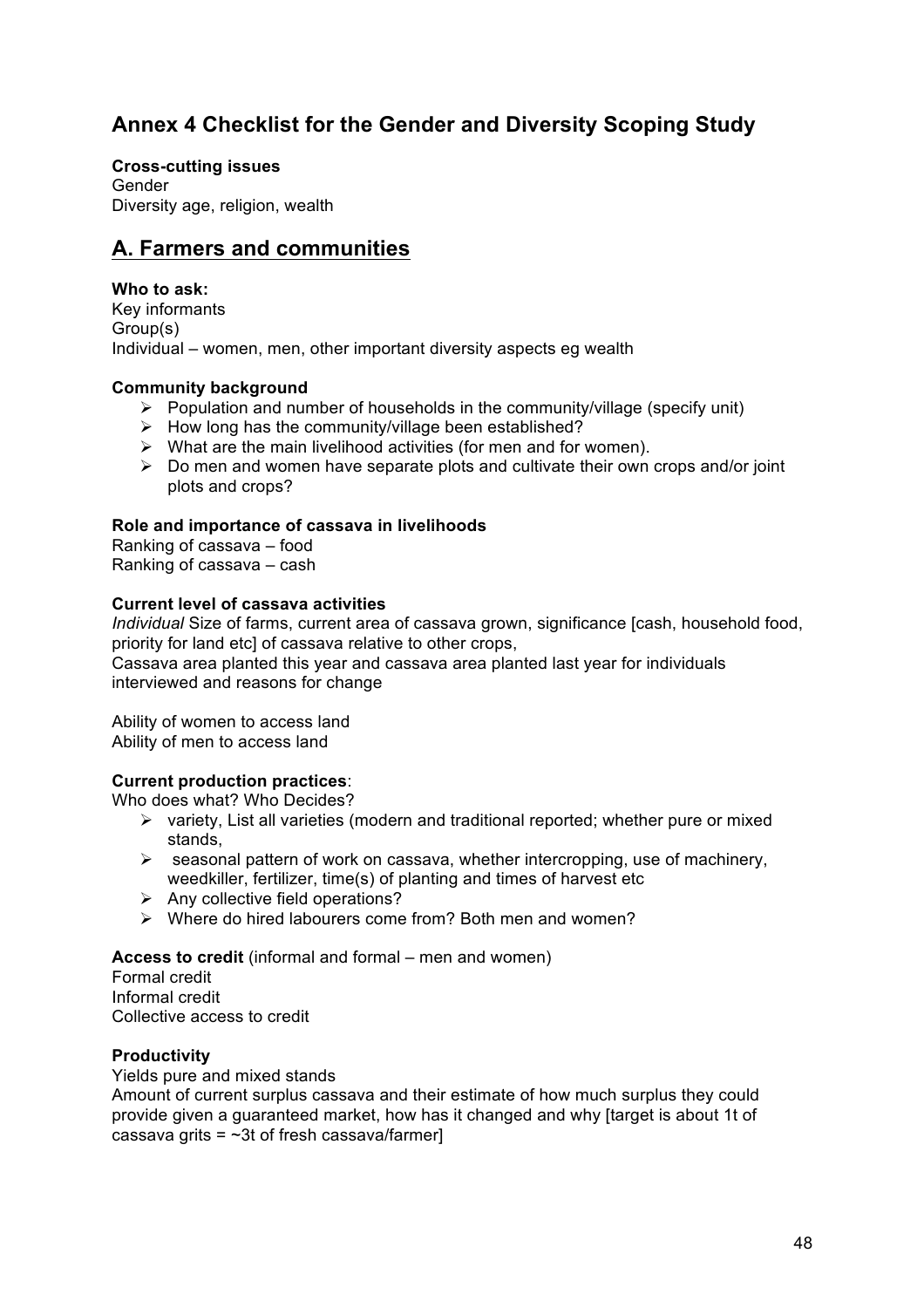# Annex 4 Checklist for the Gender and Diversity Scoping Study

**Cross-cutting issues**
Gender
Diversity age, religion, wealth

## A. Farmers and communities

**Who to ask:**
Key informants
Group(s)
Individual – women, men, other important diversity aspects eg wealth

**Community background**

- Population and number of households in the community/village (specify unit)
- How long has the community/village been established?
- What are the main livelihood activities (for men and for women).
- Do men and women have separate plots and cultivate their own crops and/or joint plots and crops?

**Role and importance of cassava in livelihoods**
Ranking of cassava – food
Ranking of cassava – cash

**Current level of cassava activities**
*Individual* Size of farms, current area of cassava grown, significance [cash, household food, priority for land etc] of cassava relative to other crops,
Cassava area planted this year and cassava area planted last year for individuals interviewed and reasons for change

Ability of women to access land
Ability of men to access land

**Current production practices**:
Who does what? Who Decides?

- variety, List all varieties (modern and traditional reported; whether pure or mixed stands,
- seasonal pattern of work on cassava, whether intercropping, use of machinery, weedkiller, fertilizer, time(s) of planting and times of harvest etc
- Any collective field operations?
- Where do hired labourers come from? Both men and women?

**Access to credit** (informal and formal – men and women)
Formal credit
Informal credit
Collective access to credit

**Productivity**
Yields pure and mixed stands
Amount of current surplus cassava and their estimate of how much surplus they could provide given a guaranteed market, how has it changed and why [target is about 1t of cassava grits = ~3t of fresh cassava/farmer]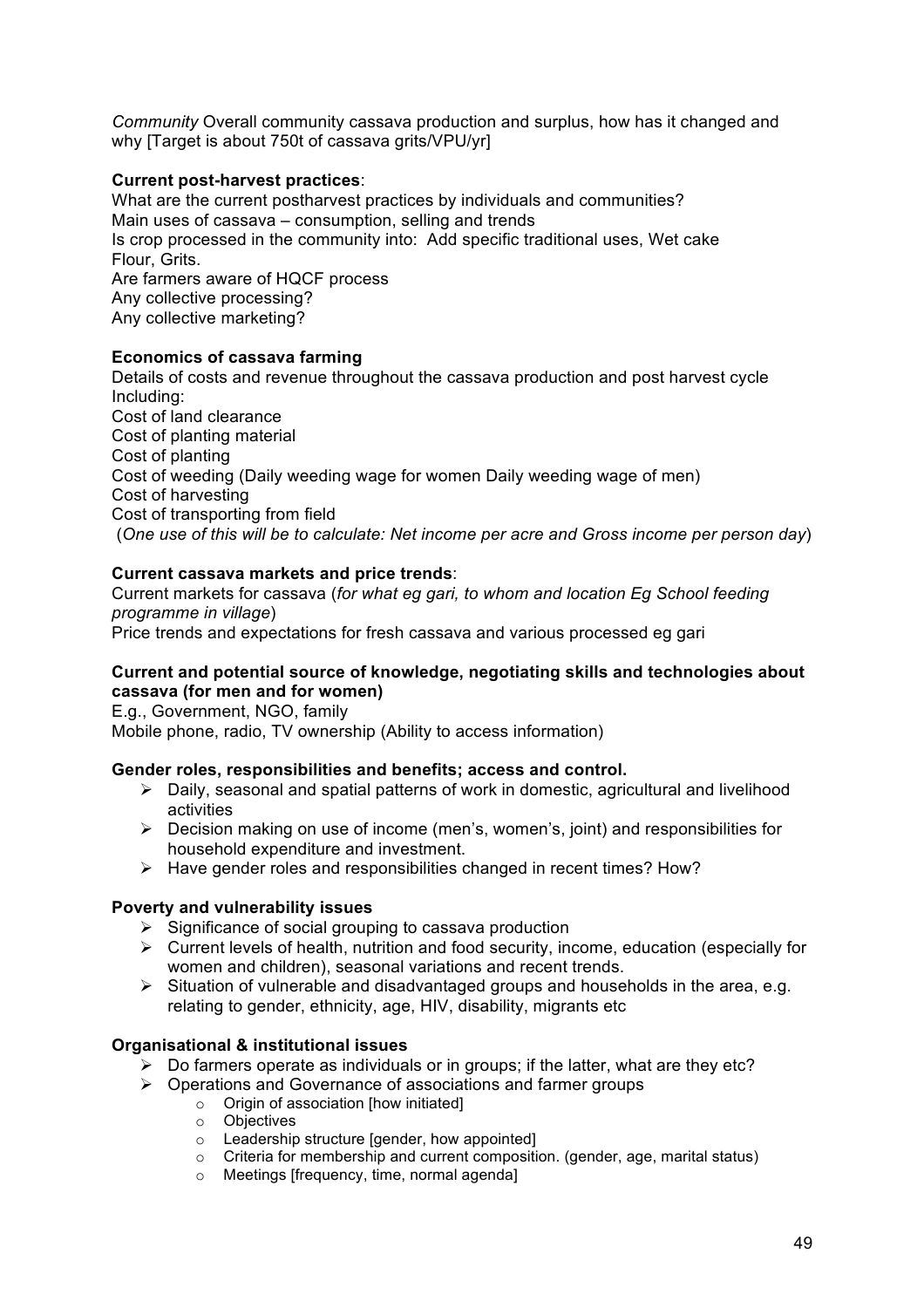*Community* Overall community cassava production and surplus, how has it changed and why [Target is about 750t of cassava grits/VPU/yr]

**Current post-harvest practices**:

What are the current postharvest practices by individuals and communities?
Main uses of cassava – consumption, selling and trends
Is crop processed in the community into: Add specific traditional uses, Wet cake Flour, Grits.
Are farmers aware of HQCF process
Any collective processing?
Any collective marketing?

**Economics of cassava farming**

Details of costs and revenue throughout the cassava production and post harvest cycle Including:
Cost of land clearance
Cost of planting material
Cost of planting
Cost of weeding (Daily weeding wage for women Daily weeding wage of men)
Cost of harvesting
Cost of transporting from field
(*One use of this will be to calculate: Net income per acre and Gross income per person day*)

**Current cassava markets and price trends**:

Current markets for cassava (*for what eg gari, to whom and location Eg School feeding programme in village*)
Price trends and expectations for fresh cassava and various processed eg gari

**Current and potential source of knowledge, negotiating skills and technologies about cassava (for men and for women)**

E.g., Government, NGO, family
Mobile phone, radio, TV ownership (Ability to access information)

**Gender roles, responsibilities and benefits; access and control.**

- Daily, seasonal and spatial patterns of work in domestic, agricultural and livelihood activities
- Decision making on use of income (men's, women's, joint) and responsibilities for household expenditure and investment.
- Have gender roles and responsibilities changed in recent times? How?

**Poverty and vulnerability issues**

- Significance of social grouping to cassava production
- Current levels of health, nutrition and food security, income, education (especially for women and children), seasonal variations and recent trends.
- Situation of vulnerable and disadvantaged groups and households in the area, e.g. relating to gender, ethnicity, age, HIV, disability, migrants etc

**Organisational & institutional issues**

- Do farmers operate as individuals or in groups; if the latter, what are they etc?
- Operations and Governance of associations and farmer groups
    - Origin of association [how initiated]
    - Objectives
    - Leadership structure [gender, how appointed]
    - Criteria for membership and current composition. (gender, age, marital status)
    - Meetings [frequency, time, normal agenda]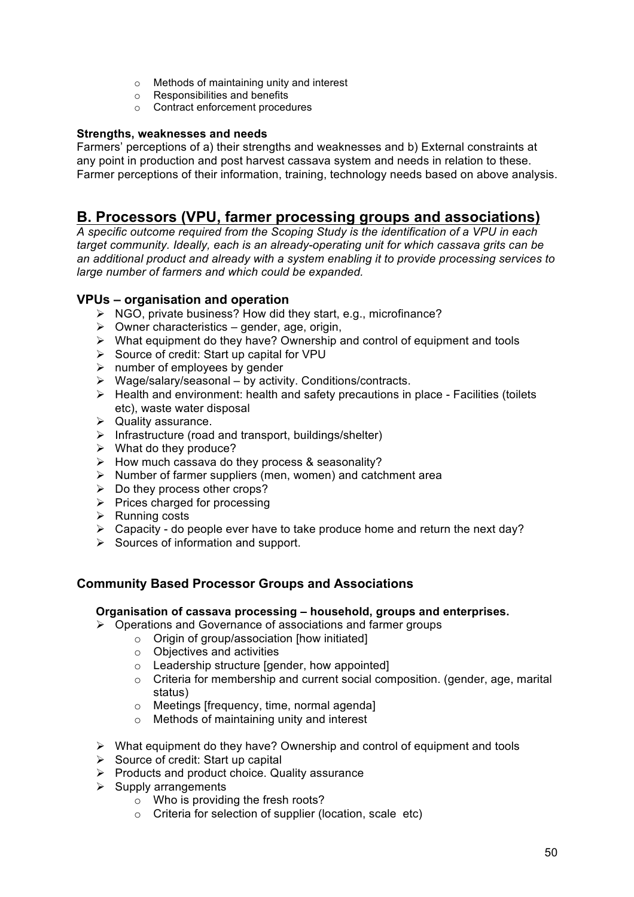- Methods of maintaining unity and interest
  - Responsibilities and benefits
  - Contract enforcement procedures

**Strengths, weaknesses and needs**

Farmers' perceptions of a) their strengths and weaknesses and b) External constraints at any point in production and post harvest cassava system and needs in relation to these. Farmer perceptions of their information, training, technology needs based on above analysis.

## B. Processors (VPU, farmer processing groups and associations)

*A specific outcome required from the Scoping Study is the identification of a VPU in each target community. Ideally, each is an already-operating unit for which cassava grits can be an additional product and already with a system enabling it to provide processing services to large number of farmers and which could be expanded.*

### VPUs – organisation and operation

- NGO, private business? How did they start, e.g., microfinance?
- Owner characteristics – gender, age, origin,
- What equipment do they have? Ownership and control of equipment and tools
- Source of credit: Start up capital for VPU
- number of employees by gender
- Wage/salary/seasonal – by activity. Conditions/contracts.
- Health and environment: health and safety precautions in place - Facilities (toilets etc), waste water disposal
- Quality assurance.
- Infrastructure (road and transport, buildings/shelter)
- What do they produce?
- How much cassava do they process & seasonality?
- Number of farmer suppliers (men, women) and catchment area
- Do they process other crops?
- Prices charged for processing
- Running costs
- Capacity - do people ever have to take produce home and return the next day?
- Sources of information and support.

### Community Based Processor Groups and Associations

**Organisation of cassava processing – household, groups and enterprises.**

- Operations and Governance of associations and farmer groups
  - Origin of group/association [how initiated]
  - Objectives and activities
  - Leadership structure [gender, how appointed]
  - Criteria for membership and current social composition. (gender, age, marital status)
  - Meetings [frequency, time, normal agenda]
  - Methods of maintaining unity and interest

- What equipment do they have? Ownership and control of equipment and tools
- Source of credit: Start up capital
- Products and product choice. Quality assurance
- Supply arrangements
  - Who is providing the fresh roots?
  - Criteria for selection of supplier (location, scale etc)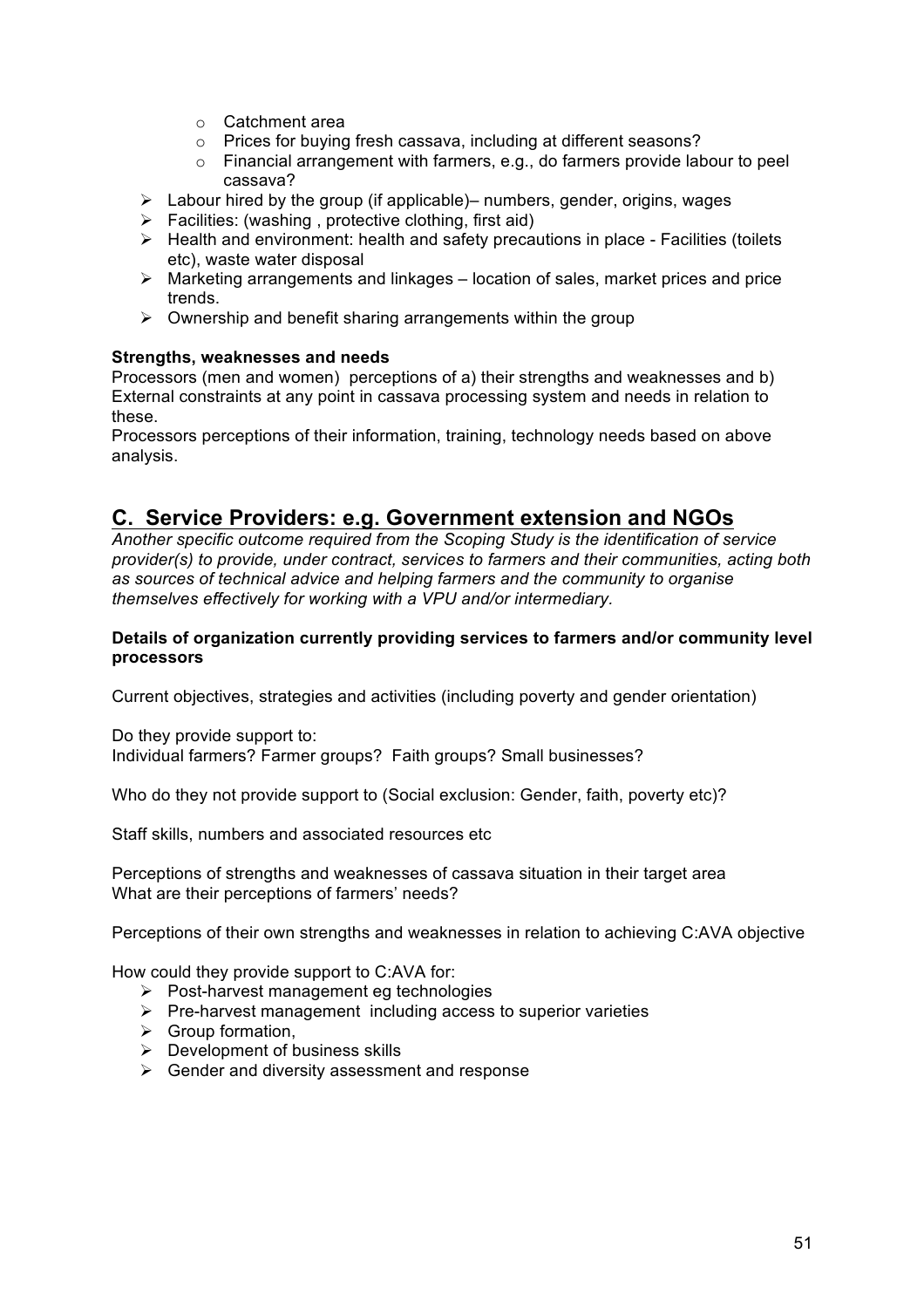- Catchment area
    - Prices for buying fresh cassava, including at different seasons?
    - Financial arrangement with farmers, e.g., do farmers provide labour to peel cassava?
- Labour hired by the group (if applicable)– numbers, gender, origins, wages
- Facilities: (washing , protective clothing, first aid)
- Health and environment: health and safety precautions in place - Facilities (toilets etc), waste water disposal
- Marketing arrangements and linkages – location of sales, market prices and price trends.
- Ownership and benefit sharing arrangements within the group

**Strengths, weaknesses and needs**

Processors (men and women) perceptions of a) their strengths and weaknesses and b) External constraints at any point in cassava processing system and needs in relation to these.

Processors perceptions of their information, training, technology needs based on above analysis.

## C. Service Providers: e.g. Government extension and NGOs

*Another specific outcome required from the Scoping Study is the identification of service provider(s) to provide, under contract, services to farmers and their communities, acting both as sources of technical advice and helping farmers and the community to organise themselves effectively for working with a VPU and/or intermediary.*

**Details of organization currently providing services to farmers and/or community level processors**

Current objectives, strategies and activities (including poverty and gender orientation)

Do they provide support to:
Individual farmers? Farmer groups? Faith groups? Small businesses?

Who do they not provide support to (Social exclusion: Gender, faith, poverty etc)?

Staff skills, numbers and associated resources etc

Perceptions of strengths and weaknesses of cassava situation in their target area
What are their perceptions of farmers' needs?

Perceptions of their own strengths and weaknesses in relation to achieving C:AVA objective

How could they provide support to C:AVA for:

- Post-harvest management eg technologies
- Pre-harvest management including access to superior varieties
- Group formation,
- Development of business skills
- Gender and diversity assessment and response